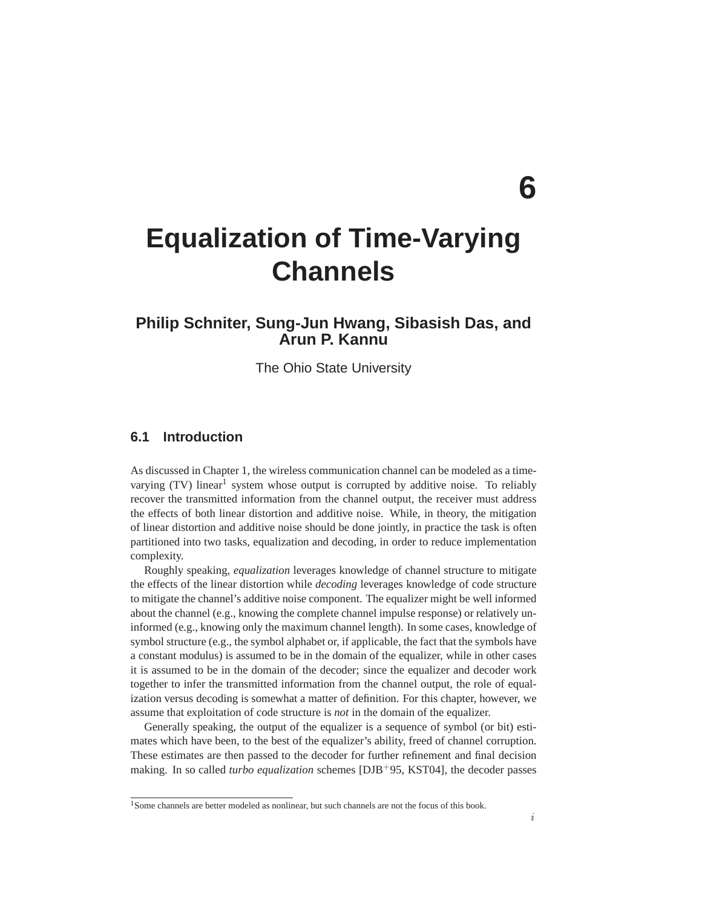# 6

# Equalization of Time-Varying Channels

**Philip Schniter, Sung-Jun Hwang, Sibasish Das, and Arun P. Kannu**

The Ohio State University

## 6.1 Introduction

As discussed in Chapter 1, the wireless communication channel can be modeled as a time-varying (TV) linear[1] system whose output is corrupted by additive noise. To reliably recover the transmitted information from the channel output, the receiver must address the effects of both linear distortion and additive noise. While, in theory, the mitigation of linear distortion and additive noise should be done jointly, in practice the task is often partitioned into two tasks, equalization and decoding, in order to reduce implementation complexity.

Roughly speaking, *equalization* leverages knowledge of channel structure to mitigate the effects of the linear distortion while *decoding* leverages knowledge of code structure to mitigate the channel's additive noise component. The equalizer might be well informed about the channel (e.g., knowing the complete channel impulse response) or relatively uninformed (e.g., knowing only the maximum channel length). In some cases, knowledge of symbol structure (e.g., the symbol alphabet or, if applicable, the fact that the symbols have a constant modulus) is assumed to be in the domain of the equalizer, while in other cases it is assumed to be in the domain of the decoder; since the equalizer and decoder work together to infer the transmitted information from the channel output, the role of equalization versus decoding is somewhat a matter of definition. For this chapter, however, we assume that exploitation of code structure is *not* in the domain of the equalizer.

Generally speaking, the output of the equalizer is a sequence of symbol (or bit) estimates which have been, to the best of the equalizer's ability, freed of channel corruption. These estimates are then passed to the decoder for further refinement and final decision making. In so called *turbo equalization* schemes [DJB$^+$95, KST04], the decoder passes

[1] Some channels are better modeled as nonlinear, but such channels are not the focus of this book.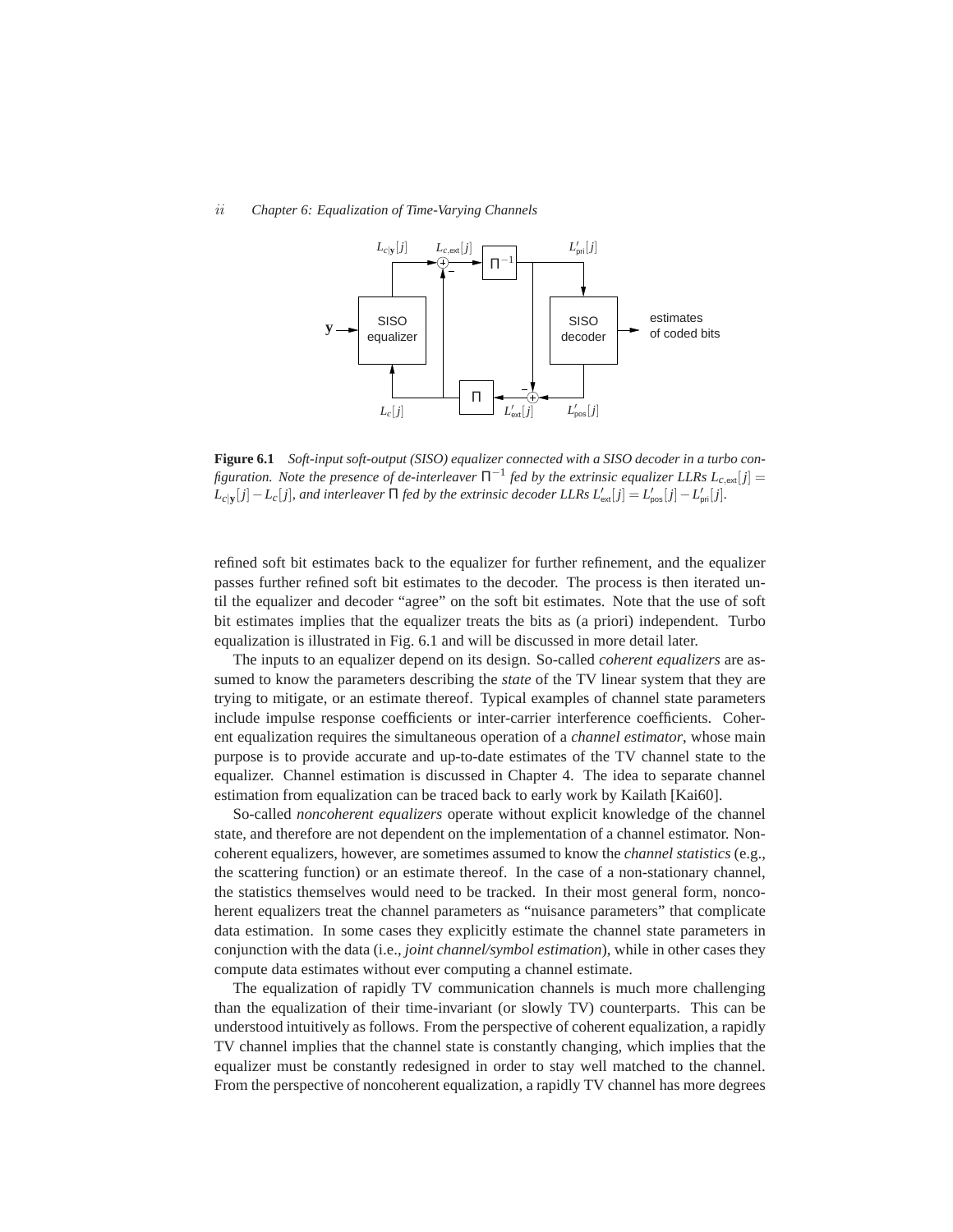**Figure 6.1** *Soft-input soft-output (SISO) equalizer connected with a SISO decoder in a turbo configuration. Note the presence of de-interleaver $\Pi^{-1}$ fed by the extrinsic equalizer LLRs $L_{c,\text{ext}}[j] = L_{c|\mathbf{y}}[j] - L_c[j]$, and interleaver $\Pi$ fed by the extrinsic decoder LLRs $L'_{\text{ext}}[j] = L'_{\text{pos}}[j] - L'_{\text{pri}}[j]$.*

refined soft bit estimates back to the equalizer for further refinement, and the equalizer passes further refined soft bit estimates to the decoder. The process is then iterated until the equalizer and decoder "agree" on the soft bit estimates. Note that the use of soft bit estimates implies that the equalizer treats the bits as (a priori) independent. Turbo equalization is illustrated in Fig. 6.1 and will be discussed in more detail later.

The inputs to an equalizer depend on its design. So-called *coherent equalizers* are assumed to know the parameters describing the *state* of the TV linear system that they are trying to mitigate, or an estimate thereof. Typical examples of channel state parameters include impulse response coefficients or inter-carrier interference coefficients. Coherent equalization requires the simultaneous operation of a *channel estimator*, whose main purpose is to provide accurate and up-to-date estimates of the TV channel state to the equalizer. Channel estimation is discussed in Chapter 4. The idea to separate channel estimation from equalization can be traced back to early work by Kailath [Kai60].

So-called *noncoherent equalizers* operate without explicit knowledge of the channel state, and therefore are not dependent on the implementation of a channel estimator. Noncoherent equalizers, however, are sometimes assumed to know the *channel statistics* (e.g., the scattering function) or an estimate thereof. In the case of a non-stationary channel, the statistics themselves would need to be tracked. In their most general form, noncoherent equalizers treat the channel parameters as "nuisance parameters" that complicate data estimation. In some cases they explicitly estimate the channel state parameters in conjunction with the data (i.e., *joint channel/symbol estimation*), while in other cases they compute data estimates without ever computing a channel estimate.

The equalization of rapidly TV communication channels is much more challenging than the equalization of their time-invariant (or slowly TV) counterparts. This can be understood intuitively as follows. From the perspective of coherent equalization, a rapidly TV channel implies that the channel state is constantly changing, which implies that the equalizer must be constantly redesigned in order to stay well matched to the channel. From the perspective of noncoherent equalization, a rapidly TV channel has more degrees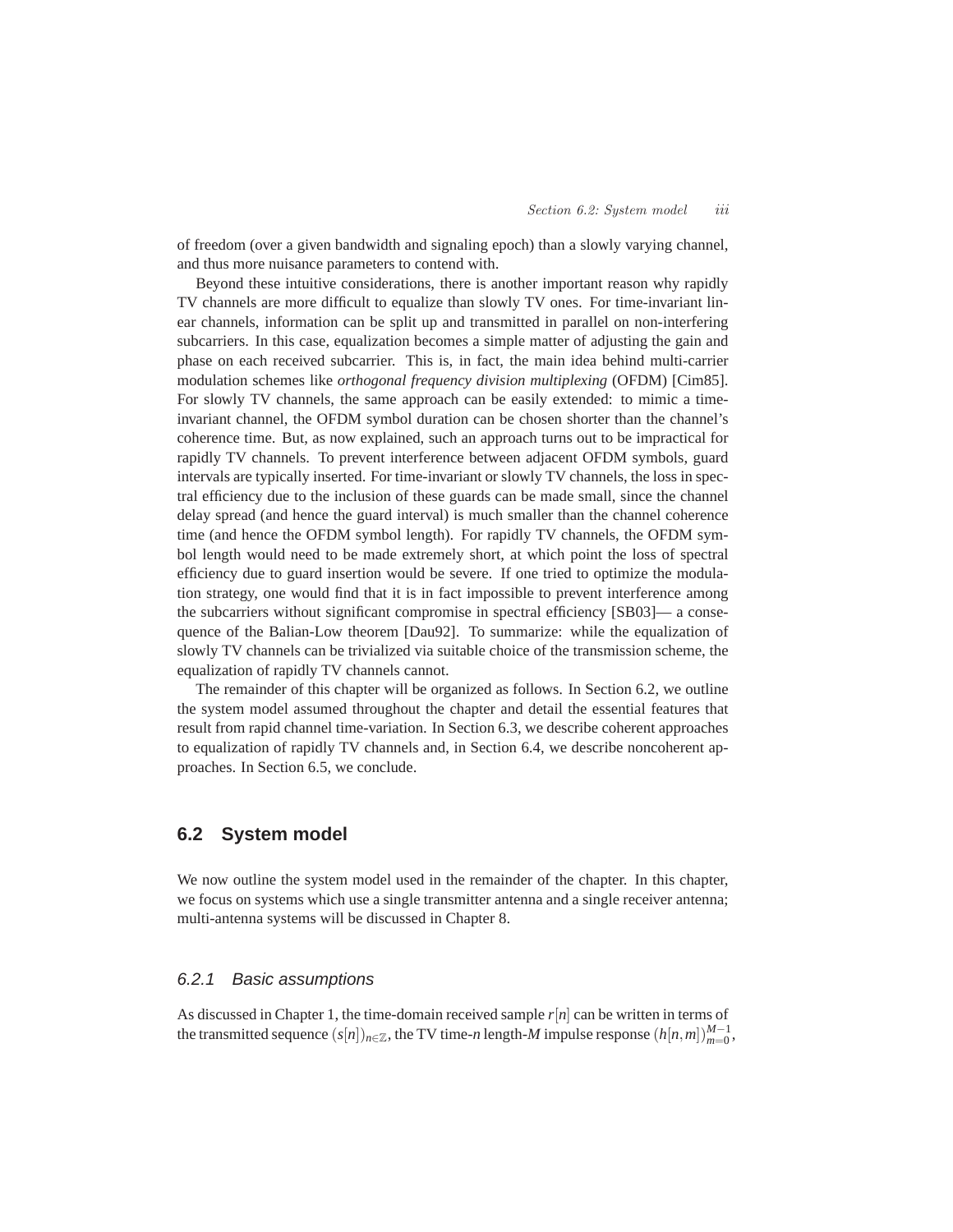of freedom (over a given bandwidth and signaling epoch) than a slowly varying channel, and thus more nuisance parameters to contend with.

Beyond these intuitive considerations, there is another important reason why rapidly TV channels are more difficult to equalize than slowly TV ones. For time-invariant linear channels, information can be split up and transmitted in parallel on non-interfering subcarriers. In this case, equalization becomes a simple matter of adjusting the gain and phase on each received subcarrier. This is, in fact, the main idea behind multi-carrier modulation schemes like *orthogonal frequency division multiplexing* (OFDM) [Cim85]. For slowly TV channels, the same approach can be easily extended: to mimic a time-invariant channel, the OFDM symbol duration can be chosen shorter than the channel's coherence time. But, as now explained, such an approach turns out to be impractical for rapidly TV channels. To prevent interference between adjacent OFDM symbols, guard intervals are typically inserted. For time-invariant or slowly TV channels, the loss in spectral efficiency due to the inclusion of these guards can be made small, since the channel delay spread (and hence the guard interval) is much smaller than the channel coherence time (and hence the OFDM symbol length). For rapidly TV channels, the OFDM symbol length would need to be made extremely short, at which point the loss of spectral efficiency due to guard insertion would be severe. If one tried to optimize the modulation strategy, one would find that it is in fact impossible to prevent interference among the subcarriers without significant compromise in spectral efficiency [SB03]— a consequence of the Balian-Low theorem [Dau92]. To summarize: while the equalization of slowly TV channels can be trivialized via suitable choice of the transmission scheme, the equalization of rapidly TV channels cannot.

The remainder of this chapter will be organized as follows. In Section 6.2, we outline the system model assumed throughout the chapter and detail the essential features that result from rapid channel time-variation. In Section 6.3, we describe coherent approaches to equalization of rapidly TV channels and, in Section 6.4, we describe noncoherent approaches. In Section 6.5, we conclude.

## 6.2 System model

We now outline the system model used in the remainder of the chapter. In this chapter, we focus on systems which use a single transmitter antenna and a single receiver antenna; multi-antenna systems will be discussed in Chapter 8.

### 6.2.1 Basic assumptions

As discussed in Chapter 1, the time-domain received sample $r[n]$ can be written in terms of the transmitted sequence $(s[n])_{n\in\mathbb{Z}}$, the TV time-$n$ length-$M$ impulse response $(h[n,m])_{m=0}^{M-1}$,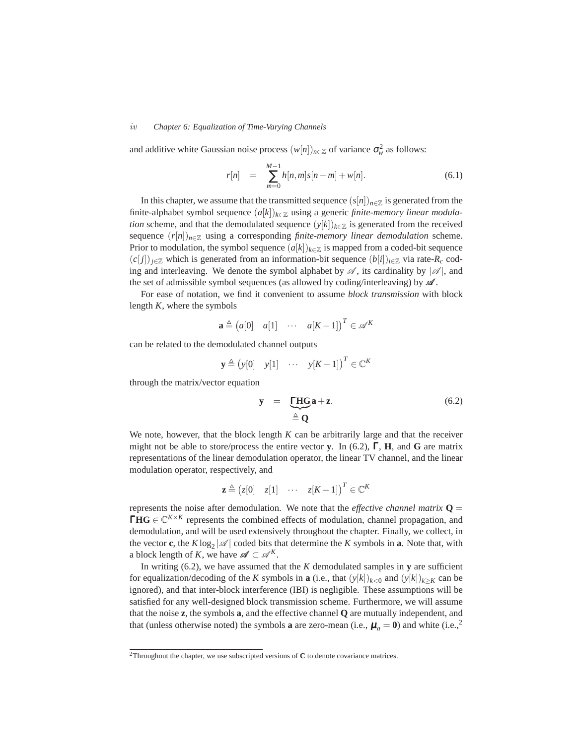and additive white Gaussian noise process $(w[n])_{n\in\mathbb{Z}}$ of variance $\sigma_w^2$ as follows:

$$r[n] \quad = \quad \sum_{m=0}^{M-1} h[n,m]s[n-m] + w[n]. \tag{6.1}$$

In this chapter, we assume that the transmitted sequence $(s[n])_{n\in\mathbb{Z}}$ is generated from the finite-alphabet symbol sequence $(a[k])_{k\in\mathbb{Z}}$ using a generic *finite-memory linear modulation* scheme, and that the demodulated sequence $(y[k])_{k\in\mathbb{Z}}$ is generated from the received sequence $(r[n])_{n\in\mathbb{Z}}$ using a corresponding *finite-memory linear demodulation* scheme. Prior to modulation, the symbol sequence $(a[k])_{k\in\mathbb{Z}}$ is mapped from a coded-bit sequence $(c[j])_{j\in\mathbb{Z}}$ which is generated from an information-bit sequence $(b[i])_{i\in\mathbb{Z}}$ via rate-$R_c$ coding and interleaving. We denote the symbol alphabet by $\mathscr{A}$, its cardinality by $|\mathscr{A}|$, and the set of admissible symbol sequences (as allowed by coding/interleaving) by $\boldsymbol{\mathscr{A}}$.

For ease of notation, we find it convenient to assume *block transmission* with block length $K$, where the symbols

$$\mathbf{a} \triangleq \begin{pmatrix} a[0] & a[1] & \cdots & a[K-1] \end{pmatrix}^T \in \mathscr{A}^K$$

can be related to the demodulated channel outputs

$$\mathbf{y} \triangleq \begin{pmatrix} y[0] & y[1] & \cdots & y[K-1] \end{pmatrix}^T \in \mathbb{C}^K$$

through the matrix/vector equation

$$\mathbf{y} \quad = \quad \underbrace{\boldsymbol{\Gamma}\mathbf{H}\mathbf{G}}_{\triangleq\,\mathbf{Q}}\mathbf{a} + \mathbf{z}. \tag{6.2}$$

We note, however, that the block length $K$ can be arbitrarily large and that the receiver might not be able to store/process the entire vector $\mathbf{y}$. In (6.2), $\boldsymbol{\Gamma}$, $\mathbf{H}$, and $\mathbf{G}$ are matrix representations of the linear demodulation operator, the linear TV channel, and the linear modulation operator, respectively, and

$$\mathbf{z} \triangleq \begin{pmatrix} z[0] & z[1] & \cdots & z[K-1] \end{pmatrix}^T \in \mathbb{C}^K$$

represents the noise after demodulation. We note that the *effective channel matrix* $\mathbf{Q} = \boldsymbol{\Gamma}\mathbf{H}\mathbf{G} \in \mathbb{C}^{K\times K}$ represents the combined effects of modulation, channel propagation, and demodulation, and will be used extensively throughout the chapter. Finally, we collect, in the vector $\mathbf{c}$, the $K\log_2|\mathscr{A}|$ coded bits that determine the $K$ symbols in $\mathbf{a}$. Note that, with a block length of $K$, we have $\boldsymbol{\mathscr{A}} \subset \mathscr{A}^K$.

In writing (6.2), we have assumed that the $K$ demodulated samples in $\mathbf{y}$ are sufficient for equalization/decoding of the $K$ symbols in $\mathbf{a}$ (i.e., that $(y[k])_{k<0}$ and $(y[k])_{k\geq K}$ can be ignored), and that inter-block interference (IBI) is negligible. These assumptions will be satisfied for any well-designed block transmission scheme. Furthermore, we will assume that the noise $\mathbf{z}$, the symbols $\mathbf{a}$, and the effective channel $\mathbf{Q}$ are mutually independent, and that (unless otherwise noted) the symbols $\mathbf{a}$ are zero-mean (i.e., $\boldsymbol{\mu}_a = \mathbf{0}$) and white (i.e.,[2]

[2] Throughout the chapter, we use subscripted versions of $\mathbf{C}$ to denote covariance matrices.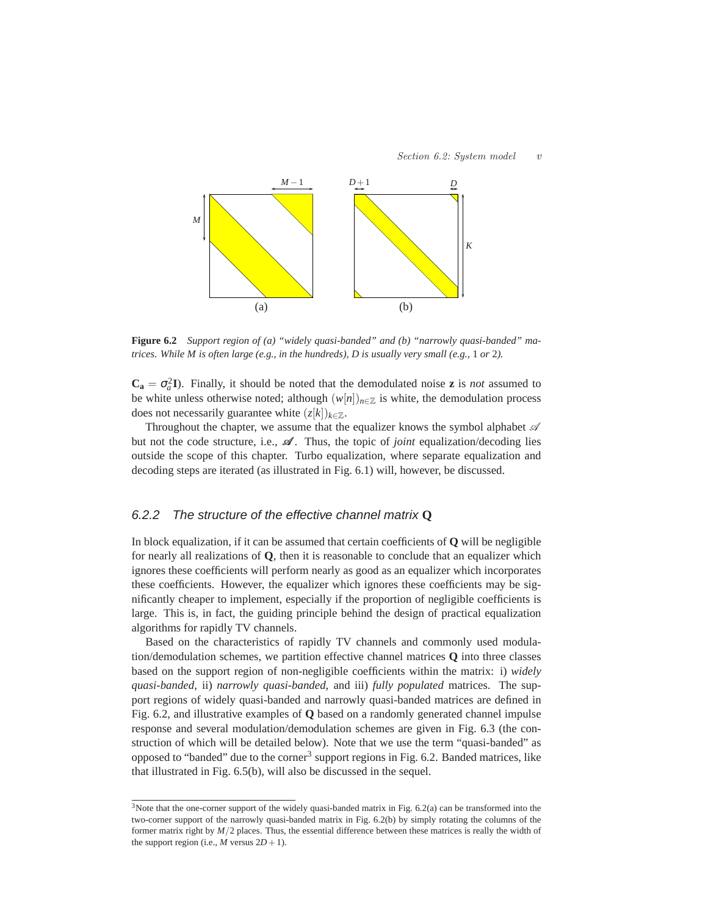**Figure 6.2** *Support region of (a) "widely quasi-banded" and (b) "narrowly quasi-banded" matrices. While $M$ is often large (e.g., in the hundreds), $D$ is usually very small (e.g., 1 or 2).*

$\mathbf{C_a} = \sigma_a^2 \mathbf{I}$). Finally, it should be noted that the demodulated noise $\mathbf{z}$ is *not* assumed to be white unless otherwise noted; although $(w[n])_{n\in\mathbb{Z}}$ is white, the demodulation process does not necessarily guarantee white $(z[k])_{k\in\mathbb{Z}}$.

Throughout the chapter, we assume that the equalizer knows the symbol alphabet $\mathscr{A}$ but not the code structure, i.e., $\boldsymbol{\mathscr{A}}$. Thus, the topic of *joint* equalization/decoding lies outside the scope of this chapter. Turbo equalization, where separate equalization and decoding steps are iterated (as illustrated in Fig. 6.1) will, however, be discussed.

### 6.2.2 The structure of the effective channel matrix $\mathbf{Q}$

In block equalization, if it can be assumed that certain coefficients of $\mathbf{Q}$ will be negligible for nearly all realizations of $\mathbf{Q}$, then it is reasonable to conclude that an equalizer which ignores these coefficients will perform nearly as good as an equalizer which incorporates these coefficients. However, the equalizer which ignores these coefficients may be significantly cheaper to implement, especially if the proportion of negligible coefficients is large. This is, in fact, the guiding principle behind the design of practical equalization algorithms for rapidly TV channels.

Based on the characteristics of rapidly TV channels and commonly used modulation/demodulation schemes, we partition effective channel matrices $\mathbf{Q}$ into three classes based on the support region of non-negligible coefficients within the matrix: i) *widely quasi-banded,* ii) *narrowly quasi-banded,* and iii) *fully populated* matrices. The support regions of widely quasi-banded and narrowly quasi-banded matrices are defined in Fig. 6.2, and illustrative examples of $\mathbf{Q}$ based on a randomly generated channel impulse response and several modulation/demodulation schemes are given in Fig. 6.3 (the construction of which will be detailed below). Note that we use the term "quasi-banded" as opposed to "banded" due to the corner[3] support regions in Fig. 6.2. Banded matrices, like that illustrated in Fig. 6.5(b), will also be discussed in the sequel.

[3] Note that the one-corner support of the widely quasi-banded matrix in Fig. 6.2(a) can be transformed into the two-corner support of the narrowly quasi-banded matrix in Fig. 6.2(b) by simply rotating the columns of the former matrix right by $M/2$ places. Thus, the essential difference between these matrices is really the width of the support region (i.e., $M$ versus $2D+1$).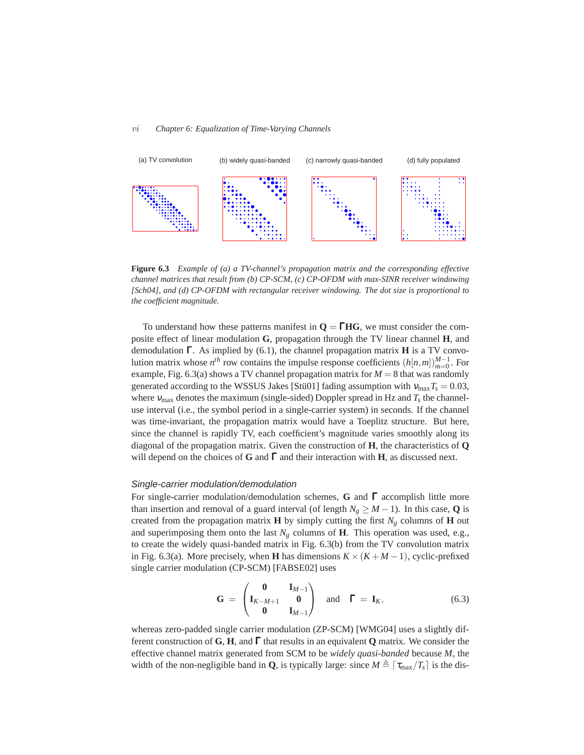(a) TV convolution (b) widely quasi-banded (c) narrowly quasi-banded (d) fully populated

**Figure 6.3** *Example of (a) a TV-channel's propagation matrix and the corresponding effective channel matrices that result from (b) CP-SCM, (c) CP-OFDM with max-SINR receiver windowing [Sch04], and (d) CP-OFDM with rectangular receiver windowing. The dot size is proportional to the coefficient magnitude.*

To understand how these patterns manifest in $\mathbf{Q} = \mathbf{\Gamma}\mathbf{H}\mathbf{G}$, we must consider the composite effect of linear modulation $\mathbf{G}$, propagation through the TV linear channel $\mathbf{H}$, and demodulation $\mathbf{\Gamma}$. As implied by (6.1), the channel propagation matrix $\mathbf{H}$ is a TV convolution matrix whose $n^{th}$ row contains the impulse response coefficients $(h[n,m])_{m=0}^{M-1}$. For example, Fig. 6.3(a) shows a TV channel propagation matrix for $M = 8$ that was randomly generated according to the WSSUS Jakes [Stü01] fading assumption with $\nu_{\max} T_s = 0.03$, where $\nu_{\max}$ denotes the maximum (single-sided) Doppler spread in Hz and $T_s$ the channel-use interval (i.e., the symbol period in a single-carrier system) in seconds. If the channel was time-invariant, the propagation matrix would have a Toeplitz structure. But here, since the channel is rapidly TV, each coefficient's magnitude varies smoothly along its diagonal of the propagation matrix. Given the construction of $\mathbf{H}$, the characteristics of $\mathbf{Q}$ will depend on the choices of $\mathbf{G}$ and $\mathbf{\Gamma}$ and their interaction with $\mathbf{H}$, as discussed next.

### *Single-carrier modulation/demodulation*

For single-carrier modulation/demodulation schemes, $\mathbf{G}$ and $\mathbf{\Gamma}$ accomplish little more than insertion and removal of a guard interval (of length $N_g \geq M-1$). In this case, $\mathbf{Q}$ is created from the propagation matrix $\mathbf{H}$ by simply cutting the first $N_g$ columns of $\mathbf{H}$ out and superimposing them onto the last $N_g$ columns of $\mathbf{H}$. This operation was used, e.g., to create the widely quasi-banded matrix in Fig. 6.3(b) from the TV convolution matrix in Fig. 6.3(a). More precisely, when $\mathbf{H}$ has dimensions $K \times (K+M-1)$, cyclic-prefixed single carrier modulation (CP-SCM) [FABSE02] uses

$$\mathbf{G} = \begin{pmatrix} \mathbf{0} & \mathbf{I}_{M-1} \\ \mathbf{I}_{K-M+1} & \mathbf{0} \\ \mathbf{0} & \mathbf{I}_{M-1} \end{pmatrix} \quad \text{and} \quad \mathbf{\Gamma} = \mathbf{I}_K, \tag{6.3}$$

whereas zero-padded single carrier modulation (ZP-SCM) [WMG04] uses a slightly different construction of $\mathbf{G}$, $\mathbf{H}$, and $\mathbf{\Gamma}$ that results in an equivalent $\mathbf{Q}$ matrix. We consider the effective channel matrix generated from SCM to be *widely quasi-banded* because $M$, the width of the non-negligible band in $\mathbf{Q}$, is typically large: since $M \triangleq \lceil \tau_{\max}/T_s \rceil$ is the dis-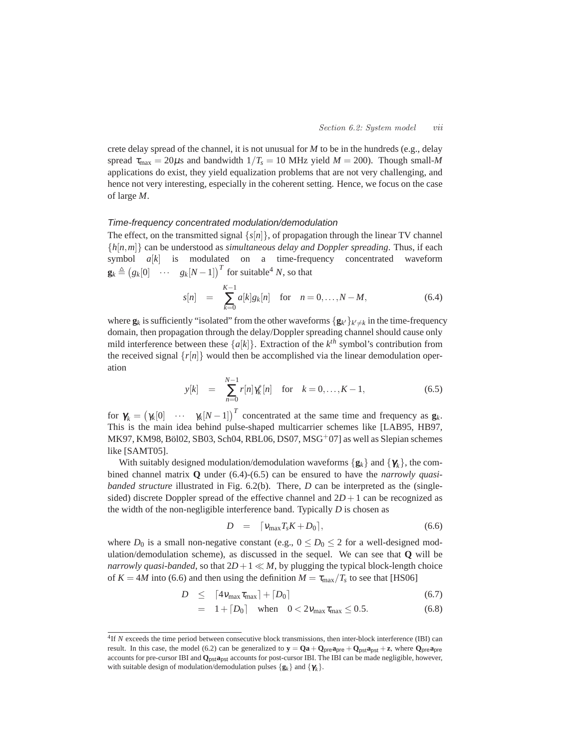crete delay spread of the channel, it is not unusual for $M$ to be in the hundreds (e.g., delay spread $\tau_{\max} = 20\mu$s and bandwidth $1/T_s = 10$ MHz yield $M = 200$). Though small-$M$ applications do exist, they yield equalization problems that are not very challenging, and hence not very interesting, especially in the coherent setting. Hence, we focus on the case of large $M$.

### *Time-frequency concentrated modulation/demodulation*

The effect, on the transmitted signal $\{s[n]\}$, of propagation through the linear TV channel $\{h[n,m]\}$ can be understood as *simultaneous delay and Doppler spreading*. Thus, if each symbol $a[k]$ is modulated on a time-frequency concentrated waveform $\mathbf{g}_k \triangleq \begin{pmatrix} g_k[0] & \cdots & g_k[N-1] \end{pmatrix}^T$ for suitable[4] $N$, so that

$$s[n] \;=\; \sum_{k=0}^{K-1} a[k] g_k[n] \quad \text{for} \quad n = 0, \ldots, N-M, \tag{6.4}$$

where $\mathbf{g}_k$ is sufficiently "isolated" from the other waveforms $\{\mathbf{g}_{k'}\}_{k' \neq k}$ in the time-frequency domain, then propagation through the delay/Doppler spreading channel should cause only mild interference between these $\{a[k]\}$. Extraction of the $k^{th}$ symbol's contribution from the received signal $\{r[n]\}$ would then be accomplished via the linear demodulation operation

$$y[k] \;=\; \sum_{n=0}^{N-1} r[n] \gamma_k^*[n] \quad \text{for} \quad k = 0, \ldots, K-1, \tag{6.5}$$

for $\boldsymbol{\gamma}_k = \begin{pmatrix} \gamma_k[0] & \cdots & \gamma_k[N-1] \end{pmatrix}^T$ concentrated at the same time and frequency as $\mathbf{g}_k$. This is the main idea behind pulse-shaped multicarrier schemes like [LAB95, HB97, MK97, KM98, Böl02, SB03, Sch04, RBL06, DS07, MSG$^+$07] as well as Slepian schemes like [SAMT05].

With suitably designed modulation/demodulation waveforms $\{\mathbf{g}_k\}$ and $\{\boldsymbol{\gamma}_k\}$, the combined channel matrix $\mathbf{Q}$ under (6.4)-(6.5) can be ensured to have the *narrowly quasi-banded structure* illustrated in Fig. 6.2(b). There, $D$ can be interpreted as the (single-sided) discrete Doppler spread of the effective channel and $2D+1$ can be recognized as the width of the non-negligible interference band. Typically $D$ is chosen as

$$D \;=\; \lceil \nu_{\max} T_s K + D_0 \rceil, \tag{6.6}$$

where $D_0$ is a small non-negative constant (e.g., $0 \leq D_0 \leq 2$ for a well-designed modulation/demodulation scheme), as discussed in the sequel. We can see that $\mathbf{Q}$ will be *narrowly quasi-banded*, so that $2D+1 \ll M$, by plugging the typical block-length choice of $K = 4M$ into (6.6) and then using the definition $M = \tau_{\max}/T_s$ to see that [HS06]

$$D \;\leq\; \lceil 4\nu_{\max}\tau_{\max} \rceil + \lceil D_0 \rceil \tag{6.7}$$

$$\;=\; 1 + \lceil D_0 \rceil \quad \text{when} \quad 0 < 2\nu_{\max}\tau_{\max} \leq 0.5. \tag{6.8}$$

---

[4] If $N$ exceeds the time period between consecutive block transmissions, then inter-block interference (IBI) can result. In this case, the model (6.2) can be generalized to $\mathbf{y} = \mathbf{Q}\mathbf{a} + \mathbf{Q}_{\mathsf{pre}}\mathbf{a}_{\mathsf{pre}} + \mathbf{Q}_{\mathsf{pst}}\mathbf{a}_{\mathsf{pst}} + \mathbf{z}$, where $\mathbf{Q}_{\mathsf{pre}}\mathbf{a}_{\mathsf{pre}}$ accounts for pre-cursor IBI and $\mathbf{Q}_{\mathsf{pst}}\mathbf{a}_{\mathsf{pst}}$ accounts for post-cursor IBI. The IBI can be made negligible, however, with suitable design of modulation/demodulation pulses $\{\mathbf{g}_k\}$ and $\{\boldsymbol{\gamma}_k\}$.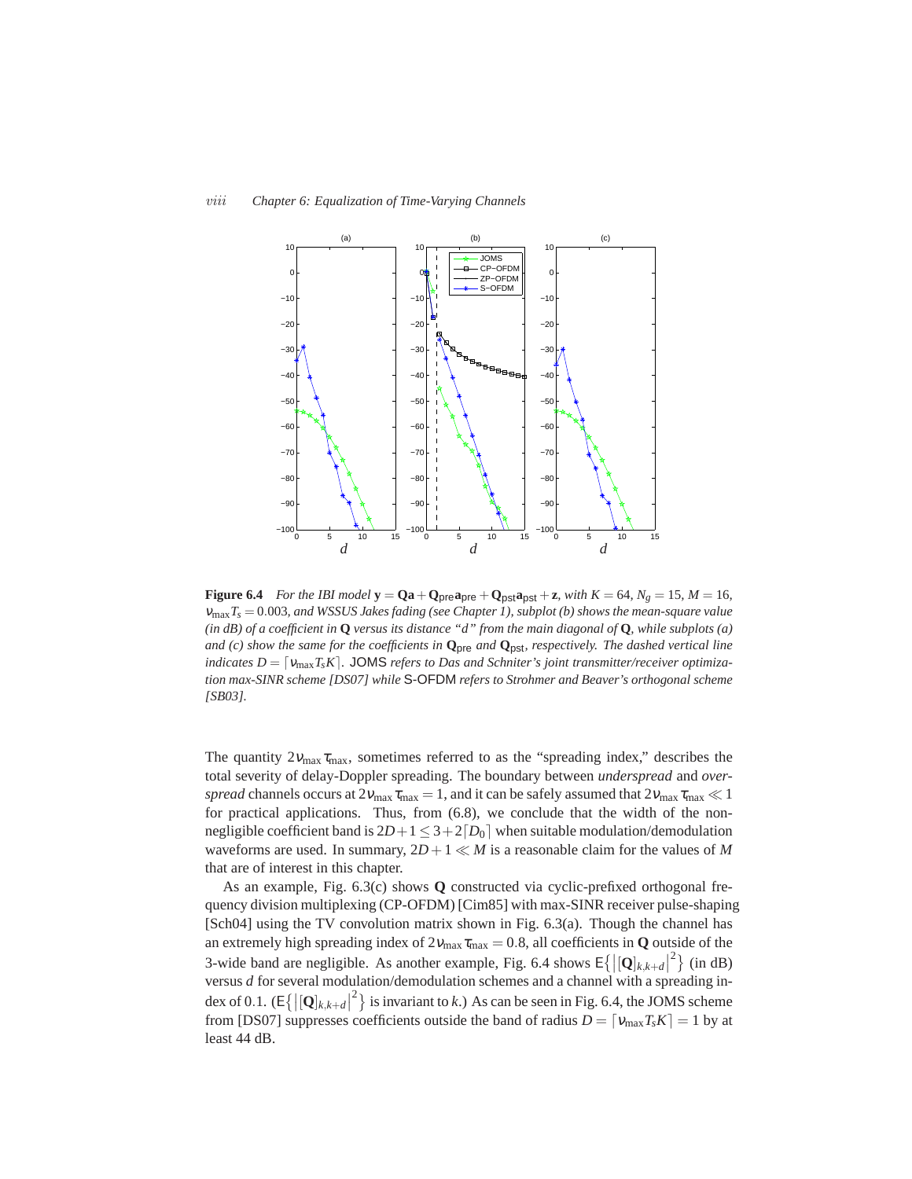**Figure 6.4** *For the IBI model* $\mathbf{y} = \mathbf{Q}\mathbf{a} + \mathbf{Q}_{\mathsf{pre}}\mathbf{a}_{\mathsf{pre}} + \mathbf{Q}_{\mathsf{pst}}\mathbf{a}_{\mathsf{pst}} + \mathbf{z}$*, with* $K = 64$*,* $N_g = 15$*,* $M = 16$*,* $\nu_{\max}T_s = 0.003$*, and WSSUS Jakes fading (see Chapter 1), subplot (b) shows the mean-square value (in dB) of a coefficient in* $\mathbf{Q}$ *versus its distance "d" from the main diagonal of* $\mathbf{Q}$*, while subplots (a) and (c) show the same for the coefficients in* $\mathbf{Q}_{\mathsf{pre}}$ *and* $\mathbf{Q}_{\mathsf{pst}}$*, respectively. The dashed vertical line indicates* $D = \lceil \nu_{\max}T_sK \rceil$*.* JOMS *refers to Das and Schniter's joint transmitter/receiver optimization max-SINR scheme [DS07] while* S-OFDM *refers to Strohmer and Beaver's orthogonal scheme [SB03].*

The quantity $2\nu_{\max}\tau_{\max}$, sometimes referred to as the "spreading index," describes the total severity of delay-Doppler spreading. The boundary between *underspread* and *overspread* channels occurs at $2\nu_{\max}\tau_{\max} = 1$, and it can be safely assumed that $2\nu_{\max}\tau_{\max} \ll 1$ for practical applications. Thus, from (6.8), we conclude that the width of the non-negligible coefficient band is $2D+1 \leq 3+2\lceil D_0 \rceil$ when suitable modulation/demodulation waveforms are used. In summary, $2D+1 \ll M$ is a reasonable claim for the values of $M$ that are of interest in this chapter.

As an example, Fig. 6.3(c) shows $\mathbf{Q}$ constructed via cyclic-prefixed orthogonal frequency division multiplexing (CP-OFDM) [Cim85] with max-SINR receiver pulse-shaping [Sch04] using the TV convolution matrix shown in Fig. 6.3(a). Though the channel has an extremely high spreading index of $2\nu_{\max}\tau_{\max} = 0.8$, all coefficients in $\mathbf{Q}$ outside of the 3-wide band are negligible. As another example, Fig. 6.4 shows $\mathsf{E}\{|[\mathbf{Q}]_{k,k+d}|^2\}$ (in dB) versus $d$ for several modulation/demodulation schemes and a channel with a spreading index of 0.1. ($\mathsf{E}\{|[\mathbf{Q}]_{k,k+d}|^2\}$ is invariant to $k$.) As can be seen in Fig. 6.4, the JOMS scheme from [DS07] suppresses coefficients outside the band of radius $D = \lceil \nu_{\max}T_sK \rceil = 1$ by at least 44 dB.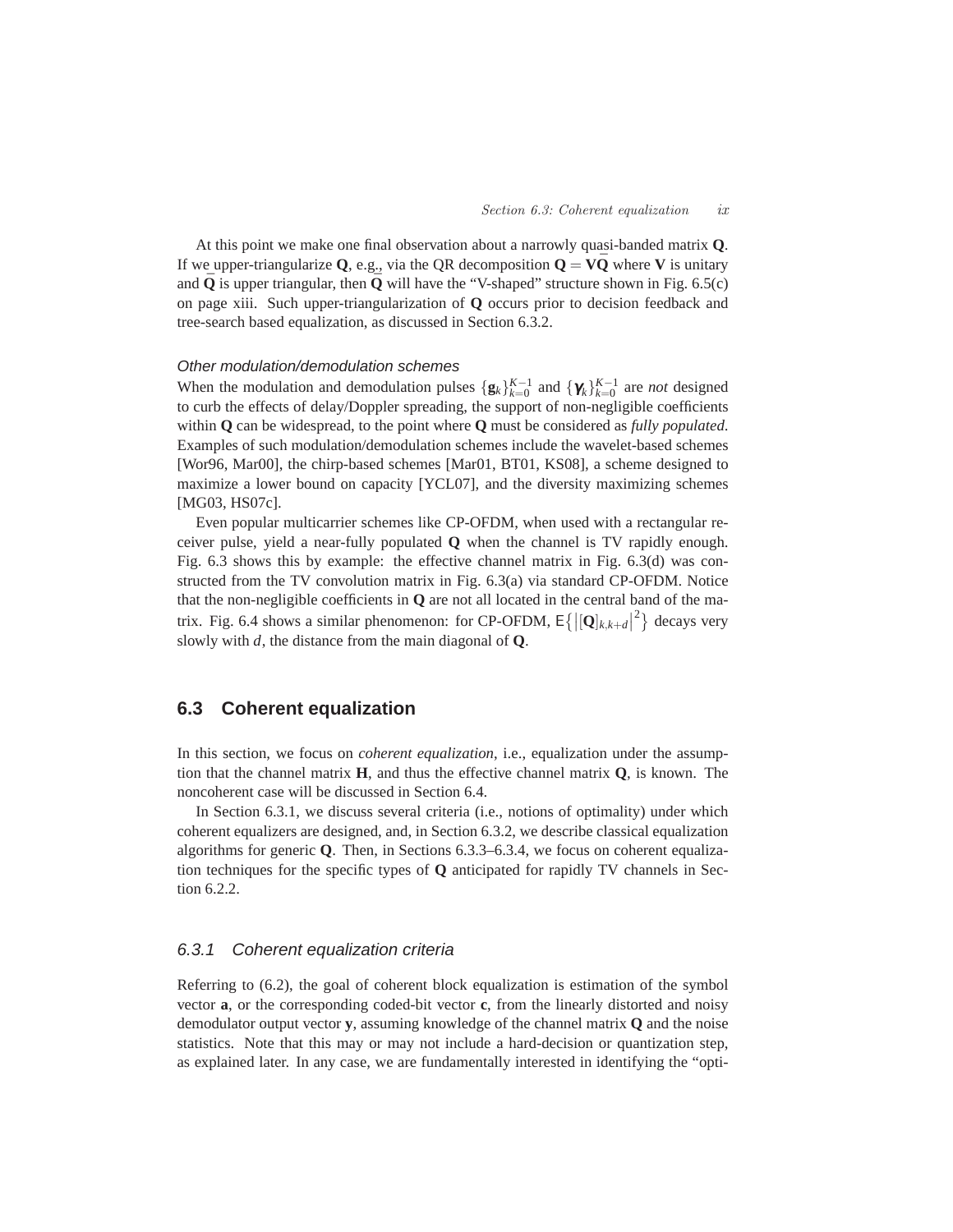At this point we make one final observation about a narrowly quasi-banded matrix $\mathbf{Q}$. If we upper-triangularize $\mathbf{Q}$, e.g., via the QR decomposition $\mathbf{Q} = \mathbf{V}\bar{\mathbf{Q}}$ where $\mathbf{V}$ is unitary and $\bar{\mathbf{Q}}$ is upper triangular, then $\bar{\mathbf{Q}}$ will have the "V-shaped" structure shown in Fig. 6.5(c) on page xiii. Such upper-triangularization of $\mathbf{Q}$ occurs prior to decision feedback and tree-search based equalization, as discussed in Section 6.3.2.

*Other modulation/demodulation schemes*

When the modulation and demodulation pulses $\{\mathbf{g}_k\}_{k=0}^{K-1}$ and $\{\boldsymbol{\gamma}_k\}_{k=0}^{K-1}$ are *not* designed to curb the effects of delay/Doppler spreading, the support of non-negligible coefficients within $\mathbf{Q}$ can be widespread, to the point where $\mathbf{Q}$ must be considered as *fully populated*. Examples of such modulation/demodulation schemes include the wavelet-based schemes [Wor96, Mar00], the chirp-based schemes [Mar01, BT01, KS08], a scheme designed to maximize a lower bound on capacity [YCL07], and the diversity maximizing schemes [MG03, HS07c].

Even popular multicarrier schemes like CP-OFDM, when used with a rectangular receiver pulse, yield a near-fully populated $\mathbf{Q}$ when the channel is TV rapidly enough. Fig. 6.3 shows this by example: the effective channel matrix in Fig. 6.3(d) was constructed from the TV convolution matrix in Fig. 6.3(a) via standard CP-OFDM. Notice that the non-negligible coefficients in $\mathbf{Q}$ are not all located in the central band of the matrix. Fig. 6.4 shows a similar phenomenon: for CP-OFDM, $\mathsf{E}\{|[\mathbf{Q}]_{k,k+d}|^2\}$ decays very slowly with $d$, the distance from the main diagonal of $\mathbf{Q}$.

## 6.3 Coherent equalization

In this section, we focus on *coherent equalization*, i.e., equalization under the assumption that the channel matrix $\mathbf{H}$, and thus the effective channel matrix $\mathbf{Q}$, is known. The noncoherent case will be discussed in Section 6.4.

In Section 6.3.1, we discuss several criteria (i.e., notions of optimality) under which coherent equalizers are designed, and, in Section 6.3.2, we describe classical equalization algorithms for generic $\mathbf{Q}$. Then, in Sections 6.3.3–6.3.4, we focus on coherent equalization techniques for the specific types of $\mathbf{Q}$ anticipated for rapidly TV channels in Section 6.2.2.

### 6.3.1 Coherent equalization criteria

Referring to (6.2), the goal of coherent block equalization is estimation of the symbol vector $\mathbf{a}$, or the corresponding coded-bit vector $\mathbf{c}$, from the linearly distorted and noisy demodulator output vector $\mathbf{y}$, assuming knowledge of the channel matrix $\mathbf{Q}$ and the noise statistics. Note that this may or may not include a hard-decision or quantization step, as explained later. In any case, we are fundamentally interested in identifying the "opti-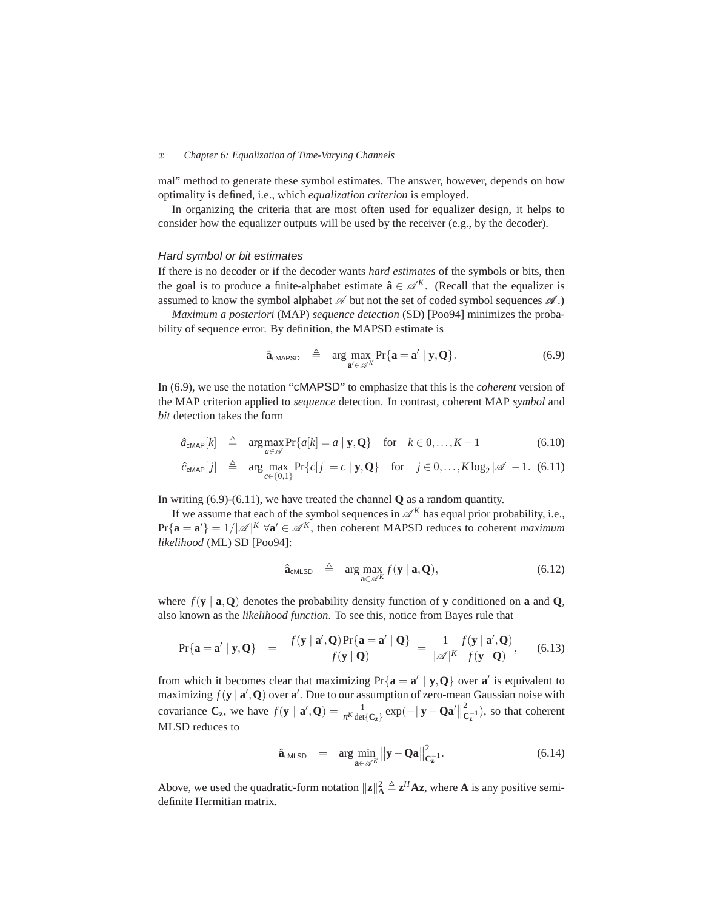mal" method to generate these symbol estimates. The answer, however, depends on how optimality is defined, i.e., which *equalization criterion* is employed.

In organizing the criteria that are most often used for equalizer design, it helps to consider how the equalizer outputs will be used by the receiver (e.g., by the decoder).

### *Hard symbol or bit estimates*

If there is no decoder or if the decoder wants *hard estimates* of the symbols or bits, then the goal is to produce a finite-alphabet estimate $\hat{\mathbf{a}} \in \mathscr{A}^K$. (Recall that the equalizer is assumed to know the symbol alphabet $\mathscr{A}$ but not the set of coded symbol sequences $\boldsymbol{\mathscr{A}}$.)

*Maximum a posteriori* (MAP) *sequence detection* (SD) [Poo94] minimizes the probability of sequence error. By definition, the MAPSD estimate is

$$\hat{\mathbf{a}}_{\mathsf{cMAPSD}} \triangleq \arg\max_{\mathbf{a}' \in \mathscr{A}^K} \Pr\{\mathbf{a} = \mathbf{a}' \mid \mathbf{y}, \mathbf{Q}\}. \tag{6.9}$$

In (6.9), we use the notation "cMAPSD" to emphasize that this is the *coherent* version of the MAP criterion applied to *sequence* detection. In contrast, coherent MAP *symbol* and *bit* detection takes the form

$$\hat{a}_{\mathsf{cMAP}}[k] \triangleq \arg\max_{a \in \mathscr{A}} \Pr\{a[k] = a \mid \mathbf{y}, \mathbf{Q}\} \quad \text{for} \quad k \in 0, \ldots, K-1 \tag{6.10}$$

$$\hat{c}_{\mathsf{cMAP}}[j] \triangleq \arg\max_{c \in \{0,1\}} \Pr\{c[j] = c \mid \mathbf{y}, \mathbf{Q}\} \quad \text{for} \quad j \in 0, \ldots, K \log_2 |\mathscr{A}| - 1. \tag{6.11}$$

In writing (6.9)-(6.11), we have treated the channel $\mathbf{Q}$ as a random quantity.

If we assume that each of the symbol sequences in $\mathscr{A}^K$ has equal prior probability, i.e., $\Pr\{\mathbf{a} = \mathbf{a}'\} = 1/|\mathscr{A}|^K \ \forall \mathbf{a}' \in \mathscr{A}^K$, then coherent MAPSD reduces to coherent *maximum likelihood* (ML) SD [Poo94]:

$$\hat{\mathbf{a}}_{\mathsf{cMLSD}} \triangleq \arg\max_{\mathbf{a} \in \mathscr{A}^K} f(\mathbf{y} \mid \mathbf{a}, \mathbf{Q}), \tag{6.12}$$

where $f(\mathbf{y} \mid \mathbf{a}, \mathbf{Q})$ denotes the probability density function of $\mathbf{y}$ conditioned on $\mathbf{a}$ and $\mathbf{Q}$, also known as the *likelihood function*. To see this, notice from Bayes rule that

$$\Pr\{\mathbf{a} = \mathbf{a}' \mid \mathbf{y}, \mathbf{Q}\} = \frac{f(\mathbf{y} \mid \mathbf{a}', \mathbf{Q}) \Pr\{\mathbf{a} = \mathbf{a}' \mid \mathbf{Q}\}}{f(\mathbf{y} \mid \mathbf{Q})} = \frac{1}{|\mathscr{A}|^K} \frac{f(\mathbf{y} \mid \mathbf{a}', \mathbf{Q})}{f(\mathbf{y} \mid \mathbf{Q})}, \tag{6.13}$$

from which it becomes clear that maximizing $\Pr\{\mathbf{a} = \mathbf{a}' \mid \mathbf{y}, \mathbf{Q}\}$ over $\mathbf{a}'$ is equivalent to maximizing $f(\mathbf{y} \mid \mathbf{a}', \mathbf{Q})$ over $\mathbf{a}'$. Due to our assumption of zero-mean Gaussian noise with covariance $\mathbf{C_z}$, we have $f(\mathbf{y} \mid \mathbf{a}', \mathbf{Q}) = \frac{1}{\pi^K \det\{\mathbf{C_z}\}} \exp(-\|\mathbf{y} - \mathbf{Q}\mathbf{a}'\|^2_{\mathbf{C_z}^{-1}})$, so that coherent MLSD reduces to

$$\hat{\mathbf{a}}_{\mathsf{cMLSD}} = \arg\min_{\mathbf{a} \in \mathscr{A}^K} \|\mathbf{y} - \mathbf{Q}\mathbf{a}\|^2_{\mathbf{C_z}^{-1}}. \tag{6.14}$$

Above, we used the quadratic-form notation $\|\mathbf{z}\|^2_{\mathbf{A}} \triangleq \mathbf{z}^H \mathbf{A} \mathbf{z}$, where $\mathbf{A}$ is any positive semi-definite Hermitian matrix.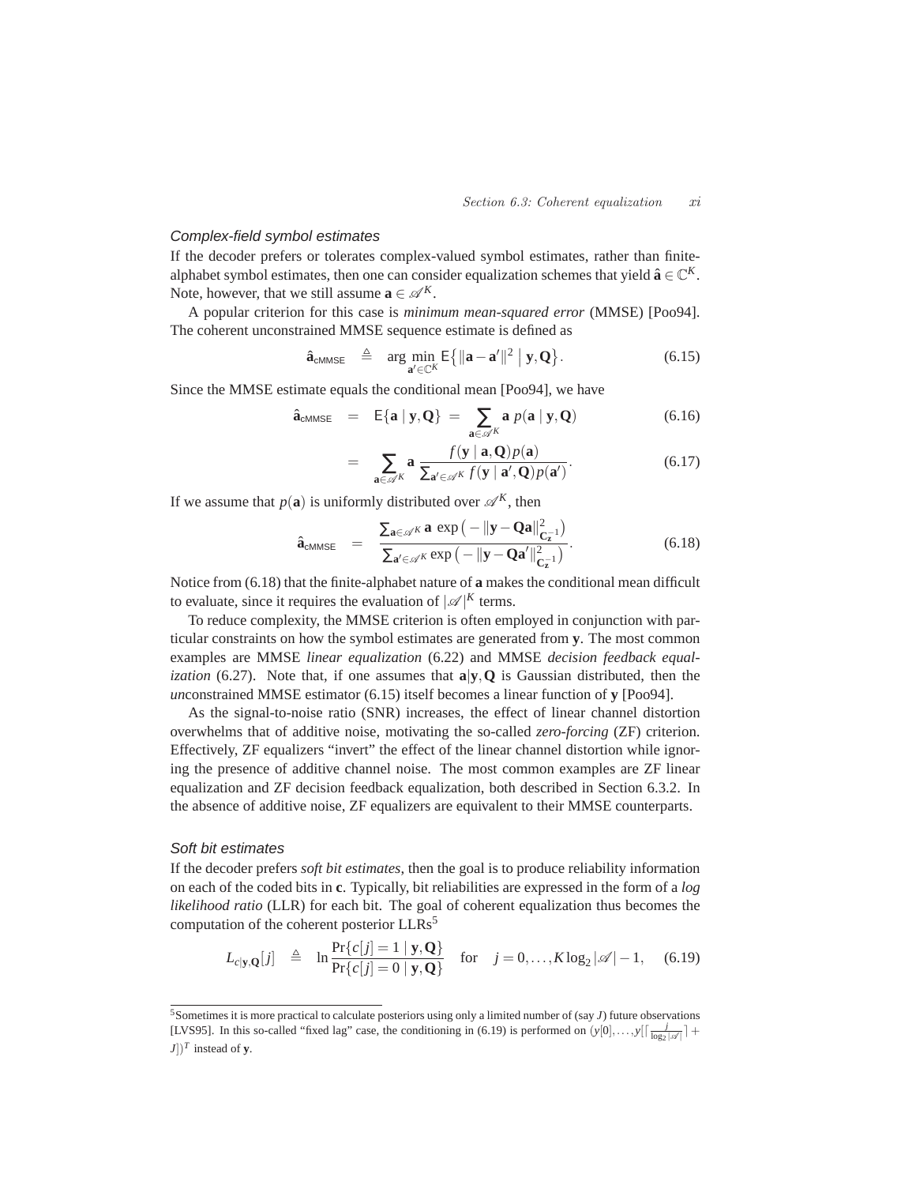### *Complex-field symbol estimates*

If the decoder prefers or tolerates complex-valued symbol estimates, rather than finite-alphabet symbol estimates, then one can consider equalization schemes that yield $\hat{\mathbf{a}} \in \mathbb{C}^K$. Note, however, that we still assume $\mathbf{a} \in \mathscr{A}^K$.

A popular criterion for this case is *minimum mean-squared error* (MMSE) [Poo94]. The coherent unconstrained MMSE sequence estimate is defined as

$$\hat{\mathbf{a}}_{\text{cMMSE}} \triangleq \arg\min_{\mathbf{a}' \in \mathbb{C}^K} \mathsf{E}\big\{\|\mathbf{a} - \mathbf{a}'\|^2 \;\big|\; \mathbf{y}, \mathbf{Q}\big\}. \tag{6.15}$$

Since the MMSE estimate equals the conditional mean [Poo94], we have

$$\hat{\mathbf{a}}_{\text{cMMSE}} = \mathsf{E}\{\mathbf{a} \mid \mathbf{y}, \mathbf{Q}\} = \sum_{\mathbf{a} \in \mathscr{A}^K} \mathbf{a}\, p(\mathbf{a} \mid \mathbf{y}, \mathbf{Q}) \tag{6.16}$$

$$= \sum_{\mathbf{a} \in \mathscr{A}^K} \mathbf{a} \, \frac{f(\mathbf{y} \mid \mathbf{a}, \mathbf{Q}) p(\mathbf{a})}{\sum_{\mathbf{a}' \in \mathscr{A}^K} f(\mathbf{y} \mid \mathbf{a}', \mathbf{Q}) p(\mathbf{a}')}. \tag{6.17}$$

If we assume that $p(\mathbf{a})$ is uniformly distributed over $\mathscr{A}^K$, then

$$\hat{\mathbf{a}}_{\text{cMMSE}} = \frac{\sum_{\mathbf{a} \in \mathscr{A}^K} \mathbf{a} \, \exp\big(-\|\mathbf{y} - \mathbf{Q}\mathbf{a}\|^2_{\mathbf{C}_{\mathbf{z}}^{-1}}\big)}{\sum_{\mathbf{a}' \in \mathscr{A}^K} \exp\big(-\|\mathbf{y} - \mathbf{Q}\mathbf{a}'\|^2_{\mathbf{C}_{\mathbf{z}}^{-1}}\big)}. \tag{6.18}$$

Notice from (6.18) that the finite-alphabet nature of $\mathbf{a}$ makes the conditional mean difficult to evaluate, since it requires the evaluation of $|\mathscr{A}|^K$ terms.

To reduce complexity, the MMSE criterion is often employed in conjunction with particular constraints on how the symbol estimates are generated from $\mathbf{y}$. The most common examples are MMSE *linear equalization* (6.22) and MMSE *decision feedback equalization* (6.27). Note that, if one assumes that $\mathbf{a}|\mathbf{y}, \mathbf{Q}$ is Gaussian distributed, then the *un*constrained MMSE estimator (6.15) itself becomes a linear function of $\mathbf{y}$ [Poo94].

As the signal-to-noise ratio (SNR) increases, the effect of linear channel distortion overwhelms that of additive noise, motivating the so-called *zero-forcing* (ZF) criterion. Effectively, ZF equalizers "invert" the effect of the linear channel distortion while ignoring the presence of additive channel noise. The most common examples are ZF linear equalization and ZF decision feedback equalization, both described in Section 6.3.2. In the absence of additive noise, ZF equalizers are equivalent to their MMSE counterparts.

### *Soft bit estimates*

If the decoder prefers *soft bit estimates*, then the goal is to produce reliability information on each of the coded bits in $\mathbf{c}$. Typically, bit reliabilities are expressed in the form of a *log likelihood ratio* (LLR) for each bit. The goal of coherent equalization thus becomes the computation of the coherent posterior LLRs[5]

$$L_{c|\mathbf{y},\mathbf{Q}}[j] \triangleq \ln \frac{\Pr\{c[j] = 1 \mid \mathbf{y}, \mathbf{Q}\}}{\Pr\{c[j] = 0 \mid \mathbf{y}, \mathbf{Q}\}} \quad \text{for} \quad j = 0, \ldots, K\log_2|\mathscr{A}| - 1, \tag{6.19}$$

---

[5] Sometimes it is more practical to calculate posteriors using only a limited number of (say $J$) future observations [LVS95]. In this so-called "fixed lag" case, the conditioning in (6.19) is performed on $(y[0], \ldots, y[\lceil \frac{j}{\log_2 |\mathscr{A}|} \rceil + J])^T$ instead of $\mathbf{y}$.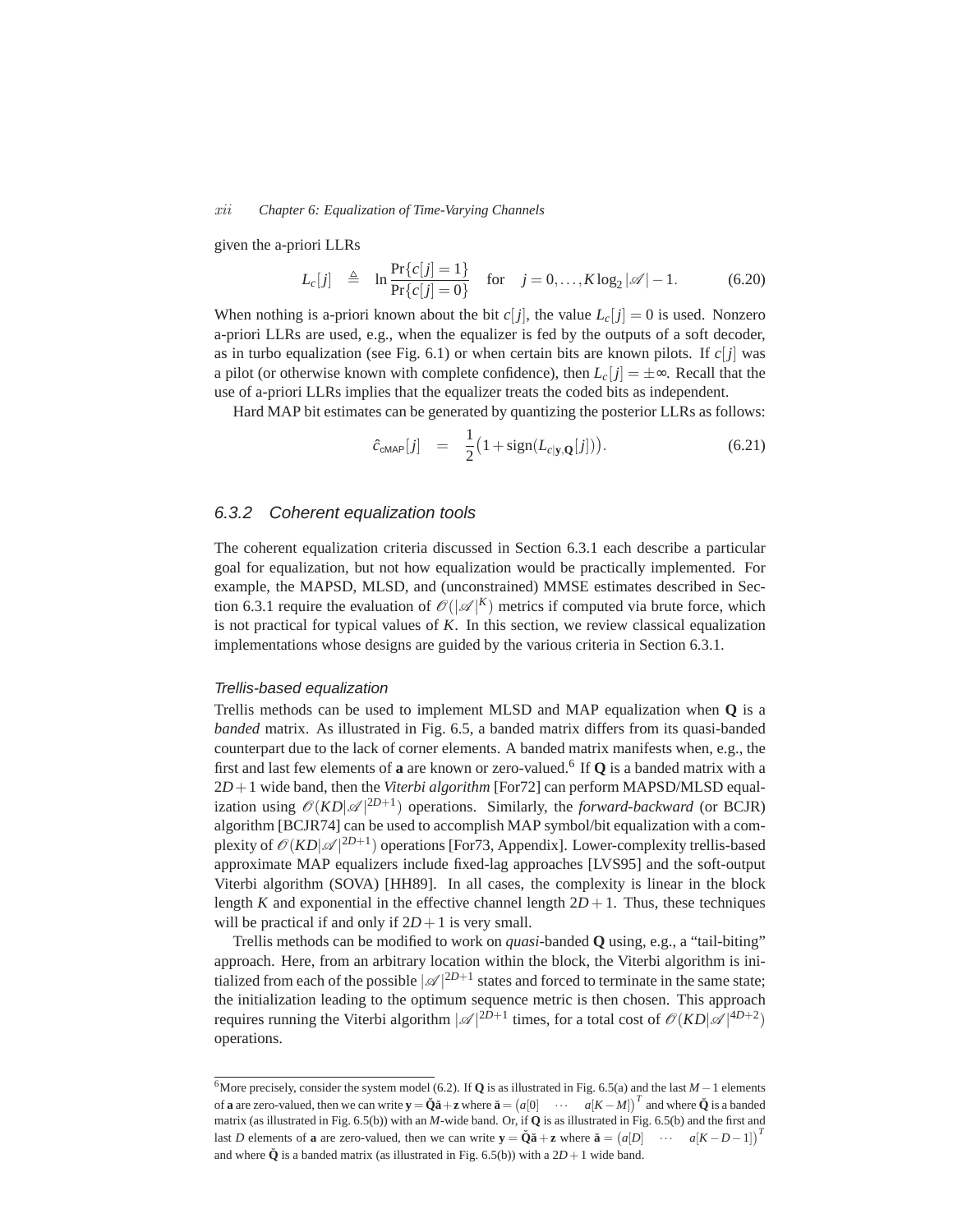given the a-priori LLRs

$$L_c[j] \;\triangleq\; \ln \frac{\Pr\{c[j]=1\}}{\Pr\{c[j]=0\}} \quad \text{for} \quad j=0,\ldots,K\log_2|\mathscr{A}|-1. \tag{6.20}$$

When nothing is a-priori known about the bit $c[j]$, the value $L_c[j]=0$ is used. Nonzero a-priori LLRs are used, e.g., when the equalizer is fed by the outputs of a soft decoder, as in turbo equalization (see Fig. 6.1) or when certain bits are known pilots. If $c[j]$ was a pilot (or otherwise known with complete confidence), then $L_c[j]=\pm\infty$. Recall that the use of a-priori LLRs implies that the equalizer treats the coded bits as independent.

Hard MAP bit estimates can be generated by quantizing the posterior LLRs as follows:

$$\hat{c}_{\mathsf{cMAP}}[j] \;=\; \frac{1}{2}\big(1+\text{sign}(L_{c|\mathbf{y},\mathbf{Q}}[j])\big). \tag{6.21}$$

## 6.3.2 Coherent equalization tools

The coherent equalization criteria discussed in Section 6.3.1 each describe a particular goal for equalization, but not how equalization would be practically implemented. For example, the MAPSD, MLSD, and (unconstrained) MMSE estimates described in Section 6.3.1 require the evaluation of $\mathscr{O}(|\mathscr{A}|^K)$ metrics if computed via brute force, which is not practical for typical values of $K$. In this section, we review classical equalization implementations whose designs are guided by the various criteria in Section 6.3.1.

### *Trellis-based equalization*

Trellis methods can be used to implement MLSD and MAP equalization when $\mathbf{Q}$ is a *banded* matrix. As illustrated in Fig. 6.5, a banded matrix differs from its quasi-banded counterpart due to the lack of corner elements. A banded matrix manifests when, e.g., the first and last few elements of $\mathbf{a}$ are known or zero-valued.[6] If $\mathbf{Q}$ is a banded matrix with a $2D+1$ wide band, then the *Viterbi algorithm* [For72] can perform MAPSD/MLSD equalization using $\mathscr{O}(KD|\mathscr{A}|^{2D+1})$ operations. Similarly, the *forward-backward* (or BCJR) algorithm [BCJR74] can be used to accomplish MAP symbol/bit equalization with a complexity of $\mathscr{O}(KD|\mathscr{A}|^{2D+1})$ operations [For73, Appendix]. Lower-complexity trellis-based approximate MAP equalizers include fixed-lag approaches [LVS95] and the soft-output Viterbi algorithm (SOVA) [HH89]. In all cases, the complexity is linear in the block length $K$ and exponential in the effective channel length $2D+1$. Thus, these techniques will be practical if and only if $2D+1$ is very small.

Trellis methods can be modified to work on *quasi*-banded $\mathbf{Q}$ using, e.g., a "tail-biting" approach. Here, from an arbitrary location within the block, the Viterbi algorithm is initialized from each of the possible $|\mathscr{A}|^{2D+1}$ states and forced to terminate in the same state; the initialization leading to the optimum sequence metric is then chosen. This approach requires running the Viterbi algorithm $|\mathscr{A}|^{2D+1}$ times, for a total cost of $\mathscr{O}(KD|\mathscr{A}|^{4D+2})$ operations.

---

[6] More precisely, consider the system model (6.2). If $\mathbf{Q}$ is as illustrated in Fig. 6.5(a) and the last $M-1$ elements of $\mathbf{a}$ are zero-valued, then we can write $\mathbf{y}=\check{\mathbf{Q}}\check{\mathbf{a}}+\mathbf{z}$ where $\check{\mathbf{a}}=\big(a[0] \quad \cdots \quad a[K-M]\big)^T$ and where $\check{\mathbf{Q}}$ is a banded matrix (as illustrated in Fig. 6.5(b)) with an $M$-wide band. Or, if $\mathbf{Q}$ is as illustrated in Fig. 6.5(b) and the first and last $D$ elements of $\mathbf{a}$ are zero-valued, then we can write $\mathbf{y}=\check{\mathbf{Q}}\check{\mathbf{a}}+\mathbf{z}$ where $\check{\mathbf{a}}=\big(a[D] \quad \cdots \quad a[K-D-1]\big)^T$ and where $\check{\mathbf{Q}}$ is a banded matrix (as illustrated in Fig. 6.5(b)) with a $2D+1$ wide band.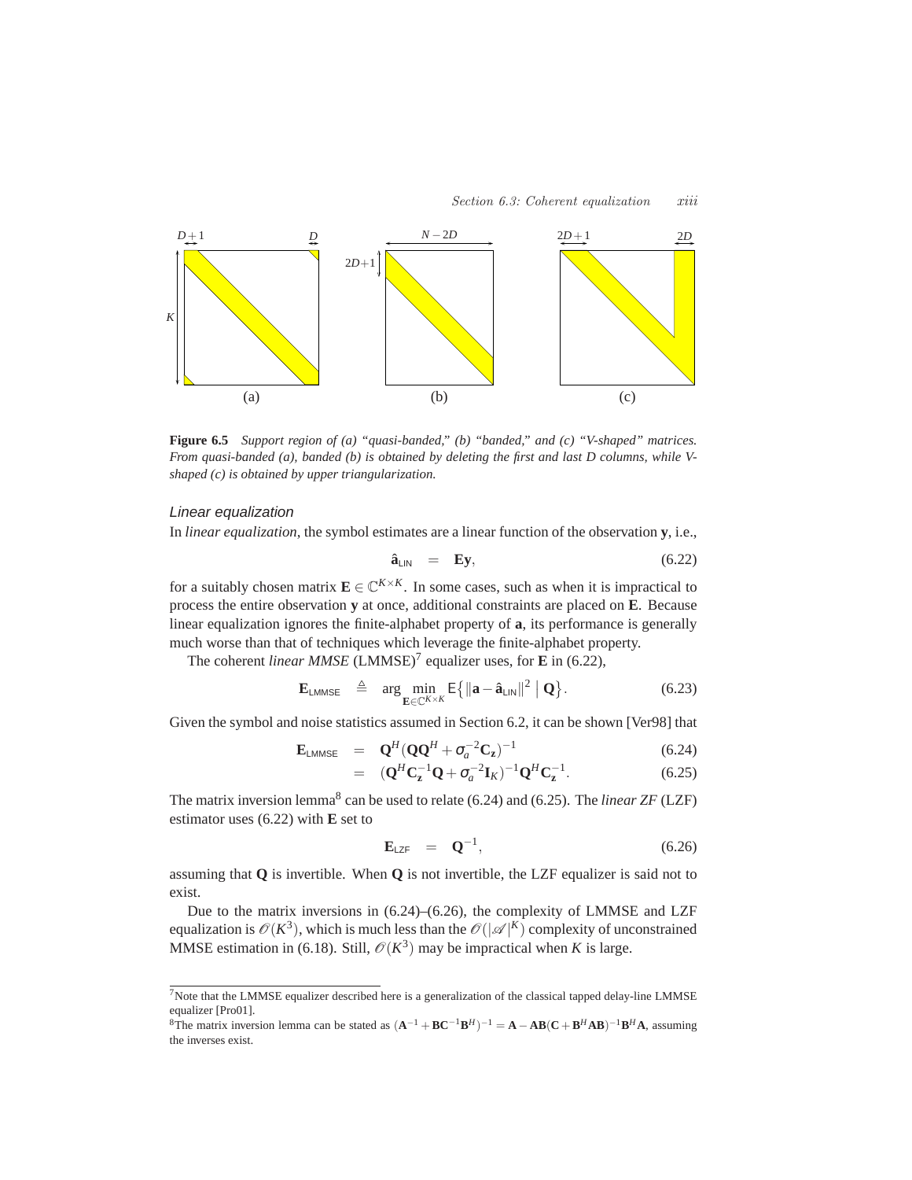Figure 6.5 *Support region of (a) "quasi-banded," (b) "banded," and (c) "V-shaped" matrices. From quasi-banded (a), banded (b) is obtained by deleting the first and last D columns, while V-shaped (c) is obtained by upper triangularization.*

### *Linear equalization*

In *linear equalization*, the symbol estimates are a linear function of the observation $\mathbf{y}$, i.e.,

$$\hat{\mathbf{a}}_{\mathsf{LIN}} = \mathbf{E}\mathbf{y}, \tag{6.22}$$

for a suitably chosen matrix $\mathbf{E} \in \mathbb{C}^{K \times K}$. In some cases, such as when it is impractical to process the entire observation $\mathbf{y}$ at once, additional constraints are placed on $\mathbf{E}$. Because linear equalization ignores the finite-alphabet property of $\mathbf{a}$, its performance is generally much worse than that of techniques which leverage the finite-alphabet property.

The coherent *linear MMSE* (LMMSE)[7] equalizer uses, for $\mathbf{E}$ in (6.22),

$$\mathbf{E}_{\mathsf{LMMSE}} \triangleq \arg \min_{\mathbf{E} \in \mathbb{C}^{K \times K}} \mathsf{E}\left\{ \|\mathbf{a} - \hat{\mathbf{a}}_{\mathsf{LIN}}\|^2 \,\middle|\, \mathbf{Q} \right\}. \tag{6.23}$$

Given the symbol and noise statistics assumed in Section 6.2, it can be shown [Ver98] that

$$\mathbf{E}_{\mathsf{LMMSE}} = \mathbf{Q}^H (\mathbf{Q}\mathbf{Q}^H + \sigma_a^{-2}\mathbf{C}_{\mathbf{z}})^{-1} \tag{6.24}$$

$$= (\mathbf{Q}^H \mathbf{C}_{\mathbf{z}}^{-1} \mathbf{Q} + \sigma_a^{-2} \mathbf{I}_K)^{-1} \mathbf{Q}^H \mathbf{C}_{\mathbf{z}}^{-1}. \tag{6.25}$$

The matrix inversion lemma[8] can be used to relate (6.24) and (6.25). The *linear ZF* (LZF) estimator uses (6.22) with $\mathbf{E}$ set to

$$\mathbf{E}_{\mathsf{LZF}} = \mathbf{Q}^{-1}, \tag{6.26}$$

assuming that $\mathbf{Q}$ is invertible. When $\mathbf{Q}$ is not invertible, the LZF equalizer is said not to exist.

Due to the matrix inversions in (6.24)–(6.26), the complexity of LMMSE and LZF equalization is $\mathcal{O}(K^3)$, which is much less than the $\mathcal{O}(|\mathscr{A}|^K)$ complexity of unconstrained MMSE estimation in (6.18). Still, $\mathcal{O}(K^3)$ may be impractical when $K$ is large.

---

[7] Note that the LMMSE equalizer described here is a generalization of the classical tapped delay-line LMMSE equalizer [Pro01].

[8] The matrix inversion lemma can be stated as $(\mathbf{A}^{-1} + \mathbf{B}\mathbf{C}^{-1}\mathbf{B}^H)^{-1} = \mathbf{A} - \mathbf{A}\mathbf{B}(\mathbf{C} + \mathbf{B}^H \mathbf{A}\mathbf{B})^{-1}\mathbf{B}^H \mathbf{A}$, assuming the inverses exist.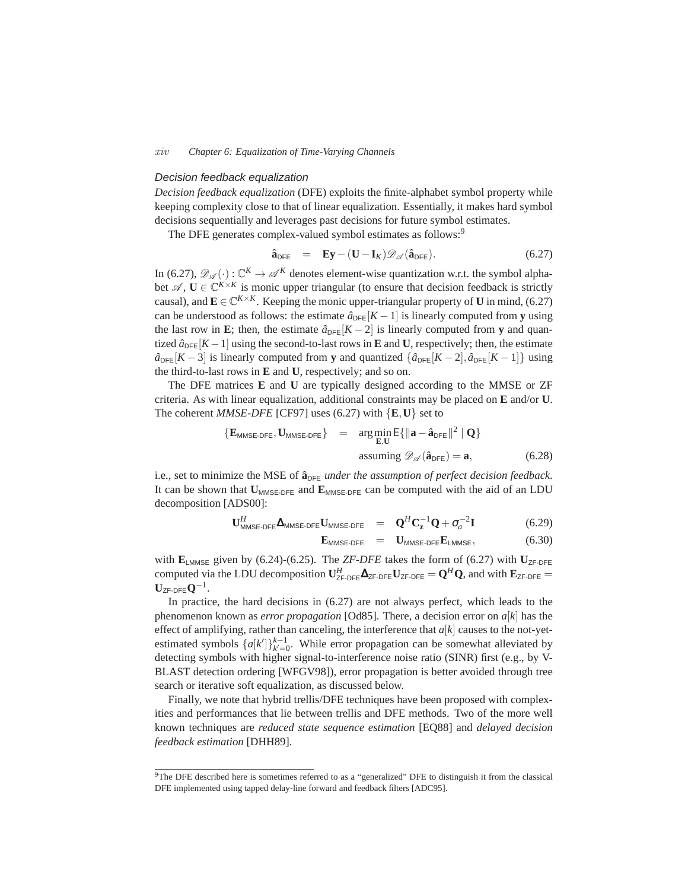### Decision feedback equalization

*Decision feedback equalization* (DFE) exploits the finite-alphabet symbol property while keeping complexity close to that of linear equalization. Essentially, it makes hard symbol decisions sequentially and leverages past decisions for future symbol estimates.

The DFE generates complex-valued symbol estimates as follows:[9]

$$\hat{\mathbf{a}}_{\mathsf{DFE}} \;=\; \mathbf{E}\mathbf{y} - (\mathbf{U} - \mathbf{I}_K)\mathscr{D}_{\mathscr{A}}(\hat{\mathbf{a}}_{\mathsf{DFE}}). \tag{6.27}$$

In (6.27), $\mathscr{D}_{\mathscr{A}}(\cdot) : \mathbb{C}^K \to \mathscr{A}^K$ denotes element-wise quantization w.r.t. the symbol alphabet $\mathscr{A}$, $\mathbf{U} \in \mathbb{C}^{K\times K}$ is monic upper triangular (to ensure that decision feedback is strictly causal), and $\mathbf{E} \in \mathbb{C}^{K\times K}$. Keeping the monic upper-triangular property of $\mathbf{U}$ in mind, (6.27) can be understood as follows: the estimate $\hat{a}_{\mathsf{DFE}}[K-1]$ is linearly computed from $\mathbf{y}$ using the last row in $\mathbf{E}$; then, the estimate $\hat{a}_{\mathsf{DFE}}[K-2]$ is linearly computed from $\mathbf{y}$ and quantized $\hat{a}_{\mathsf{DFE}}[K-1]$ using the second-to-last rows in $\mathbf{E}$ and $\mathbf{U}$, respectively; then, the estimate $\hat{a}_{\mathsf{DFE}}[K-3]$ is linearly computed from $\mathbf{y}$ and quantized $\{\hat{a}_{\mathsf{DFE}}[K-2], \hat{a}_{\mathsf{DFE}}[K-1]\}$ using the third-to-last rows in $\mathbf{E}$ and $\mathbf{U}$, respectively; and so on.

The DFE matrices $\mathbf{E}$ and $\mathbf{U}$ are typically designed according to the MMSE or ZF criteria. As with linear equalization, additional constraints may be placed on $\mathbf{E}$ and/or $\mathbf{U}$. The coherent *MMSE-DFE* [CF97] uses (6.27) with $\{\mathbf{E}, \mathbf{U}\}$ set to

$$\{\mathbf{E}_{\mathsf{MMSE\text{-}DFE}}, \mathbf{U}_{\mathsf{MMSE\text{-}DFE}}\} \;=\; \arg\min_{\mathbf{E},\mathbf{U}} \mathsf{E}\{\|\mathbf{a} - \hat{\mathbf{a}}_{\mathsf{DFE}}\|^2 \mid \mathbf{Q}\} \quad \text{assuming } \mathscr{D}_{\mathscr{A}}(\hat{\mathbf{a}}_{\mathsf{DFE}}) = \mathbf{a}, \tag{6.28}$$

i.e., set to minimize the MSE of $\hat{\mathbf{a}}_{\mathsf{DFE}}$ *under the assumption of perfect decision feedback*. It can be shown that $\mathbf{U}_{\mathsf{MMSE\text{-}DFE}}$ and $\mathbf{E}_{\mathsf{MMSE\text{-}DFE}}$ can be computed with the aid of an LDU decomposition [ADS00]:

$$\mathbf{U}^H_{\mathsf{MMSE\text{-}DFE}} \boldsymbol{\Delta}_{\mathsf{MMSE\text{-}DFE}} \mathbf{U}_{\mathsf{MMSE\text{-}DFE}} \;=\; \mathbf{Q}^H \mathbf{C}_{\mathbf{z}}^{-1} \mathbf{Q} + \sigma_a^{-2}\mathbf{I} \tag{6.29}$$

$$\mathbf{E}_{\mathsf{MMSE\text{-}DFE}} \;=\; \mathbf{U}_{\mathsf{MMSE\text{-}DFE}} \mathbf{E}_{\mathsf{LMMSE}}, \tag{6.30}$$

with $\mathbf{E}_{\mathsf{LMMSE}}$ given by (6.24)-(6.25). The *ZF-DFE* takes the form of (6.27) with $\mathbf{U}_{\mathsf{ZF\text{-}DFE}}$ computed via the LDU decomposition $\mathbf{U}^H_{\mathsf{ZF\text{-}DFE}} \boldsymbol{\Delta}_{\mathsf{ZF\text{-}DFE}} \mathbf{U}_{\mathsf{ZF\text{-}DFE}} = \mathbf{Q}^H\mathbf{Q}$, and with $\mathbf{E}_{\mathsf{ZF\text{-}DFE}} = \mathbf{U}_{\mathsf{ZF\text{-}DFE}} \mathbf{Q}^{-1}$.

In practice, the hard decisions in (6.27) are not always perfect, which leads to the phenomenon known as *error propagation* [Od85]. There, a decision error on $a[k]$ has the effect of amplifying, rather than canceling, the interference that $a[k]$ causes to the not-yet-estimated symbols $\{a[k']\}_{k'=0}^{k-1}$. While error propagation can be somewhat alleviated by detecting symbols with higher signal-to-interference noise ratio (SINR) first (e.g., by V-BLAST detection ordering [WFGV98]), error propagation is better avoided through tree search or iterative soft equalization, as discussed below.

Finally, we note that hybrid trellis/DFE techniques have been proposed with complexities and performances that lie between trellis and DFE methods. Two of the more well known techniques are *reduced state sequence estimation* [EQ88] and *delayed decision feedback estimation* [DHH89].

---

[9] The DFE described here is sometimes referred to as a "generalized" DFE to distinguish it from the classical DFE implemented using tapped delay-line forward and feedback filters [ADC95].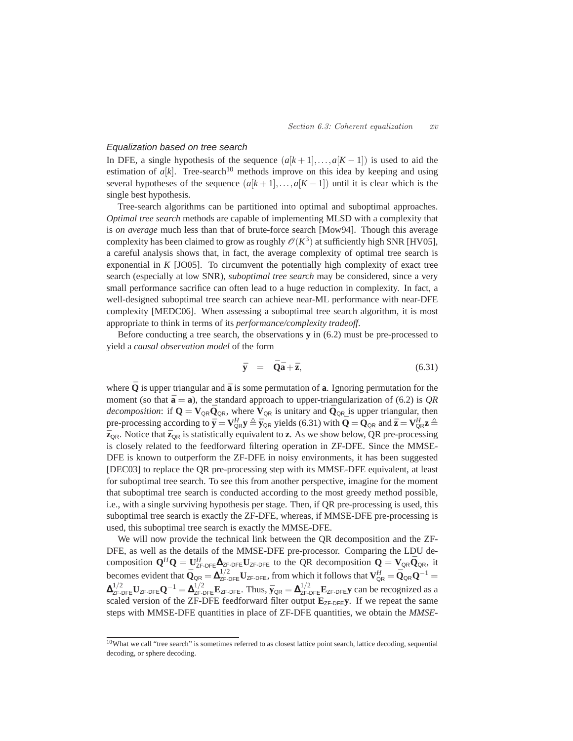### *Equalization based on tree search*

In DFE, a single hypothesis of the sequence $(a[k+1],\ldots,a[K-1])$ is used to aid the estimation of $a[k]$. Tree-search[10] methods improve on this idea by keeping and using several hypotheses of the sequence $(a[k+1],\ldots,a[K-1])$ until it is clear which is the single best hypothesis.

Tree-search algorithms can be partitioned into optimal and suboptimal approaches. *Optimal tree search* methods are capable of implementing MLSD with a complexity that is *on average* much less than that of brute-force search [Mow94]. Though this average complexity has been claimed to grow as roughly $\mathscr{O}(K^3)$ at sufficiently high SNR [HV05], a careful analysis shows that, in fact, the average complexity of optimal tree search is exponential in $K$ [JO05]. To circumvent the potentially high complexity of exact tree search (especially at low SNR), *suboptimal tree search* may be considered, since a very small performance sacrifice can often lead to a huge reduction in complexity. In fact, a well-designed suboptimal tree search can achieve near-ML performance with near-DFE complexity [MEDC06]. When assessing a suboptimal tree search algorithm, it is most appropriate to think in terms of its *performance/complexity tradeoff*.

Before conducting a tree search, the observations $\mathbf{y}$ in (6.2) must be pre-processed to yield a *causal observation model* of the form

$$\bar{\mathbf{y}} \;\; = \;\; \bar{\mathbf{Q}}\bar{\mathbf{a}}+\bar{\mathbf{z}}, \tag{6.31}$$

where $\bar{\mathbf{Q}}$ is upper triangular and $\bar{\mathbf{a}}$ is some permutation of $\mathbf{a}$. Ignoring permutation for the moment (so that $\bar{\mathbf{a}}=\mathbf{a}$), the standard approach to upper-triangularization of (6.2) is *QR decomposition*: if $\mathbf{Q}=\mathbf{V}_{\mathsf{QR}}\bar{\mathbf{Q}}_{\mathsf{QR}}$, where $\mathbf{V}_{\mathsf{QR}}$ is unitary and $\bar{\mathbf{Q}}_{\mathsf{QR}}$ is upper triangular, then pre-processing according to $\bar{\mathbf{y}}=\mathbf{V}_{\mathsf{QR}}^H\mathbf{y}\triangleq\bar{\mathbf{y}}_{\mathsf{QR}}$ yields (6.31) with $\bar{\mathbf{Q}}=\bar{\mathbf{Q}}_{\mathsf{QR}}$ and $\bar{\mathbf{z}}=\mathbf{V}_{\mathsf{QR}}^H\mathbf{z}\triangleq\bar{\mathbf{z}}_{\mathsf{QR}}$. Notice that $\bar{\mathbf{z}}_{\mathsf{QR}}$ is statistically equivalent to $\mathbf{z}$. As we show below, QR pre-processing is closely related to the feedforward filtering operation in ZF-DFE. Since the MMSE-DFE is known to outperform the ZF-DFE in noisy environments, it has been suggested [DEC03] to replace the QR pre-processing step with its MMSE-DFE equivalent, at least for suboptimal tree search. To see this from another perspective, imagine for the moment that suboptimal tree search is conducted according to the most greedy method possible, i.e., with a single surviving hypothesis per stage. Then, if QR pre-processing is used, this suboptimal tree search is exactly the ZF-DFE, whereas, if MMSE-DFE pre-processing is used, this suboptimal tree search is exactly the MMSE-DFE.

We will now provide the technical link between the QR decomposition and the ZF-DFE, as well as the details of the MMSE-DFE pre-processor. Comparing the LDU decomposition $\mathbf{Q}^H\mathbf{Q}=\mathbf{U}_{\mathsf{ZF\text{-}DFE}}^H\mathbf{\Delta}_{\mathsf{ZF\text{-}DFE}}\mathbf{U}_{\mathsf{ZF\text{-}DFE}}$ to the QR decomposition $\mathbf{Q}=\mathbf{V}_{\mathsf{QR}}\bar{\mathbf{Q}}_{\mathsf{QR}}$, it becomes evident that $\bar{\mathbf{Q}}_{\mathsf{QR}}=\mathbf{\Delta}_{\mathsf{ZF\text{-}DFE}}^{1/2}\mathbf{U}_{\mathsf{ZF\text{-}DFE}}$, from which it follows that $\mathbf{V}_{\mathsf{QR}}^H=\bar{\mathbf{Q}}_{\mathsf{QR}}\mathbf{Q}^{-1}=\mathbf{\Delta}_{\mathsf{ZF\text{-}DFE}}^{1/2}\mathbf{U}_{\mathsf{ZF\text{-}DFE}}\mathbf{Q}^{-1}=\mathbf{\Delta}_{\mathsf{ZF\text{-}DFE}}^{1/2}\mathbf{E}_{\mathsf{ZF\text{-}DFE}}$. Thus, $\bar{\mathbf{y}}_{\mathsf{QR}}=\mathbf{\Delta}_{\mathsf{ZF\text{-}DFE}}^{1/2}\mathbf{E}_{\mathsf{ZF\text{-}DFE}}\mathbf{y}$ can be recognized as a scaled version of the ZF-DFE feedforward filter output $\mathbf{E}_{\mathsf{ZF\text{-}DFE}}\mathbf{y}$. If we repeat the same steps with MMSE-DFE quantities in place of ZF-DFE quantities, we obtain the *MMSE-*

[10] What we call "tree search" is sometimes referred to as closest lattice point search, lattice decoding, sequential decoding, or sphere decoding.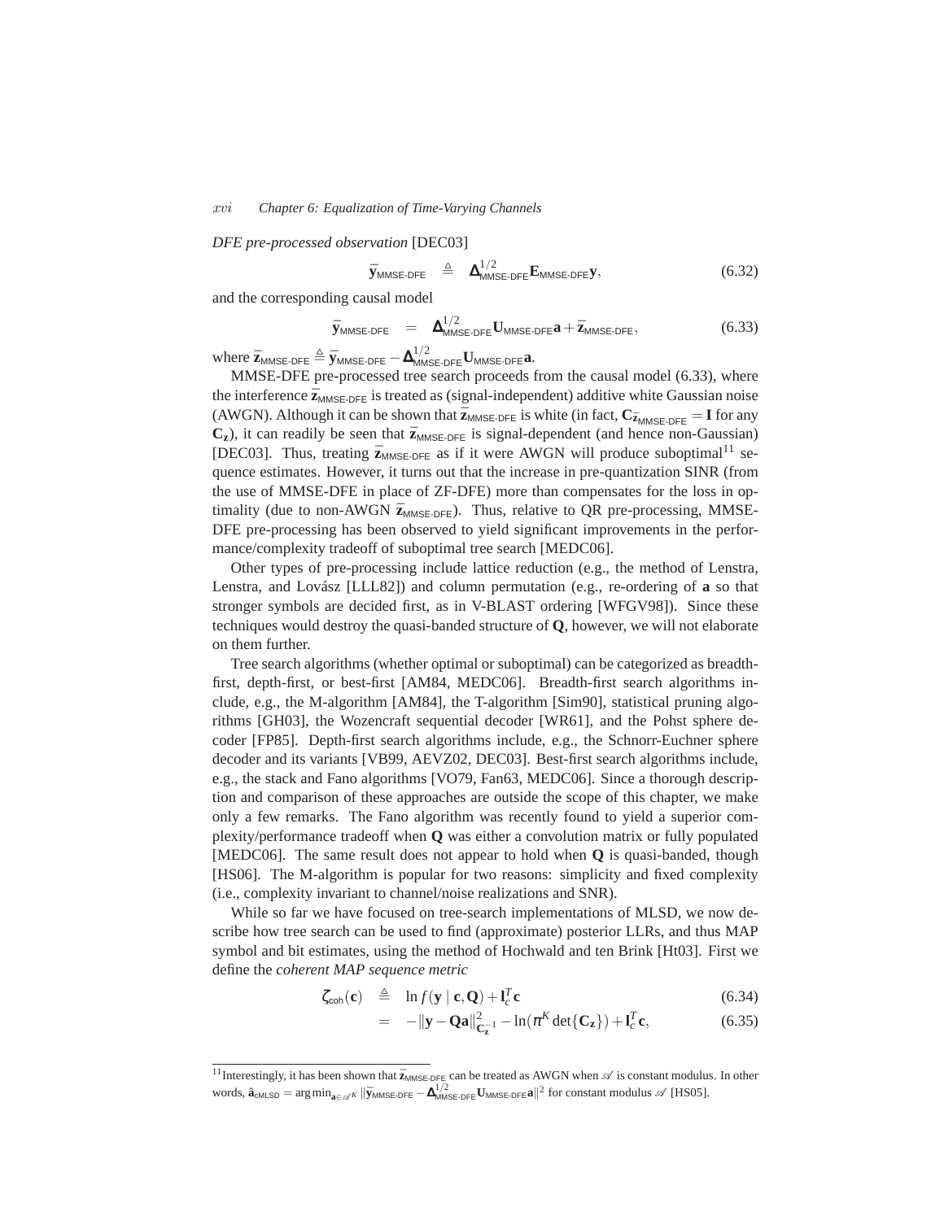*DFE pre-processed observation* [DEC03]

$$\bar{\mathbf{y}}_{\text{MMSE-DFE}} \triangleq \mathbf{\Delta}^{1/2}_{\text{MMSE-DFE}} \mathbf{E}_{\text{MMSE-DFE}} \mathbf{y}, \tag{6.32}$$

and the corresponding causal model

$$\bar{\mathbf{y}}_{\text{MMSE-DFE}} = \mathbf{\Delta}^{1/2}_{\text{MMSE-DFE}} \mathbf{U}_{\text{MMSE-DFE}} \mathbf{a} + \bar{\mathbf{z}}_{\text{MMSE-DFE}}, \tag{6.33}$$

where $\bar{\mathbf{z}}_{\text{MMSE-DFE}} \triangleq \bar{\mathbf{y}}_{\text{MMSE-DFE}} - \mathbf{\Delta}^{1/2}_{\text{MMSE-DFE}} \mathbf{U}_{\text{MMSE-DFE}} \mathbf{a}$.

MMSE-DFE pre-processed tree search proceeds from the causal model (6.33), where the interference $\bar{\mathbf{z}}_{\text{MMSE-DFE}}$ is treated as (signal-independent) additive white Gaussian noise (AWGN). Although it can be shown that $\bar{\mathbf{z}}_{\text{MMSE-DFE}}$ is white (in fact, $\mathbf{C}_{\bar{\mathbf{z}}_{\text{MMSE-DFE}}} = \mathbf{I}$ for any $\mathbf{C}_{\mathbf{z}}$), it can readily be seen that $\bar{\mathbf{z}}_{\text{MMSE-DFE}}$ is signal-dependent (and hence non-Gaussian) [DEC03]. Thus, treating $\bar{\mathbf{z}}_{\text{MMSE-DFE}}$ as if it were AWGN will produce suboptimal[11] sequence estimates. However, it turns out that the increase in pre-quantization SINR (from the use of MMSE-DFE in place of ZF-DFE) more than compensates for the loss in optimality (due to non-AWGN $\bar{\mathbf{z}}_{\text{MMSE-DFE}}$). Thus, relative to QR pre-processing, MMSE-DFE pre-processing has been observed to yield significant improvements in the performance/complexity tradeoff of suboptimal tree search [MEDC06].

Other types of pre-processing include lattice reduction (e.g., the method of Lenstra, Lenstra, and Lovász [LLL82]) and column permutation (e.g., re-ordering of $\mathbf{a}$ so that stronger symbols are decided first, as in V-BLAST ordering [WFGV98]). Since these techniques would destroy the quasi-banded structure of $\mathbf{Q}$, however, we will not elaborate on them further.

Tree search algorithms (whether optimal or suboptimal) can be categorized as breadth-first, depth-first, or best-first [AM84, MEDC06]. Breadth-first search algorithms include, e.g., the M-algorithm [AM84], the T-algorithm [Sim90], statistical pruning algorithms [GH03], the Wozencraft sequential decoder [WR61], and the Pohst sphere decoder [FP85]. Depth-first search algorithms include, e.g., the Schnorr-Euchner sphere decoder and its variants [VB99, AEVZ02, DEC03]. Best-first search algorithms include, e.g., the stack and Fano algorithms [VO79, Fan63, MEDC06]. Since a thorough description and comparison of these approaches are outside the scope of this chapter, we make only a few remarks. The Fano algorithm was recently found to yield a superior complexity/performance tradeoff when $\mathbf{Q}$ was either a convolution matrix or fully populated [MEDC06]. The same result does not appear to hold when $\mathbf{Q}$ is quasi-banded, though [HS06]. The M-algorithm is popular for two reasons: simplicity and fixed complexity (i.e., complexity invariant to channel/noise realizations and SNR).

While so far we have focused on tree-search implementations of MLSD, we now describe how tree search can be used to find (approximate) posterior LLRs, and thus MAP symbol and bit estimates, using the method of Hochwald and ten Brink [Ht03]. First we define the *coherent MAP sequence metric*

$$\begin{aligned} \zeta_{\text{coh}}(\mathbf{c}) &\triangleq \ln f(\mathbf{y} \mid \mathbf{c}, \mathbf{Q}) + \mathbf{l}_c^T \mathbf{c} && (6.34) \\ &= -\|\mathbf{y} - \mathbf{Q}\mathbf{a}\|^2_{\mathbf{C}_{\mathbf{z}}^{-1}} - \ln(\pi^K \det\{\mathbf{C}_{\mathbf{z}}\}) + \mathbf{l}_c^T \mathbf{c}, && (6.35) \end{aligned}$$

[11] Interestingly, it has been shown that $\bar{\mathbf{z}}_{\text{MMSE-DFE}}$ can be treated as AWGN when $\mathscr{A}$ is constant modulus. In other words, $\hat{\mathbf{a}}_{\text{cMLSD}} = \arg\min_{\mathbf{a} \in \mathscr{A}^K} \|\bar{\mathbf{y}}_{\text{MMSE-DFE}} - \mathbf{\Delta}^{1/2}_{\text{MMSE-DFE}} \mathbf{U}_{\text{MMSE-DFE}} \mathbf{a}\|^2$ for constant modulus $\mathscr{A}$ [HS05].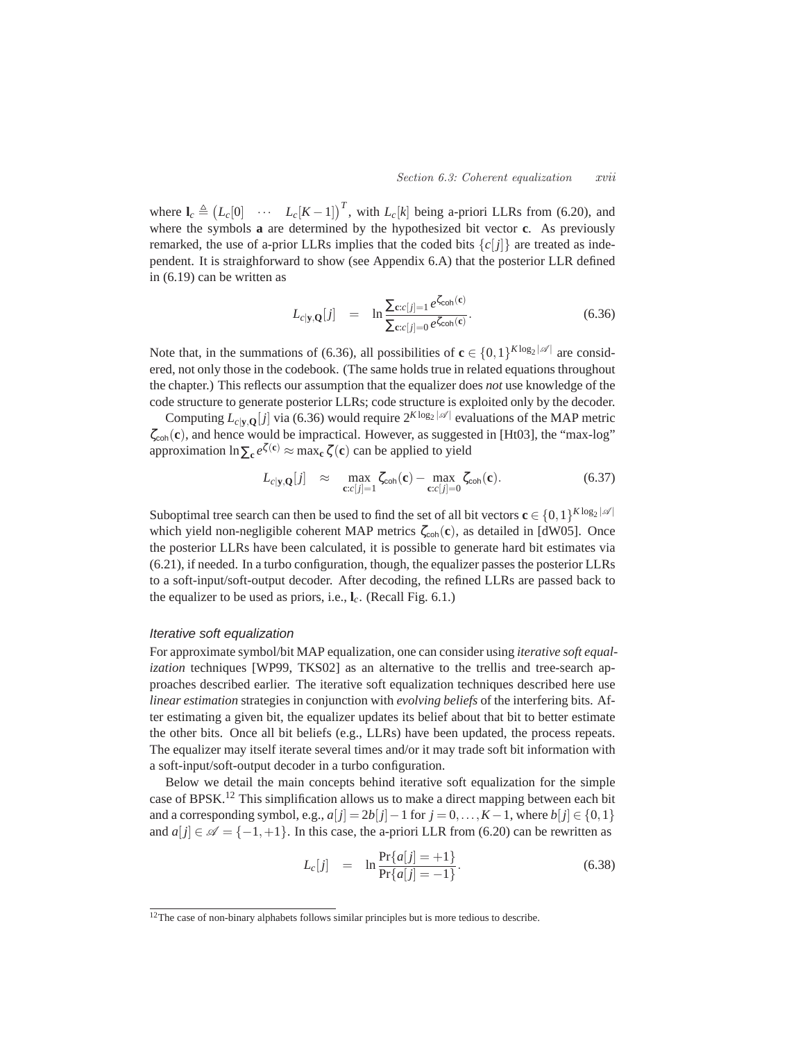where $\mathbf{l}_c \triangleq \begin{pmatrix} L_c[0] & \cdots & L_c[K-1] \end{pmatrix}^T$, with $L_c[k]$ being a-priori LLRs from (6.20), and where the symbols $\mathbf{a}$ are determined by the hypothesized bit vector $\mathbf{c}$. As previously remarked, the use of a-prior LLRs implies that the coded bits $\{c[j]\}$ are treated as independent. It is straightforward to show (see Appendix 6.A) that the posterior LLR defined in (6.19) can be written as

$$L_{c|\mathbf{y},\mathbf{Q}}[j] = \ln \frac{\sum_{\mathbf{c}:c[j]=1} e^{\zeta_{\mathsf{coh}}(\mathbf{c})}}{\sum_{\mathbf{c}:c[j]=0} e^{\zeta_{\mathsf{coh}}(\mathbf{c})}}. \tag{6.36}$$

Note that, in the summations of (6.36), all possibilities of $\mathbf{c} \in \{0,1\}^{K \log_2 |\mathscr{A}|}$ are considered, not only those in the codebook. (The same holds true in related equations throughout the chapter.) This reflects our assumption that the equalizer does *not* use knowledge of the code structure to generate posterior LLRs; code structure is exploited only by the decoder.

Computing $L_{c|\mathbf{y},\mathbf{Q}}[j]$ via (6.36) would require $2^{K \log_2 |\mathscr{A}|}$ evaluations of the MAP metric $\zeta_{\mathsf{coh}}(\mathbf{c})$, and hence would be impractical. However, as suggested in [Ht03], the "max-log" approximation $\ln \sum_{\mathbf{c}} e^{\zeta(\mathbf{c})} \approx \max_{\mathbf{c}} \zeta(\mathbf{c})$ can be applied to yield

$$L_{c|\mathbf{y},\mathbf{Q}}[j] \approx \max_{\mathbf{c}:c[j]=1} \zeta_{\mathsf{coh}}(\mathbf{c}) - \max_{\mathbf{c}:c[j]=0} \zeta_{\mathsf{coh}}(\mathbf{c}). \tag{6.37}$$

Suboptimal tree search can then be used to find the set of all bit vectors $\mathbf{c} \in \{0,1\}^{K \log_2 |\mathscr{A}|}$ which yield non-negligible coherent MAP metrics $\zeta_{\mathsf{coh}}(\mathbf{c})$, as detailed in [dW05]. Once the posterior LLRs have been calculated, it is possible to generate hard bit estimates via (6.21), if needed. In a turbo configuration, though, the equalizer passes the posterior LLRs to a soft-input/soft-output decoder. After decoding, the refined LLRs are passed back to the equalizer to be used as priors, i.e., $\mathbf{l}_c$. (Recall Fig. 6.1.)

### *Iterative soft equalization*

For approximate symbol/bit MAP equalization, one can consider using *iterative soft equalization* techniques [WP99, TKS02] as an alternative to the trellis and tree-search approaches described earlier. The iterative soft equalization techniques described here use *linear estimation* strategies in conjunction with *evolving beliefs* of the interfering bits. After estimating a given bit, the equalizer updates its belief about that bit to better estimate the other bits. Once all bit beliefs (e.g., LLRs) have been updated, the process repeats. The equalizer may itself iterate several times and/or it may trade soft bit information with a soft-input/soft-output decoder in a turbo configuration.

Below we detail the main concepts behind iterative soft equalization for the simple case of BPSK.[12] This simplification allows us to make a direct mapping between each bit and a corresponding symbol, e.g., $a[j] = 2b[j] - 1$ for $j = 0, \ldots, K-1$, where $b[j] \in \{0,1\}$ and $a[j] \in \mathscr{A} = \{-1, +1\}$. In this case, the a-priori LLR from (6.20) can be rewritten as

$$L_c[j] = \ln \frac{\Pr\{a[j] = +1\}}{\Pr\{a[j] = -1\}}. \tag{6.38}$$

[12] The case of non-binary alphabets follows similar principles but is more tedious to describe.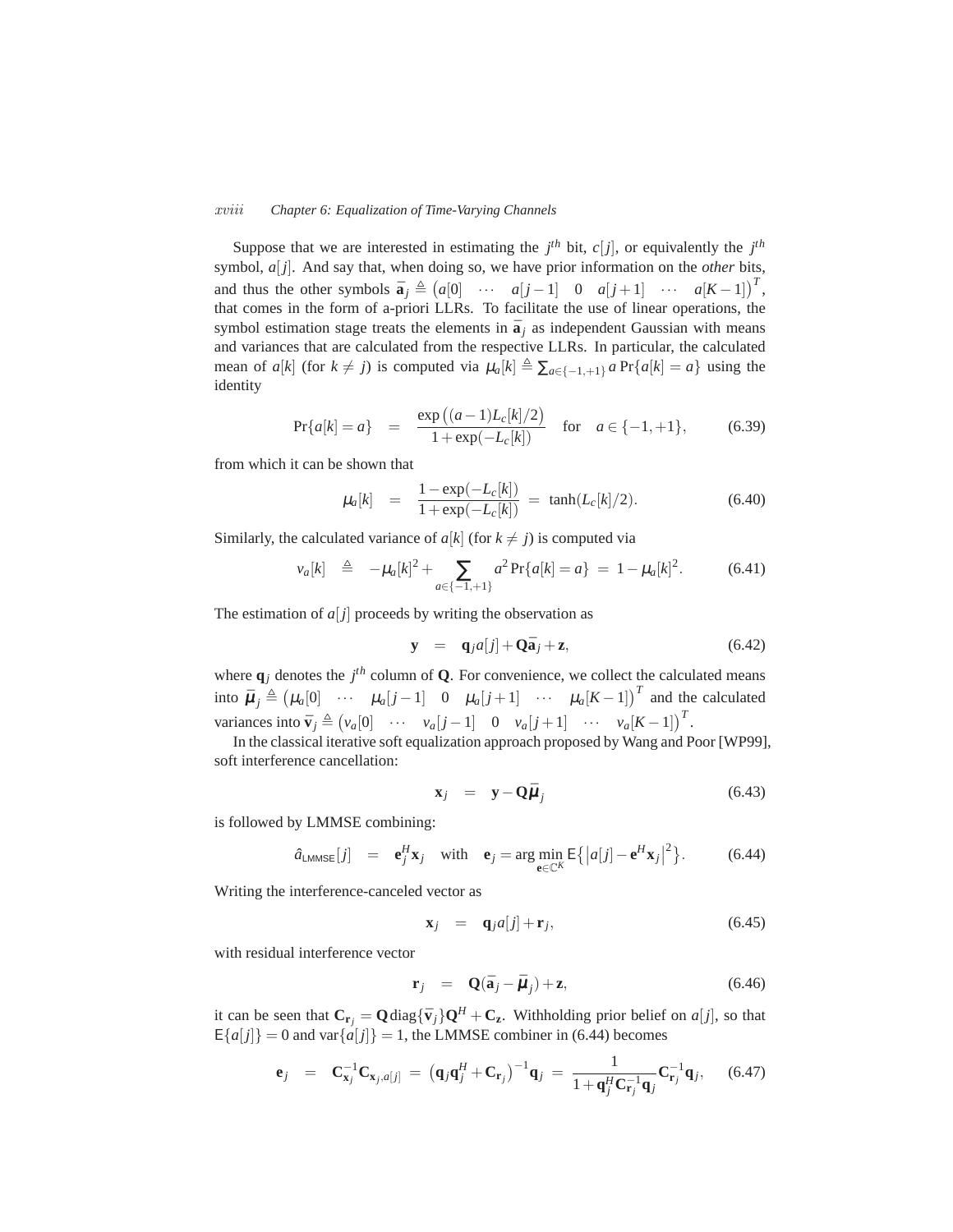Suppose that we are interested in estimating the $j^{th}$ bit, $c[j]$, or equivalently the $j^{th}$ symbol, $a[j]$. And say that, when doing so, we have prior information on the *other* bits, and thus the other symbols $\bar{\mathbf{a}}_j \triangleq \begin{pmatrix} a[0] & \cdots & a[j-1] & 0 & a[j+1] & \cdots & a[K-1] \end{pmatrix}^T$, that comes in the form of a-priori LLRs. To facilitate the use of linear operations, the symbol estimation stage treats the elements in $\bar{\mathbf{a}}_j$ as independent Gaussian with means and variances that are calculated from the respective LLRs. In particular, the calculated mean of $a[k]$ (for $k \neq j$) is computed via $\mu_a[k] \triangleq \sum_{a\in\{-1,+1\}} a \Pr\{a[k]=a\}$ using the identity

$$\Pr\{a[k]=a\} \quad = \quad \frac{\exp\big((a-1)L_c[k]/2\big)}{1+\exp(-L_c[k])} \quad \text{for} \quad a \in \{-1,+1\}, \tag{6.39}$$

from which it can be shown that

$$\mu_a[k] \quad = \quad \frac{1-\exp(-L_c[k])}{1+\exp(-L_c[k])} \;=\; \tanh(L_c[k]/2). \tag{6.40}$$

Similarly, the calculated variance of $a[k]$ (for $k \neq j$) is computed via

$$v_a[k] \quad \triangleq \quad -\mu_a[k]^2 + \sum_{a\in\{-1,+1\}} a^2 \Pr\{a[k]=a\} \;=\; 1-\mu_a[k]^2. \tag{6.41}$$

The estimation of $a[j]$ proceeds by writing the observation as

$$\mathbf{y} \quad = \quad \mathbf{q}_j a[j] + \mathbf{Q}\bar{\mathbf{a}}_j + \mathbf{z}, \tag{6.42}$$

where $\mathbf{q}_j$ denotes the $j^{th}$ column of $\mathbf{Q}$. For convenience, we collect the calculated means into $\bar{\boldsymbol{\mu}}_j \triangleq \begin{pmatrix} \mu_a[0] & \cdots & \mu_a[j-1] & 0 & \mu_a[j+1] & \cdots & \mu_a[K-1] \end{pmatrix}^T$ and the calculated variances into $\bar{\mathbf{v}}_j \triangleq \begin{pmatrix} v_a[0] & \cdots & v_a[j-1] & 0 & v_a[j+1] & \cdots & v_a[K-1] \end{pmatrix}^T$.

In the classical iterative soft equalization approach proposed by Wang and Poor [WP99], soft interference cancellation:

$$\mathbf{x}_j \quad = \quad \mathbf{y} - \mathbf{Q}\bar{\boldsymbol{\mu}}_j \tag{6.43}$$

is followed by LMMSE combining:

$$\hat{a}_{\text{LMMSE}}[j] \quad = \quad \mathbf{e}_j^H \mathbf{x}_j \quad \text{with} \quad \mathbf{e}_j = \arg\min_{\mathbf{e}\in\mathbb{C}^K} \mathsf{E}\big\{\big|a[j]-\mathbf{e}^H\mathbf{x}_j\big|^2\big\}. \tag{6.44}$$

Writing the interference-canceled vector as

$$\mathbf{x}_j \quad = \quad \mathbf{q}_j a[j] + \mathbf{r}_j, \tag{6.45}$$

with residual interference vector

$$\mathbf{r}_j \quad = \quad \mathbf{Q}(\bar{\mathbf{a}}_j - \bar{\boldsymbol{\mu}}_j) + \mathbf{z}, \tag{6.46}$$

it can be seen that $\mathbf{C}_{\mathbf{r}_j} = \mathbf{Q}\,\text{diag}\{\bar{\mathbf{v}}_j\}\mathbf{Q}^H + \mathbf{C}_{\mathbf{z}}$. Withholding prior belief on $a[j]$, so that $\mathsf{E}\{a[j]\} = 0$ and $\text{var}\{a[j]\} = 1$, the LMMSE combiner in (6.44) becomes

$$\mathbf{e}_j \quad = \quad \mathbf{C}_{\mathbf{x}_j}^{-1}\mathbf{C}_{\mathbf{x}_j,a[j]} \;=\; \big(\mathbf{q}_j\mathbf{q}_j^H + \mathbf{C}_{\mathbf{r}_j}\big)^{-1}\mathbf{q}_j \;=\; \frac{1}{1+\mathbf{q}_j^H\mathbf{C}_{\mathbf{r}_j}^{-1}\mathbf{q}_j}\mathbf{C}_{\mathbf{r}_j}^{-1}\mathbf{q}_j, \tag{6.47}$$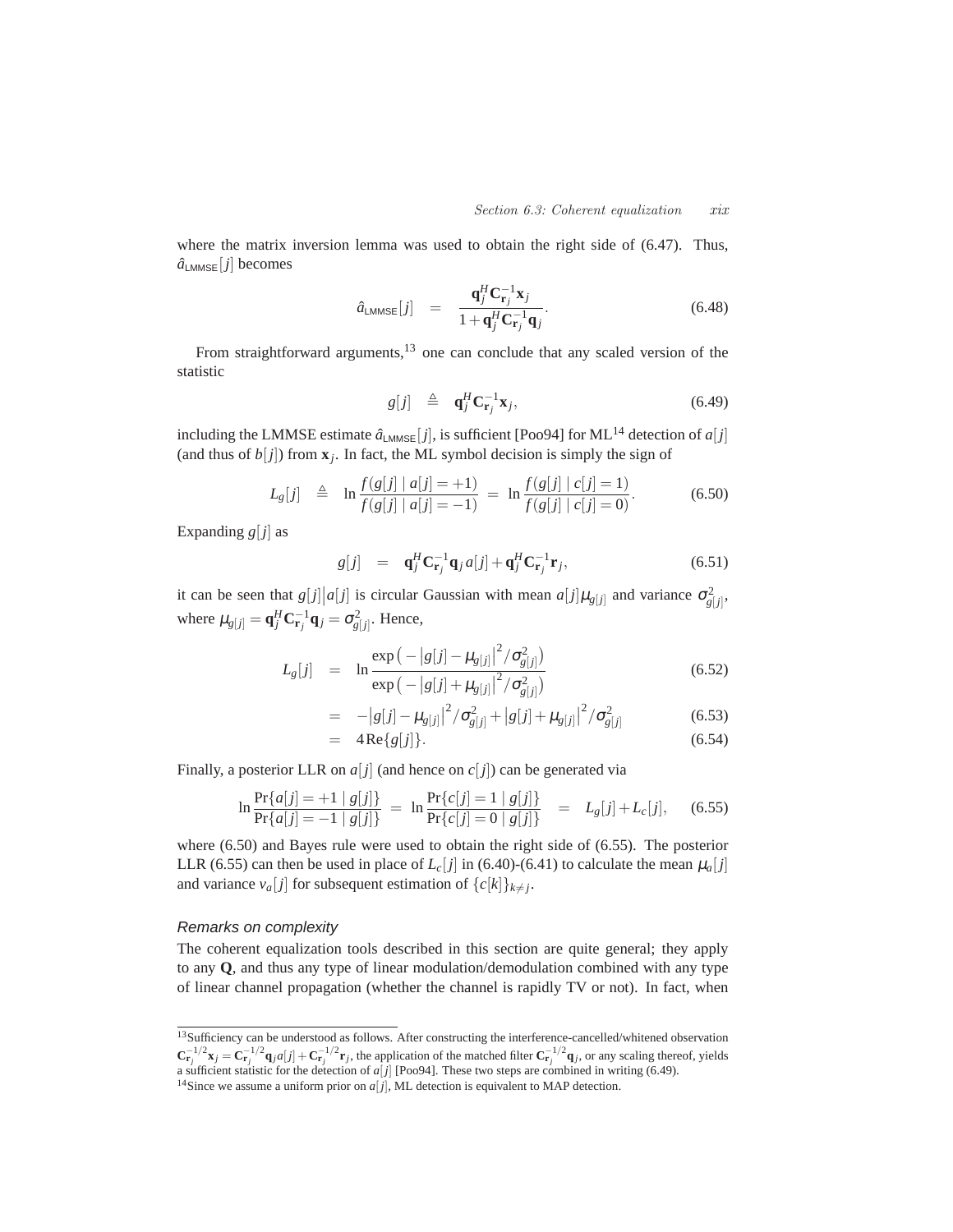where the matrix inversion lemma was used to obtain the right side of (6.47). Thus, $\hat{a}_{\mathsf{LMMSE}}[j]$ becomes

$$\hat{a}_{\mathsf{LMMSE}}[j] \quad = \quad \frac{\mathbf{q}_j^H \mathbf{C}_{\mathbf{r}_j}^{-1} \mathbf{x}_j}{1 + \mathbf{q}_j^H \mathbf{C}_{\mathbf{r}_j}^{-1} \mathbf{q}_j}. \tag{6.48}$$

From straightforward arguments,[13] one can conclude that any scaled version of the statistic

$$g[j] \quad \triangleq \quad \mathbf{q}_j^H \mathbf{C}_{\mathbf{r}_j}^{-1} \mathbf{x}_j, \tag{6.49}$$

including the LMMSE estimate $\hat{a}_{\mathsf{LMMSE}}[j]$, is sufficient [Poo94] for ML[14] detection of $a[j]$ (and thus of $b[j]$) from $\mathbf{x}_j$. In fact, the ML symbol decision is simply the sign of

$$L_g[j] \quad \triangleq \quad \ln \frac{f(g[j] \mid a[j] = +1)}{f(g[j] \mid a[j] = -1)} \; = \; \ln \frac{f(g[j] \mid c[j] = 1)}{f(g[j] \mid c[j] = 0)}. \tag{6.50}$$

Expanding $g[j]$ as

$$g[j] \quad = \quad \mathbf{q}_j^H \mathbf{C}_{\mathbf{r}_j}^{-1} \mathbf{q}_j \, a[j] + \mathbf{q}_j^H \mathbf{C}_{\mathbf{r}_j}^{-1} \mathbf{r}_j, \tag{6.51}$$

it can be seen that $g[j] \big| a[j]$ is circular Gaussian with mean $a[j]\mu_{g[j]}$ and variance $\sigma_{g[j]}^2$, where $\mu_{g[j]} = \mathbf{q}_j^H \mathbf{C}_{\mathbf{r}_j}^{-1} \mathbf{q}_j = \sigma_{g[j]}^2$. Hence,

$$\begin{aligned}
L_g[j] \quad &= \quad \ln \frac{\exp\big(-\big|g[j] - \mu_{g[j]}\big|^2 / \sigma_{g[j]}^2\big)}{\exp\big(-\big|g[j] + \mu_{g[j]}\big|^2 / \sigma_{g[j]}^2\big)} && (6.52) \\
&= \quad -\big|g[j] - \mu_{g[j]}\big|^2 / \sigma_{g[j]}^2 + \big|g[j] + \mu_{g[j]}\big|^2 / \sigma_{g[j]}^2 && (6.53) \\
&= \quad 4 \, \mathrm{Re}\{g[j]\}. && (6.54)
\end{aligned}$$

Finally, a posterior LLR on $a[j]$ (and hence on $c[j]$) can be generated via

$$\ln \frac{\Pr\{a[j] = +1 \mid g[j]\}}{\Pr\{a[j] = -1 \mid g[j]\}} \; = \; \ln \frac{\Pr\{c[j] = 1 \mid g[j]\}}{\Pr\{c[j] = 0 \mid g[j]\}} \quad = \quad L_g[j] + L_c[j], \tag{6.55}$$

where (6.50) and Bayes rule were used to obtain the right side of (6.55). The posterior LLR (6.55) can then be used in place of $L_c[j]$ in (6.40)-(6.41) to calculate the mean $\mu_a[j]$ and variance $v_a[j]$ for subsequent estimation of $\{c[k]\}_{k \neq j}$.

*Remarks on complexity*

The coherent equalization tools described in this section are quite general; they apply to any $\mathbf{Q}$, and thus any type of linear modulation/demodulation combined with any type of linear channel propagation (whether the channel is rapidly TV or not). In fact, when

---

[13] Sufficiency can be understood as follows. After constructing the interference-cancelled/whitened observation $\mathbf{C}_{\mathbf{r}_j}^{-1/2} \mathbf{x}_j = \mathbf{C}_{\mathbf{r}_j}^{-1/2} \mathbf{q}_j a[j] + \mathbf{C}_{\mathbf{r}_j}^{-1/2} \mathbf{r}_j$, the application of the matched filter $\mathbf{C}_{\mathbf{r}_j}^{-1/2} \mathbf{q}_j$, or any scaling thereof, yields a sufficient statistic for the detection of $a[j]$ [Poo94]. These two steps are combined in writing (6.49).

[14] Since we assume a uniform prior on $a[j]$, ML detection is equivalent to MAP detection.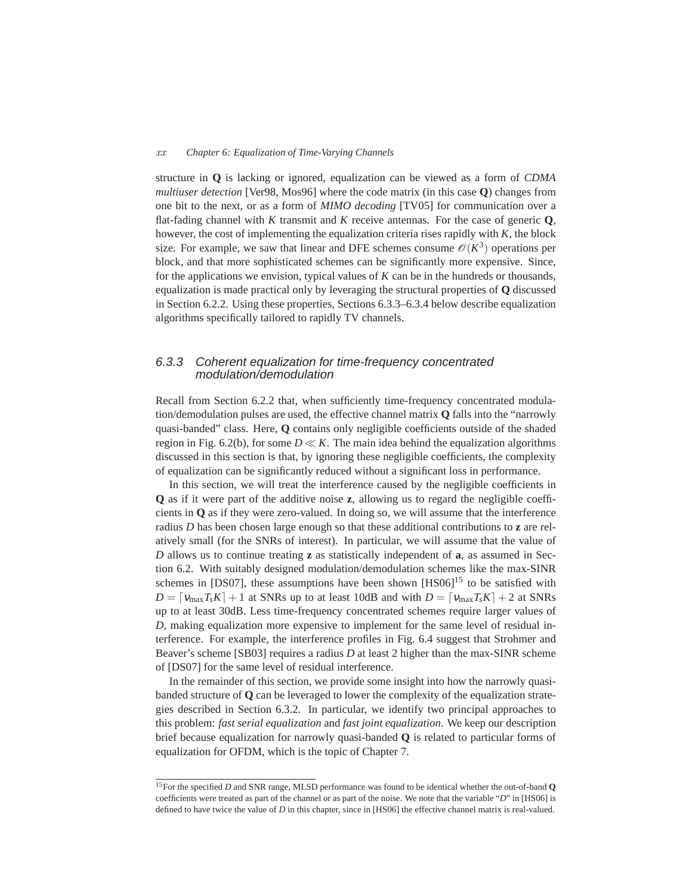structure in $\mathbf{Q}$ is lacking or ignored, equalization can be viewed as a form of *CDMA multiuser detection* [Ver98, Mos96] where the code matrix (in this case $\mathbf{Q}$) changes from one bit to the next, or as a form of *MIMO decoding* [TV05] for communication over a flat-fading channel with $K$ transmit and $K$ receive antennas. For the case of generic $\mathbf{Q}$, however, the cost of implementing the equalization criteria rises rapidly with $K$, the block size. For example, we saw that linear and DFE schemes consume $\mathscr{O}(K^3)$ operations per block, and that more sophisticated schemes can be significantly more expensive. Since, for the applications we envision, typical values of $K$ can be in the hundreds or thousands, equalization is made practical only by leveraging the structural properties of $\mathbf{Q}$ discussed in Section 6.2.2. Using these properties, Sections 6.3.3–6.3.4 below describe equalization algorithms specifically tailored to rapidly TV channels.

### 6.3.3 Coherent equalization for time-frequency concentrated modulation/demodulation

Recall from Section 6.2.2 that, when sufficiently time-frequency concentrated modulation/demodulation pulses are used, the effective channel matrix $\mathbf{Q}$ falls into the "narrowly quasi-banded" class. Here, $\mathbf{Q}$ contains only negligible coefficients outside of the shaded region in Fig. 6.2(b), for some $D \ll K$. The main idea behind the equalization algorithms discussed in this section is that, by ignoring these negligible coefficients, the complexity of equalization can be significantly reduced without a significant loss in performance.

In this section, we will treat the interference caused by the negligible coefficients in $\mathbf{Q}$ as if it were part of the additive noise $\mathbf{z}$, allowing us to regard the negligible coefficients in $\mathbf{Q}$ as if they were zero-valued. In doing so, we will assume that the interference radius $D$ has been chosen large enough so that these additional contributions to $\mathbf{z}$ are relatively small (for the SNRs of interest). In particular, we will assume that the value of $D$ allows us to continue treating $\mathbf{z}$ as statistically independent of $\mathbf{a}$, as assumed in Section 6.2. With suitably designed modulation/demodulation schemes like the max-SINR schemes in [DS07], these assumptions have been shown [HS06][15] to be satisfied with $D = \lceil \nu_{\max} T_s K \rceil + 1$ at SNRs up to at least 10dB and with $D = \lceil \nu_{\max} T_s K \rceil + 2$ at SNRs up to at least 30dB. Less time-frequency concentrated schemes require larger values of $D$, making equalization more expensive to implement for the same level of residual interference. For example, the interference profiles in Fig. 6.4 suggest that Strohmer and Beaver's scheme [SB03] requires a radius $D$ at least 2 higher than the max-SINR scheme of [DS07] for the same level of residual interference.

In the remainder of this section, we provide some insight into how the narrowly quasi-banded structure of $\mathbf{Q}$ can be leveraged to lower the complexity of the equalization strategies described in Section 6.3.2. In particular, we identify two principal approaches to this problem: *fast serial equalization* and *fast joint equalization*. We keep our description brief because equalization for narrowly quasi-banded $\mathbf{Q}$ is related to particular forms of equalization for OFDM, which is the topic of Chapter 7.

---

[15] For the specified $D$ and SNR range, MLSD performance was found to be identical whether the out-of-band $\mathbf{Q}$ coefficients were treated as part of the channel or as part of the noise. We note that the variable "$D$" in [HS06] is defined to have twice the value of $D$ in this chapter, since in [HS06] the effective channel matrix is real-valued.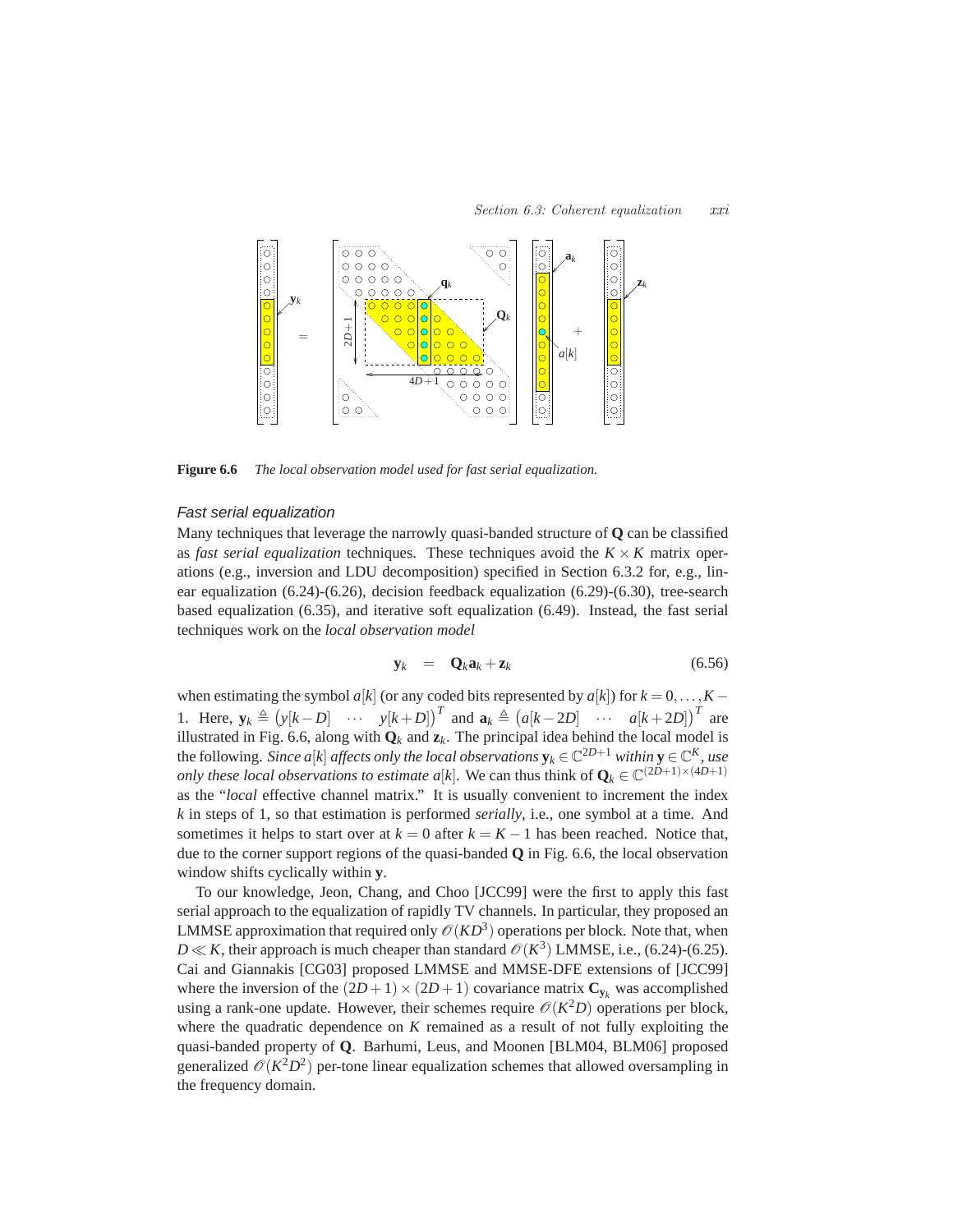**Figure 6.6** *The local observation model used for fast serial equalization.*

### *Fast serial equalization*

Many techniques that leverage the narrowly quasi-banded structure of $\mathbf{Q}$ can be classified as *fast serial equalization* techniques. These techniques avoid the $K \times K$ matrix operations (e.g., inversion and LDU decomposition) specified in Section 6.3.2 for, e.g., linear equalization (6.24)-(6.26), decision feedback equalization (6.29)-(6.30), tree-search based equalization (6.35), and iterative soft equalization (6.49). Instead, the fast serial techniques work on the *local observation model*

$$\mathbf{y}_k \quad = \quad \mathbf{Q}_k \mathbf{a}_k + \mathbf{z}_k \tag{6.56}$$

when estimating the symbol $a[k]$ (or any coded bits represented by $a[k]$) for $k = 0, \ldots, K-1$. Here, $\mathbf{y}_k \triangleq \big(y[k-D] \quad \cdots \quad y[k+D]\big)^T$ and $\mathbf{a}_k \triangleq \big(a[k-2D] \quad \cdots \quad a[k+2D]\big)^T$ are illustrated in Fig. 6.6, along with $\mathbf{Q}_k$ and $\mathbf{z}_k$. The principal idea behind the local model is the following. *Since $a[k]$ affects only the local observations $\mathbf{y}_k \in \mathbb{C}^{2D+1}$ within $\mathbf{y} \in \mathbb{C}^K$, use only these local observations to estimate $a[k]$*. We can thus think of $\mathbf{Q}_k \in \mathbb{C}^{(2D+1)\times(4D+1)}$ as the "*local* effective channel matrix." It is usually convenient to increment the index $k$ in steps of 1, so that estimation is performed *serially*, i.e., one symbol at a time. And sometimes it helps to start over at $k = 0$ after $k = K-1$ has been reached. Notice that, due to the corner support regions of the quasi-banded $\mathbf{Q}$ in Fig. 6.6, the local observation window shifts cyclically within $\mathbf{y}$.

To our knowledge, Jeon, Chang, and Choo [JCC99] were the first to apply this fast serial approach to the equalization of rapidly TV channels. In particular, they proposed an LMMSE approximation that required only $\mathcal{O}(KD^3)$ operations per block. Note that, when $D \ll K$, their approach is much cheaper than standard $\mathcal{O}(K^3)$ LMMSE, i.e., (6.24)-(6.25). Cai and Giannakis [CG03] proposed LMMSE and MMSE-DFE extensions of [JCC99] where the inversion of the $(2D+1)\times(2D+1)$ covariance matrix $\mathbf{C}_{\mathbf{y}_k}$ was accomplished using a rank-one update. However, their schemes require $\mathcal{O}(K^2D)$ operations per block, where the quadratic dependence on $K$ remained as a result of not fully exploiting the quasi-banded property of $\mathbf{Q}$. Barhumi, Leus, and Moonen [BLM04, BLM06] proposed generalized $\mathcal{O}(K^2D^2)$ per-tone linear equalization schemes that allowed oversampling in the frequency domain.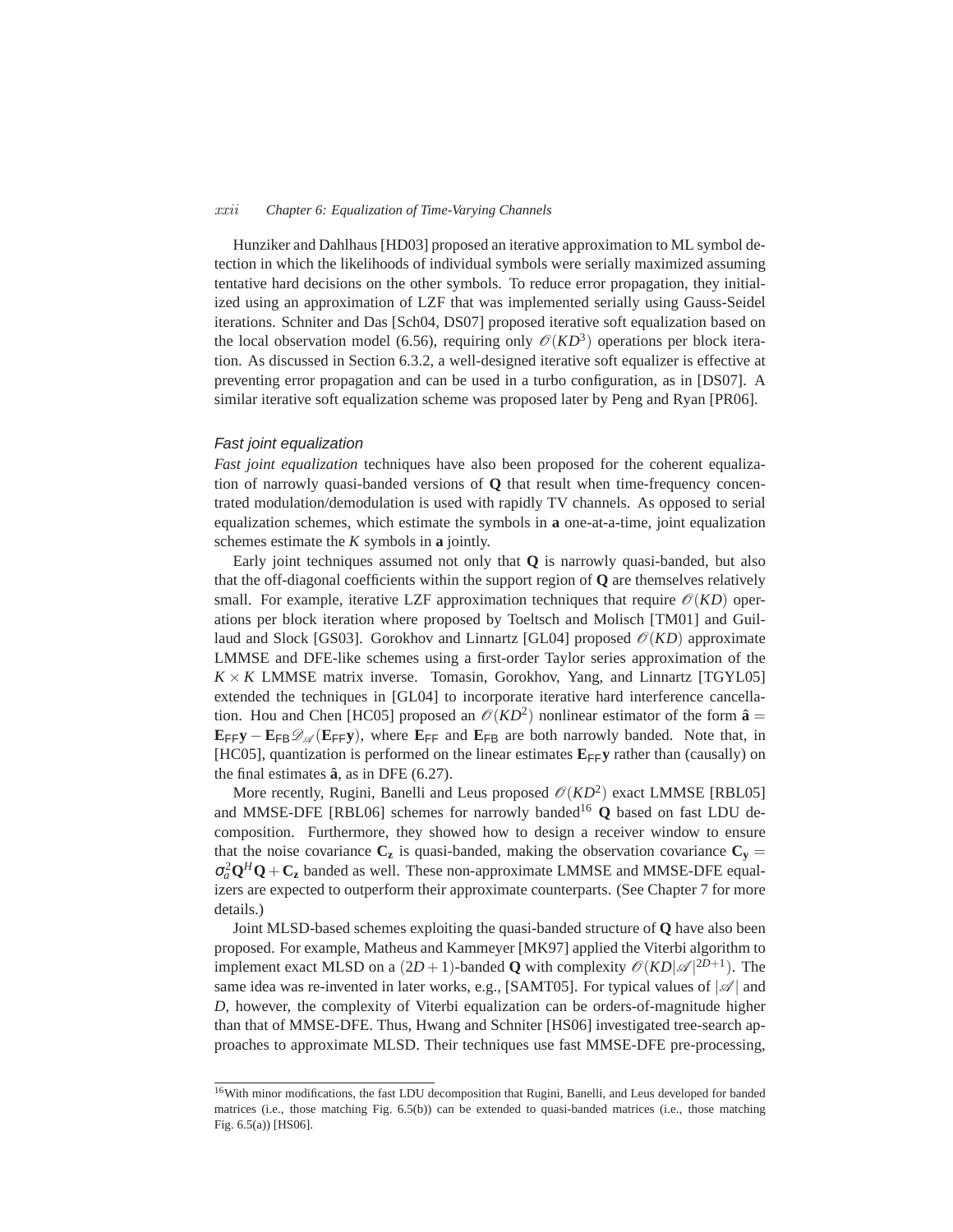Hunziker and Dahlhaus [HD03] proposed an iterative approximation to ML symbol detection in which the likelihoods of individual symbols were serially maximized assuming tentative hard decisions on the other symbols. To reduce error propagation, they initialized using an approximation of LZF that was implemented serially using Gauss-Seidel iterations. Schniter and Das [Sch04, DS07] proposed iterative soft equalization based on the local observation model (6.56), requiring only $\mathscr{O}(KD^3)$ operations per block iteration. As discussed in Section 6.3.2, a well-designed iterative soft equalizer is effective at preventing error propagation and can be used in a turbo configuration, as in [DS07]. A similar iterative soft equalization scheme was proposed later by Peng and Ryan [PR06].

### Fast joint equalization

*Fast joint equalization* techniques have also been proposed for the coherent equalization of narrowly quasi-banded versions of $\mathbf{Q}$ that result when time-frequency concentrated modulation/demodulation is used with rapidly TV channels. As opposed to serial equalization schemes, which estimate the symbols in $\mathbf{a}$ one-at-a-time, joint equalization schemes estimate the $K$ symbols in $\mathbf{a}$ jointly.

Early joint techniques assumed not only that $\mathbf{Q}$ is narrowly quasi-banded, but also that the off-diagonal coefficients within the support region of $\mathbf{Q}$ are themselves relatively small. For example, iterative LZF approximation techniques that require $\mathscr{O}(KD)$ operations per block iteration where proposed by Toeltsch and Molisch [TM01] and Guillaud and Slock [GS03]. Gorokhov and Linnartz [GL04] proposed $\mathscr{O}(KD)$ approximate LMMSE and DFE-like schemes using a first-order Taylor series approximation of the $K \times K$ LMMSE matrix inverse. Tomasin, Gorokhov, Yang, and Linnartz [TGYL05] extended the techniques in [GL04] to incorporate iterative hard interference cancellation. Hou and Chen [HC05] proposed an $\mathscr{O}(KD^2)$ nonlinear estimator of the form $\hat{\mathbf{a}} = \mathbf{E}_{\mathsf{FF}}\mathbf{y} - \mathbf{E}_{\mathsf{FB}}\mathscr{D}_{\mathscr{A}}(\mathbf{E}_{\mathsf{FF}}\mathbf{y})$, where $\mathbf{E}_{\mathsf{FF}}$ and $\mathbf{E}_{\mathsf{FB}}$ are both narrowly banded. Note that, in [HC05], quantization is performed on the linear estimates $\mathbf{E}_{\mathsf{FF}}\mathbf{y}$ rather than (causally) on the final estimates $\hat{\mathbf{a}}$, as in DFE (6.27).

More recently, Rugini, Banelli and Leus proposed $\mathscr{O}(KD^2)$ exact LMMSE [RBL05] and MMSE-DFE [RBL06] schemes for narrowly banded[16] $\mathbf{Q}$ based on fast LDU decomposition. Furthermore, they showed how to design a receiver window to ensure that the noise covariance $\mathbf{C}_{\mathbf{z}}$ is quasi-banded, making the observation covariance $\mathbf{C}_{\mathbf{y}} = \sigma_a^2\mathbf{Q}^H\mathbf{Q} + \mathbf{C}_{\mathbf{z}}$ banded as well. These non-approximate LMMSE and MMSE-DFE equalizers are expected to outperform their approximate counterparts. (See Chapter 7 for more details.)

Joint MLSD-based schemes exploiting the quasi-banded structure of $\mathbf{Q}$ have also been proposed. For example, Matheus and Kammeyer [MK97] applied the Viterbi algorithm to implement exact MLSD on a $(2D+1)$-banded $\mathbf{Q}$ with complexity $\mathscr{O}(KD|\mathscr{A}|^{2D+1})$. The same idea was re-invented in later works, e.g., [SAMT05]. For typical values of $|\mathscr{A}|$ and $D$, however, the complexity of Viterbi equalization can be orders-of-magnitude higher than that of MMSE-DFE. Thus, Hwang and Schniter [HS06] investigated tree-search approaches to approximate MLSD. Their techniques use fast MMSE-DFE pre-processing,

[16] With minor modifications, the fast LDU decomposition that Rugini, Banelli, and Leus developed for banded matrices (i.e., those matching Fig. 6.5(b)) can be extended to quasi-banded matrices (i.e., those matching Fig. 6.5(a)) [HS06].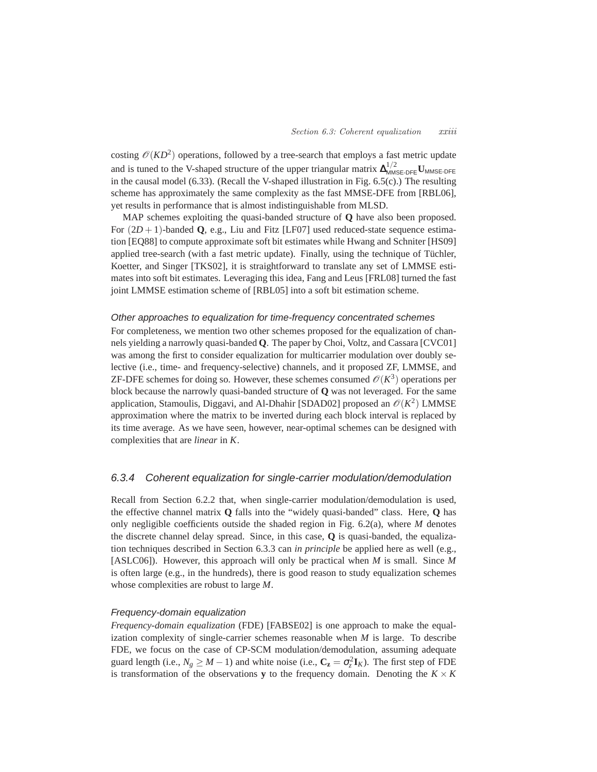costing $\mathcal{O}(KD^2)$ operations, followed by a tree-search that employs a fast metric update and is tuned to the V-shaped structure of the upper triangular matrix $\mathbf{\Delta}^{1/2}_{\text{MMSE-DFE}}\mathbf{U}_{\text{MMSE-DFE}}$ in the causal model (6.33). (Recall the V-shaped illustration in Fig. 6.5(c).) The resulting scheme has approximately the same complexity as the fast MMSE-DFE from [RBL06], yet results in performance that is almost indistinguishable from MLSD.

MAP schemes exploiting the quasi-banded structure of $\mathbf{Q}$ have also been proposed. For $(2D+1)$-banded $\mathbf{Q}$, e.g., Liu and Fitz [LF07] used reduced-state sequence estimation [EQ88] to compute approximate soft bit estimates while Hwang and Schniter [HS09] applied tree-search (with a fast metric update). Finally, using the technique of Tüchler, Koetter, and Singer [TKS02], it is straightforward to translate any set of LMMSE estimates into soft bit estimates. Leveraging this idea, Fang and Leus [FRL08] turned the fast joint LMMSE estimation scheme of [RBL05] into a soft bit estimation scheme.

#### Other approaches to equalization for time-frequency concentrated schemes

For completeness, we mention two other schemes proposed for the equalization of channels yielding a narrowly quasi-banded $\mathbf{Q}$. The paper by Choi, Voltz, and Cassara [CVC01] was among the first to consider equalization for multicarrier modulation over doubly selective (i.e., time- and frequency-selective) channels, and it proposed ZF, LMMSE, and ZF-DFE schemes for doing so. However, these schemes consumed $\mathcal{O}(K^3)$ operations per block because the narrowly quasi-banded structure of $\mathbf{Q}$ was not leveraged. For the same application, Stamoulis, Diggavi, and Al-Dhahir [SDAD02] proposed an $\mathcal{O}(K^2)$ LMMSE approximation where the matrix to be inverted during each block interval is replaced by its time average. As we have seen, however, near-optimal schemes can be designed with complexities that are *linear* in $K$.

### 6.3.4 Coherent equalization for single-carrier modulation/demodulation

Recall from Section 6.2.2 that, when single-carrier modulation/demodulation is used, the effective channel matrix $\mathbf{Q}$ falls into the "widely quasi-banded" class. Here, $\mathbf{Q}$ has only negligible coefficients outside the shaded region in Fig. 6.2(a), where $M$ denotes the discrete channel delay spread. Since, in this case, $\mathbf{Q}$ is quasi-banded, the equalization techniques described in Section 6.3.3 can *in principle* be applied here as well (e.g., [ASLC06]). However, this approach will only be practical when $M$ is small. Since $M$ is often large (e.g., in the hundreds), there is good reason to study equalization schemes whose complexities are robust to large $M$.

#### Frequency-domain equalization

*Frequency-domain equalization* (FDE) [FABSE02] is one approach to make the equalization complexity of single-carrier schemes reasonable when $M$ is large. To describe FDE, we focus on the case of CP-SCM modulation/demodulation, assuming adequate guard length (i.e., $N_g \geq M-1$) and white noise (i.e., $\mathbf{C}_\mathbf{z} = \sigma_z^2 \mathbf{I}_K$). The first step of FDE is transformation of the observations $\mathbf{y}$ to the frequency domain. Denoting the $K \times K$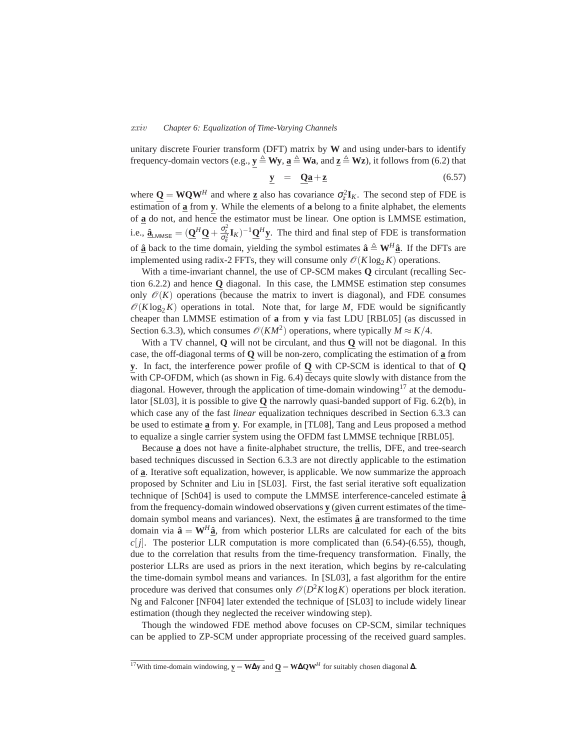unitary discrete Fourier transform (DFT) matrix by $\mathbf{W}$ and using under-bars to identify frequency-domain vectors (e.g., $\underline{\mathbf{y}} \triangleq \mathbf{W}\mathbf{y}$, $\underline{\mathbf{a}} \triangleq \mathbf{W}\mathbf{a}$, and $\underline{\mathbf{z}} \triangleq \mathbf{W}\mathbf{z}$), it follows from (6.2) that

$$\underline{\mathbf{y}} \quad = \quad \underline{\mathbf{Q}}\underline{\mathbf{a}} + \underline{\mathbf{z}} \tag{6.57}$$

where $\underline{\mathbf{Q}} = \mathbf{W}\mathbf{Q}\mathbf{W}^H$ and where $\underline{\mathbf{z}}$ also has covariance $\sigma_z^2 \mathbf{I}_K$. The second step of FDE is estimation of $\underline{\mathbf{a}}$ from $\underline{\mathbf{y}}$. While the elements of $\mathbf{a}$ belong to a finite alphabet, the elements of $\underline{\mathbf{a}}$ do not, and hence the estimator must be linear. One option is LMMSE estimation, i.e., $\hat{\underline{\mathbf{a}}}_{\text{LMMSE}} = (\underline{\mathbf{Q}}^H \underline{\mathbf{Q}} + \frac{\sigma_z^2}{\sigma_a^2}\mathbf{I}_K)^{-1}\underline{\mathbf{Q}}^H \underline{\mathbf{y}}$. The third and final step of FDE is transformation of $\hat{\underline{\mathbf{a}}}$ back to the time domain, yielding the symbol estimates $\hat{\mathbf{a}} \triangleq \mathbf{W}^H \hat{\underline{\mathbf{a}}}$. If the DFTs are implemented using radix-2 FFTs, they will consume only $\mathscr{O}(K \log_2 K)$ operations.

With a time-invariant channel, the use of CP-SCM makes $\mathbf{Q}$ circulant (recalling Section 6.2.2) and hence $\underline{\mathbf{Q}}$ diagonal. In this case, the LMMSE estimation step consumes only $\mathscr{O}(K)$ operations (because the matrix to invert is diagonal), and FDE consumes $\mathscr{O}(K \log_2 K)$ operations in total. Note that, for large $M$, FDE would be significantly cheaper than LMMSE estimation of $\mathbf{a}$ from $\mathbf{y}$ via fast LDU [RBL05] (as discussed in Section 6.3.3), which consumes $\mathscr{O}(KM^2)$ operations, where typically $M \approx K/4$.

With a TV channel, $\mathbf{Q}$ will not be circulant, and thus $\underline{\mathbf{Q}}$ will not be diagonal. In this case, the off-diagonal terms of $\underline{\mathbf{Q}}$ will be non-zero, complicating the estimation of $\underline{\mathbf{a}}$ from $\underline{\mathbf{y}}$. In fact, the interference power profile of $\underline{\mathbf{Q}}$ with CP-SCM is identical to that of $\mathbf{Q}$ with CP-OFDM, which (as shown in Fig. 6.4) decays quite slowly with distance from the diagonal. However, through the application of time-domain windowing[17] at the demodulator [SL03], it is possible to give $\underline{\mathbf{Q}}$ the narrowly quasi-banded support of Fig. 6.2(b), in which case any of the fast *linear* equalization techniques described in Section 6.3.3 can be used to estimate $\underline{\mathbf{a}}$ from $\underline{\mathbf{y}}$. For example, in [TL08], Tang and Leus proposed a method to equalize a single carrier system using the OFDM fast LMMSE technique [RBL05].

Because $\underline{\mathbf{a}}$ does not have a finite-alphabet structure, the trellis, DFE, and tree-search based techniques discussed in Section 6.3.3 are not directly applicable to the estimation of $\underline{\mathbf{a}}$. Iterative soft equalization, however, is applicable. We now summarize the approach proposed by Schniter and Liu in [SL03]. First, the fast serial iterative soft equalization technique of [Sch04] is used to compute the LMMSE interference-canceled estimate $\hat{\underline{\mathbf{a}}}$ from the frequency-domain windowed observations $\underline{\mathbf{y}}$ (given current estimates of the time-domain symbol means and variances). Next, the estimates $\hat{\underline{\mathbf{a}}}$ are transformed to the time domain via $\hat{\mathbf{a}} = \mathbf{W}^H \hat{\underline{\mathbf{a}}}$, from which posterior LLRs are calculated for each of the bits $c[j]$. The posterior LLR computation is more complicated than (6.54)-(6.55), though, due to the correlation that results from the time-frequency transformation. Finally, the posterior LLRs are used as priors in the next iteration, which begins by re-calculating the time-domain symbol means and variances. In [SL03], a fast algorithm for the entire procedure was derived that consumes only $\mathscr{O}(D^2 K \log K)$ operations per block iteration. Ng and Falconer [NF04] later extended the technique of [SL03] to include widely linear estimation (though they neglected the receiver windowing step).

Though the windowed FDE method above focuses on CP-SCM, similar techniques can be applied to ZP-SCM under appropriate processing of the received guard samples.

---

[17] With time-domain windowing, $\underline{\mathbf{y}} = \mathbf{W}\boldsymbol{\Delta}\mathbf{y}$ and $\underline{\mathbf{Q}} = \mathbf{W}\boldsymbol{\Delta}\mathbf{Q}\mathbf{W}^H$ for suitably chosen diagonal $\boldsymbol{\Delta}$.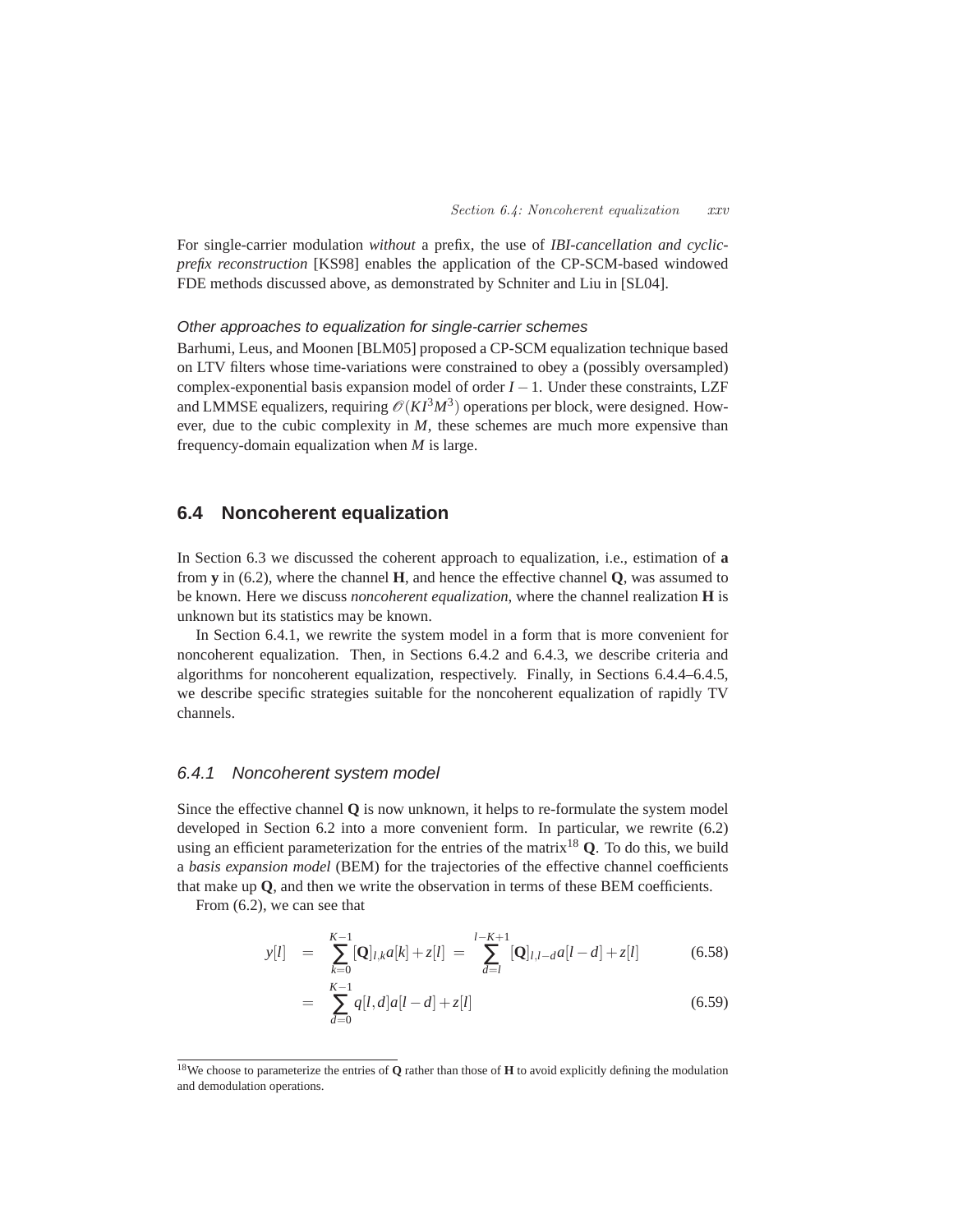For single-carrier modulation *without* a prefix, the use of *IBI-cancellation and cyclic-prefix reconstruction* [KS98] enables the application of the CP-SCM-based windowed FDE methods discussed above, as demonstrated by Schniter and Liu in [SL04].

*Other approaches to equalization for single-carrier schemes*

Barhumi, Leus, and Moonen [BLM05] proposed a CP-SCM equalization technique based on LTV filters whose time-variations were constrained to obey a (possibly oversampled) complex-exponential basis expansion model of order $I-1$. Under these constraints, LZF and LMMSE equalizers, requiring $\mathcal{O}(KI^3M^3)$ operations per block, were designed. However, due to the cubic complexity in $M$, these schemes are much more expensive than frequency-domain equalization when $M$ is large.

## 6.4 Noncoherent equalization

In Section 6.3 we discussed the coherent approach to equalization, i.e., estimation of $\mathbf{a}$ from $\mathbf{y}$ in (6.2), where the channel $\mathbf{H}$, and hence the effective channel $\mathbf{Q}$, was assumed to be known. Here we discuss *noncoherent equalization*, where the channel realization $\mathbf{H}$ is unknown but its statistics may be known.

In Section 6.4.1, we rewrite the system model in a form that is more convenient for noncoherent equalization. Then, in Sections 6.4.2 and 6.4.3, we describe criteria and algorithms for noncoherent equalization, respectively. Finally, in Sections 6.4.4–6.4.5, we describe specific strategies suitable for the noncoherent equalization of rapidly TV channels.

### 6.4.1 Noncoherent system model

Since the effective channel $\mathbf{Q}$ is now unknown, it helps to re-formulate the system model developed in Section 6.2 into a more convenient form. In particular, we rewrite (6.2) using an efficient parameterization for the entries of the matrix[18] $\mathbf{Q}$. To do this, we build a *basis expansion model* (BEM) for the trajectories of the effective channel coefficients that make up $\mathbf{Q}$, and then we write the observation in terms of these BEM coefficients.

From (6.2), we can see that

$$y[l] = \sum_{k=0}^{K-1} [\mathbf{Q}]_{l,k} a[k] + z[l] = \sum_{d=l}^{l-K+1} [\mathbf{Q}]_{l,l-d} a[l-d] + z[l] \tag{6.58}$$

$$= \sum_{d=0}^{K-1} q[l,d] a[l-d] + z[l] \tag{6.59}$$

[18] We choose to parameterize the entries of $\mathbf{Q}$ rather than those of $\mathbf{H}$ to avoid explicitly defining the modulation and demodulation operations.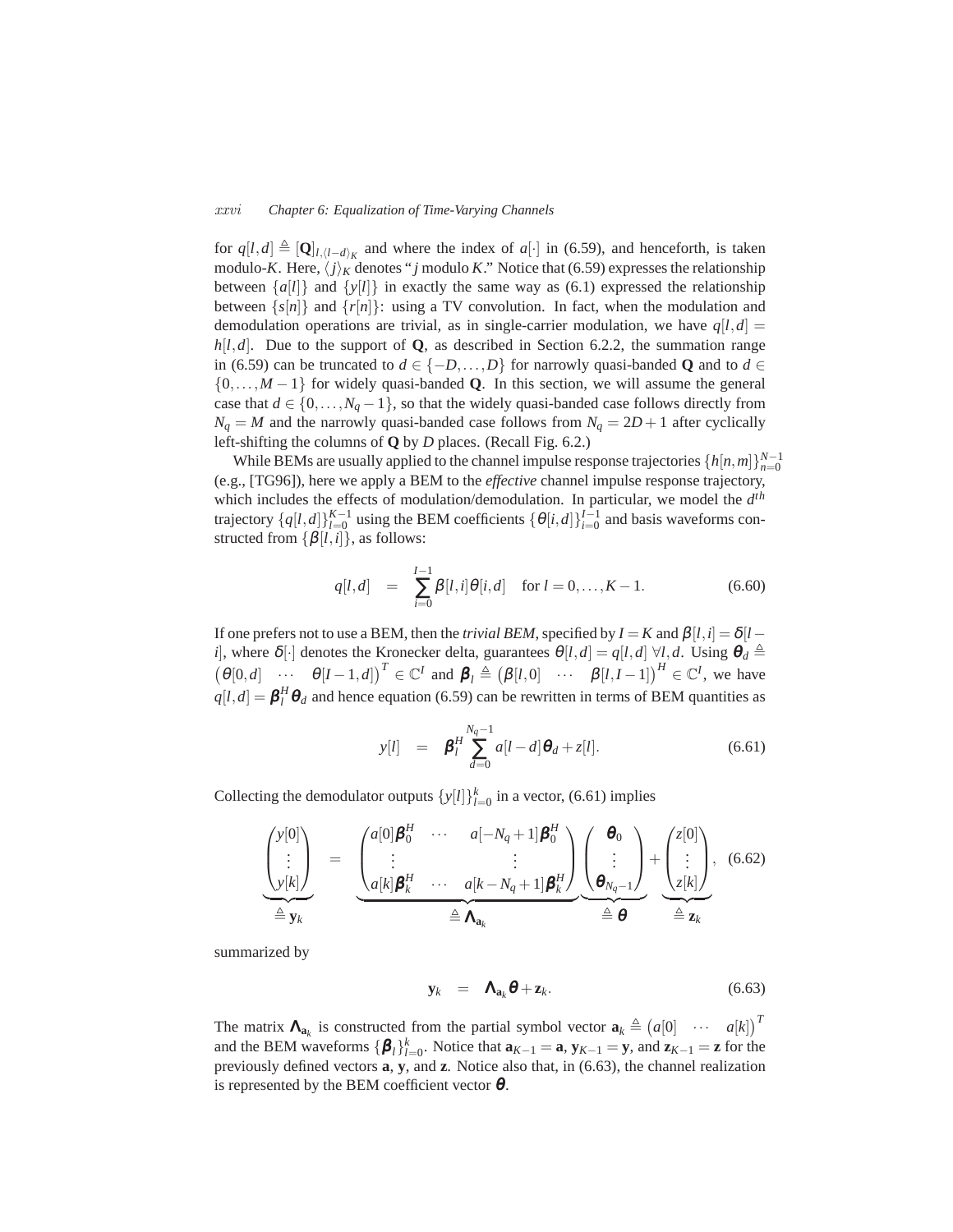for $q[l,d] \triangleq [\mathbf{Q}]_{l,\langle l-d\rangle_K}$ and where the index of $a[\cdot]$ in (6.59), and henceforth, is taken modulo-$K$. Here, $\langle j\rangle_K$ denotes "$j$ modulo $K$." Notice that (6.59) expresses the relationship between $\{a[l]\}$ and $\{y[l]\}$ in exactly the same way as (6.1) expressed the relationship between $\{s[n]\}$ and $\{r[n]\}$: using a TV convolution. In fact, when the modulation and demodulation operations are trivial, as in single-carrier modulation, we have $q[l,d] = h[l,d]$. Due to the support of $\mathbf{Q}$, as described in Section 6.2.2, the summation range in (6.59) can be truncated to $d \in \{-D,\ldots,D\}$ for narrowly quasi-banded $\mathbf{Q}$ and to $d \in \{0,\ldots,M-1\}$ for widely quasi-banded $\mathbf{Q}$. In this section, we will assume the general case that $d \in \{0,\ldots,N_q-1\}$, so that the widely quasi-banded case follows directly from $N_q = M$ and the narrowly quasi-banded case follows from $N_q = 2D+1$ after cyclically left-shifting the columns of $\mathbf{Q}$ by $D$ places. (Recall Fig. 6.2.)

While BEMs are usually applied to the channel impulse response trajectories $\{h[n,m]\}_{n=0}^{N-1}$ (e.g., [TG96]), here we apply a BEM to the *effective* channel impulse response trajectory, which includes the effects of modulation/demodulation. In particular, we model the $d^{th}$ trajectory $\{q[l,d]\}_{l=0}^{K-1}$ using the BEM coefficients $\{\theta[i,d]\}_{i=0}^{I-1}$ and basis waveforms constructed from $\{\beta[l,i]\}$, as follows:

$$q[l,d] \quad = \quad \sum_{i=0}^{I-1} \beta[l,i]\theta[i,d] \quad \text{for } l = 0,\ldots,K-1. \tag{6.60}$$

If one prefers not to use a BEM, then the *trivial BEM*, specified by $I = K$ and $\beta[l,i] = \delta[l-i]$, where $\delta[\cdot]$ denotes the Kronecker delta, guarantees $\theta[l,d] = q[l,d]\ \forall l,d$. Using $\boldsymbol{\theta}_d \triangleq \begin{pmatrix}\theta[0,d] & \cdots & \theta[I-1,d]\end{pmatrix}^T \in \mathbb{C}^I$ and $\boldsymbol{\beta}_l \triangleq \begin{pmatrix}\beta[l,0] & \cdots & \beta[l,I-1]\end{pmatrix}^H \in \mathbb{C}^I$, we have $q[l,d] = \boldsymbol{\beta}_l^H \boldsymbol{\theta}_d$ and hence equation (6.59) can be rewritten in terms of BEM quantities as

$$y[l] \quad = \quad \boldsymbol{\beta}_l^H \sum_{d=0}^{N_q-1} a[l-d]\boldsymbol{\theta}_d + z[l]. \tag{6.61}$$

Collecting the demodulator outputs $\{y[l]\}_{l=0}^{k}$ in a vector, (6.61) implies

$$\underbrace{\begin{pmatrix} y[0] \\ \vdots \\ y[k] \end{pmatrix}}_{\triangleq\, \mathbf{y}_k} \quad = \quad \underbrace{\begin{pmatrix} a[0]\boldsymbol{\beta}_0^H & \cdots & a[-N_q+1]\boldsymbol{\beta}_0^H \\ \vdots & & \vdots \\ a[k]\boldsymbol{\beta}_k^H & \cdots & a[k-N_q+1]\boldsymbol{\beta}_k^H \end{pmatrix}}_{\triangleq\, \boldsymbol{\Lambda}_{\mathbf{a}_k}} \underbrace{\begin{pmatrix} \boldsymbol{\theta}_0 \\ \vdots \\ \boldsymbol{\theta}_{N_q-1} \end{pmatrix}}_{\triangleq\, \boldsymbol{\theta}} + \underbrace{\begin{pmatrix} z[0] \\ \vdots \\ z[k] \end{pmatrix}}_{\triangleq\, \mathbf{z}_k}, \tag{6.62}$$

summarized by

$$\mathbf{y}_k \quad = \quad \boldsymbol{\Lambda}_{\mathbf{a}_k}\boldsymbol{\theta} + \mathbf{z}_k. \tag{6.63}$$

The matrix $\boldsymbol{\Lambda}_{\mathbf{a}_k}$ is constructed from the partial symbol vector $\mathbf{a}_k \triangleq \begin{pmatrix}a[0] & \cdots & a[k]\end{pmatrix}^T$ and the BEM waveforms $\{\boldsymbol{\beta}_l\}_{l=0}^{k}$. Notice that $\mathbf{a}_{K-1} = \mathbf{a}$, $\mathbf{y}_{K-1} = \mathbf{y}$, and $\mathbf{z}_{K-1} = \mathbf{z}$ for the previously defined vectors $\mathbf{a}$, $\mathbf{y}$, and $\mathbf{z}$. Notice also that, in (6.63), the channel realization is represented by the BEM coefficient vector $\boldsymbol{\theta}$.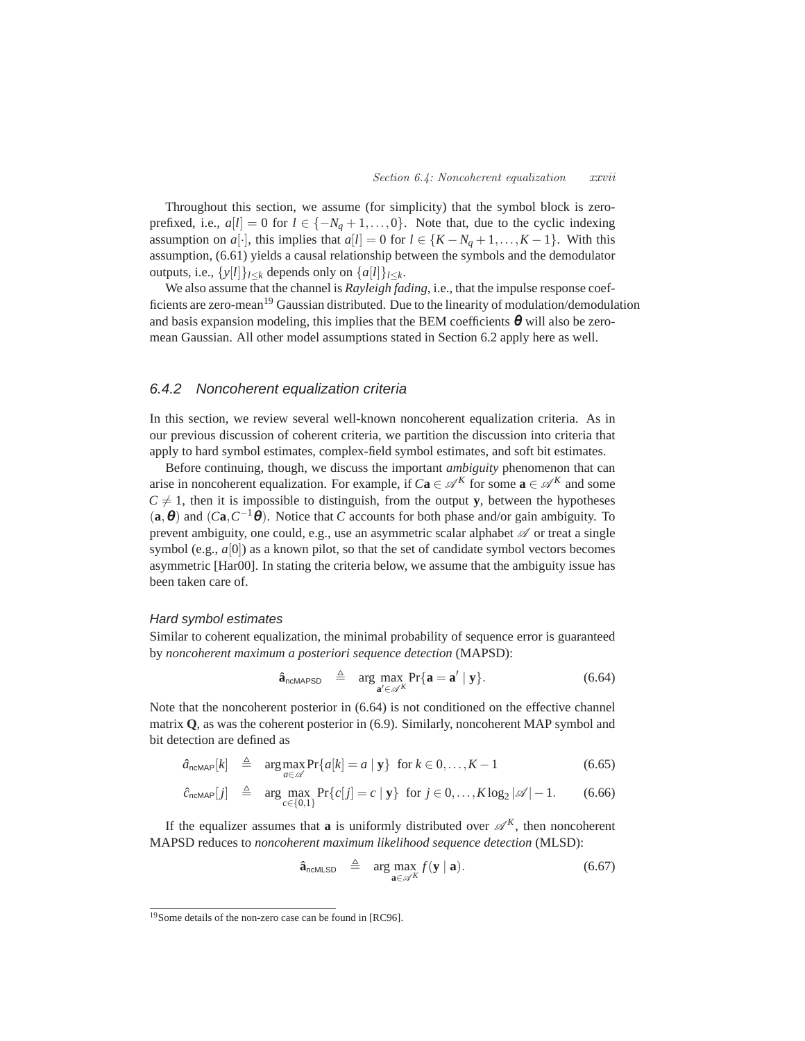Throughout this section, we assume (for simplicity) that the symbol block is zero-prefixed, i.e., $a[l] = 0$ for $l \in \{-N_q + 1, \ldots, 0\}$. Note that, due to the cyclic indexing assumption on $a[\cdot]$, this implies that $a[l] = 0$ for $l \in \{K - N_q + 1, \ldots, K-1\}$. With this assumption, (6.61) yields a causal relationship between the symbols and the demodulator outputs, i.e., $\{y[l]\}_{l \leq k}$ depends only on $\{a[l]\}_{l \leq k}$.

We also assume that the channel is *Rayleigh fading*, i.e., that the impulse response coefficients are zero-mean[19] Gaussian distributed. Due to the linearity of modulation/demodulation and basis expansion modeling, this implies that the BEM coefficients $\boldsymbol{\theta}$ will also be zero-mean Gaussian. All other model assumptions stated in Section 6.2 apply here as well.

### 6.4.2 Noncoherent equalization criteria

In this section, we review several well-known noncoherent equalization criteria. As in our previous discussion of coherent criteria, we partition the discussion into criteria that apply to hard symbol estimates, complex-field symbol estimates, and soft bit estimates.

Before continuing, though, we discuss the important *ambiguity* phenomenon that can arise in noncoherent equalization. For example, if $C\mathbf{a} \in \mathscr{A}^K$ for some $\mathbf{a} \in \mathscr{A}^K$ and some $C \neq 1$, then it is impossible to distinguish, from the output $\mathbf{y}$, between the hypotheses $(\mathbf{a}, \boldsymbol{\theta})$ and $(C\mathbf{a}, C^{-1}\boldsymbol{\theta})$. Notice that $C$ accounts for both phase and/or gain ambiguity. To prevent ambiguity, one could, e.g., use an asymmetric scalar alphabet $\mathscr{A}$ or treat a single symbol (e.g., $a[0]$) as a known pilot, so that the set of candidate symbol vectors becomes asymmetric [Har00]. In stating the criteria below, we assume that the ambiguity issue has been taken care of.

#### Hard symbol estimates

Similar to coherent equalization, the minimal probability of sequence error is guaranteed by *noncoherent maximum a posteriori sequence detection* (MAPSD):

$$\hat{\mathbf{a}}_{\mathsf{ncMAPSD}} \triangleq \arg\max_{\mathbf{a}' \in \mathscr{A}^K} \Pr\{\mathbf{a} = \mathbf{a}' \mid \mathbf{y}\}. \tag{6.64}$$

Note that the noncoherent posterior in (6.64) is not conditioned on the effective channel matrix $\mathbf{Q}$, as was the coherent posterior in (6.9). Similarly, noncoherent MAP symbol and bit detection are defined as

$$\hat{a}_{\mathsf{ncMAP}}[k] \triangleq \arg\max_{a \in \mathscr{A}} \Pr\{a[k] = a \mid \mathbf{y}\} \;\text{ for } k \in 0, \ldots, K-1 \tag{6.65}$$

$$\hat{c}_{\mathsf{ncMAP}}[j] \triangleq \arg\max_{c \in \{0,1\}} \Pr\{c[j] = c \mid \mathbf{y}\} \;\text{ for } j \in 0, \ldots, K \log_2 |\mathscr{A}| - 1. \tag{6.66}$$

If the equalizer assumes that $\mathbf{a}$ is uniformly distributed over $\mathscr{A}^K$, then noncoherent MAPSD reduces to *noncoherent maximum likelihood sequence detection* (MLSD):

$$\hat{\mathbf{a}}_{\mathsf{ncMLSD}} \triangleq \arg\max_{\mathbf{a} \in \mathscr{A}^K} f(\mathbf{y} \mid \mathbf{a}). \tag{6.67}$$

[19] Some details of the non-zero case can be found in [RC96].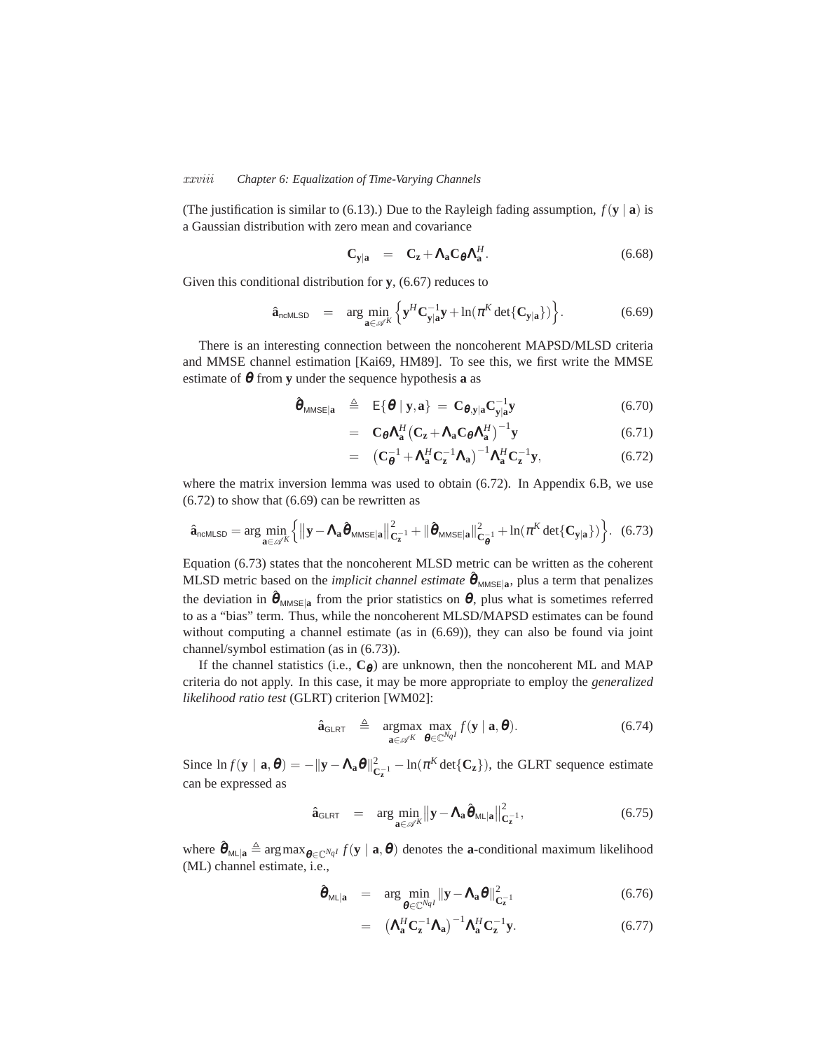(The justification is similar to (6.13).) Due to the Rayleigh fading assumption, $f(\mathbf{y} \mid \mathbf{a})$ is a Gaussian distribution with zero mean and covariance

$$\mathbf{C}_{\mathbf{y}|\mathbf{a}} = \mathbf{C}_{\mathbf{z}} + \boldsymbol{\Lambda}_{\mathbf{a}} \mathbf{C}_{\boldsymbol{\theta}} \boldsymbol{\Lambda}_{\mathbf{a}}^H. \tag{6.68}$$

Given this conditional distribution for $\mathbf{y}$, (6.67) reduces to

$$\hat{\mathbf{a}}_{\text{ncMLSD}} = \arg\min_{\mathbf{a}\in\mathscr{A}^K} \Big\{ \mathbf{y}^H \mathbf{C}_{\mathbf{y}|\mathbf{a}}^{-1} \mathbf{y} + \ln(\pi^K \det\{\mathbf{C}_{\mathbf{y}|\mathbf{a}}\}) \Big\}. \tag{6.69}$$

There is an interesting connection between the noncoherent MAPSD/MLSD criteria and MMSE channel estimation [Kai69, HM89]. To see this, we first write the MMSE estimate of $\boldsymbol{\theta}$ from $\mathbf{y}$ under the sequence hypothesis $\mathbf{a}$ as

$$\hat{\boldsymbol{\theta}}_{\text{MMSE}|\mathbf{a}} \triangleq \mathrm{E}\{\boldsymbol{\theta} \mid \mathbf{y}, \mathbf{a}\} = \mathbf{C}_{\boldsymbol{\theta},\mathbf{y}|\mathbf{a}} \mathbf{C}_{\mathbf{y}|\mathbf{a}}^{-1} \mathbf{y} \tag{6.70}$$

$$= \mathbf{C}_{\boldsymbol{\theta}} \boldsymbol{\Lambda}_{\mathbf{a}}^H \big( \mathbf{C}_{\mathbf{z}} + \boldsymbol{\Lambda}_{\mathbf{a}} \mathbf{C}_{\boldsymbol{\theta}} \boldsymbol{\Lambda}_{\mathbf{a}}^H \big)^{-1} \mathbf{y} \tag{6.71}$$

$$= \big( \mathbf{C}_{\boldsymbol{\theta}}^{-1} + \boldsymbol{\Lambda}_{\mathbf{a}}^H \mathbf{C}_{\mathbf{z}}^{-1} \boldsymbol{\Lambda}_{\mathbf{a}} \big)^{-1} \boldsymbol{\Lambda}_{\mathbf{a}}^H \mathbf{C}_{\mathbf{z}}^{-1} \mathbf{y}, \tag{6.72}$$

where the matrix inversion lemma was used to obtain (6.72). In Appendix 6.B, we use (6.72) to show that (6.69) can be rewritten as

$$\hat{\mathbf{a}}_{\text{ncMLSD}} = \arg\min_{\mathbf{a}\in\mathscr{A}^K} \Big\{ \big\| \mathbf{y} - \boldsymbol{\Lambda}_{\mathbf{a}} \hat{\boldsymbol{\theta}}_{\text{MMSE}|\mathbf{a}} \big\|_{\mathbf{C}_{\mathbf{z}}^{-1}}^2 + \| \hat{\boldsymbol{\theta}}_{\text{MMSE}|\mathbf{a}} \|_{\mathbf{C}_{\boldsymbol{\theta}}^{-1}}^2 + \ln(\pi^K \det\{\mathbf{C}_{\mathbf{y}|\mathbf{a}}\}) \Big\}. \tag{6.73}$$

Equation (6.73) states that the noncoherent MLSD metric can be written as the coherent MLSD metric based on the *implicit channel estimate* $\hat{\boldsymbol{\theta}}_{\text{MMSE}|\mathbf{a}}$, plus a term that penalizes the deviation in $\hat{\boldsymbol{\theta}}_{\text{MMSE}|\mathbf{a}}$ from the prior statistics on $\boldsymbol{\theta}$, plus what is sometimes referred to as a "bias" term. Thus, while the noncoherent MLSD/MAPSD estimates can be found without computing a channel estimate (as in (6.69)), they can also be found via joint channel/symbol estimation (as in (6.73)).

If the channel statistics (i.e., $\mathbf{C}_{\boldsymbol{\theta}}$) are unknown, then the noncoherent ML and MAP criteria do not apply. In this case, it may be more appropriate to employ the *generalized likelihood ratio test* (GLRT) criterion [WM02]:

$$\hat{\mathbf{a}}_{\text{GLRT}} \triangleq \operatorname*{argmax}_{\mathbf{a}\in\mathscr{A}^K} \max_{\boldsymbol{\theta}\in\mathbb{C}^{N_q I}} f(\mathbf{y} \mid \mathbf{a}, \boldsymbol{\theta}). \tag{6.74}$$

Since $\ln f(\mathbf{y} \mid \mathbf{a}, \boldsymbol{\theta}) = -\|\mathbf{y} - \boldsymbol{\Lambda}_{\mathbf{a}} \boldsymbol{\theta}\|_{\mathbf{C}_{\mathbf{z}}^{-1}}^2 - \ln(\pi^K \det\{\mathbf{C}_{\mathbf{z}}\})$, the GLRT sequence estimate can be expressed as

$$\hat{\mathbf{a}}_{\text{GLRT}} = \arg\min_{\mathbf{a}\in\mathscr{A}^K} \big\| \mathbf{y} - \boldsymbol{\Lambda}_{\mathbf{a}} \hat{\boldsymbol{\theta}}_{\text{ML}|\mathbf{a}} \big\|_{\mathbf{C}_{\mathbf{z}}^{-1}}^2, \tag{6.75}$$

where $\hat{\boldsymbol{\theta}}_{\text{ML}|\mathbf{a}} \triangleq \arg\max_{\boldsymbol{\theta}\in\mathbb{C}^{N_q I}} f(\mathbf{y} \mid \mathbf{a}, \boldsymbol{\theta})$ denotes the $\mathbf{a}$-conditional maximum likelihood (ML) channel estimate, i.e.,

$$\hat{\boldsymbol{\theta}}_{\text{ML}|\mathbf{a}} = \arg\min_{\boldsymbol{\theta}\in\mathbb{C}^{N_q I}} \|\mathbf{y} - \boldsymbol{\Lambda}_{\mathbf{a}} \boldsymbol{\theta}\|_{\mathbf{C}_{\mathbf{z}}^{-1}}^2 \tag{6.76}$$

$$= \big( \boldsymbol{\Lambda}_{\mathbf{a}}^H \mathbf{C}_{\mathbf{z}}^{-1} \boldsymbol{\Lambda}_{\mathbf{a}} \big)^{-1} \boldsymbol{\Lambda}_{\mathbf{a}}^H \mathbf{C}_{\mathbf{z}}^{-1} \mathbf{y}. \tag{6.77}$$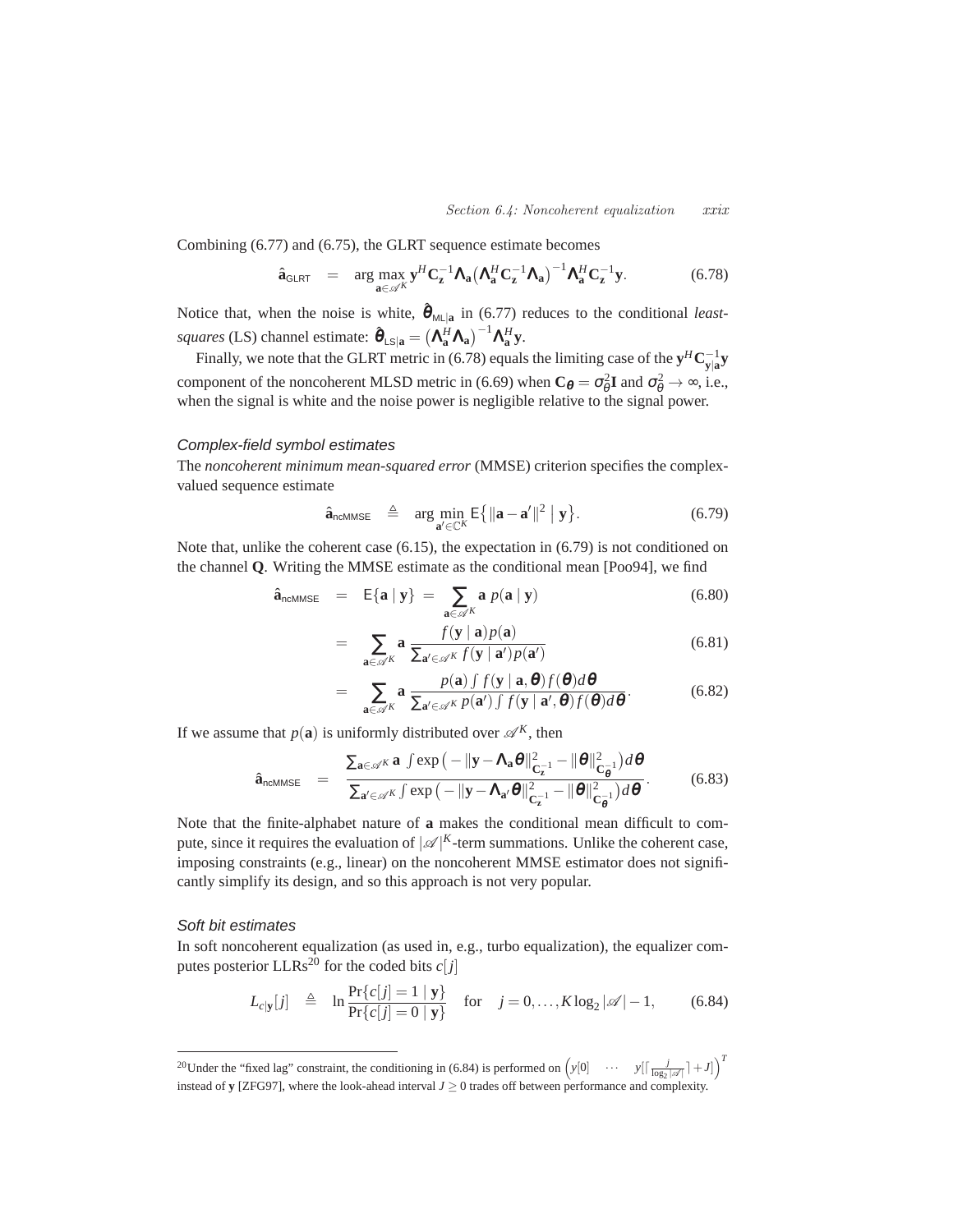Combining (6.77) and (6.75), the GLRT sequence estimate becomes

$$\hat{\mathbf{a}}_{\mathsf{GLRT}} \;=\; \arg\max_{\mathbf{a}\in\mathscr{A}^K} \mathbf{y}^H \mathbf{C}_{\mathbf{z}}^{-1} \boldsymbol{\Lambda}_{\mathbf{a}} \big(\boldsymbol{\Lambda}_{\mathbf{a}}^H \mathbf{C}_{\mathbf{z}}^{-1} \boldsymbol{\Lambda}_{\mathbf{a}}\big)^{-1} \boldsymbol{\Lambda}_{\mathbf{a}}^H \mathbf{C}_{\mathbf{z}}^{-1} \mathbf{y}. \tag{6.78}$$

Notice that, when the noise is white, $\hat{\boldsymbol{\theta}}_{\mathsf{ML}|\mathbf{a}}$ in (6.77) reduces to the conditional *least-squares* (LS) channel estimate: $\hat{\boldsymbol{\theta}}_{\mathsf{LS}|\mathbf{a}} = \big(\boldsymbol{\Lambda}_{\mathbf{a}}^H \boldsymbol{\Lambda}_{\mathbf{a}}\big)^{-1} \boldsymbol{\Lambda}_{\mathbf{a}}^H \mathbf{y}$.

Finally, we note that the GLRT metric in (6.78) equals the limiting case of the $\mathbf{y}^H \mathbf{C}_{\mathbf{y}|\mathbf{a}}^{-1} \mathbf{y}$ component of the noncoherent MLSD metric in (6.69) when $\mathbf{C}_{\boldsymbol{\theta}} = \sigma_\theta^2 \mathbf{I}$ and $\sigma_\theta^2 \to \infty$, i.e., when the signal is white and the noise power is negligible relative to the signal power.

### Complex-field symbol estimates

The *noncoherent minimum mean-squared error* (MMSE) criterion specifies the complex-valued sequence estimate

$$\hat{\mathbf{a}}_{\mathsf{ncMMSE}} \;\triangleq\; \arg\min_{\mathbf{a}'\in\mathbb{C}^K} \mathsf{E}\big\{\|\mathbf{a}-\mathbf{a}'\|^2 \;\big|\; \mathbf{y}\big\}. \tag{6.79}$$

Note that, unlike the coherent case (6.15), the expectation in (6.79) is not conditioned on the channel $\mathbf{Q}$. Writing the MMSE estimate as the conditional mean [Poo94], we find

$$\hat{\mathbf{a}}_{\mathsf{ncMMSE}} \;=\; \mathsf{E}\{\mathbf{a} \mid \mathbf{y}\} \;=\; \sum_{\mathbf{a}\in\mathscr{A}^K} \mathbf{a}\; p(\mathbf{a}\mid\mathbf{y}) \tag{6.80}$$

$$=\; \sum_{\mathbf{a}\in\mathscr{A}^K} \mathbf{a}\; \frac{f(\mathbf{y}\mid\mathbf{a})p(\mathbf{a})}{\sum_{\mathbf{a}'\in\mathscr{A}^K} f(\mathbf{y}\mid\mathbf{a}')p(\mathbf{a}')} \tag{6.81}$$

$$=\; \sum_{\mathbf{a}\in\mathscr{A}^K} \mathbf{a}\; \frac{p(\mathbf{a})\int f(\mathbf{y}\mid\mathbf{a},\boldsymbol{\theta}) f(\boldsymbol{\theta}) d\boldsymbol{\theta}}{\sum_{\mathbf{a}'\in\mathscr{A}^K} p(\mathbf{a}')\int f(\mathbf{y}\mid\mathbf{a}',\boldsymbol{\theta}) f(\boldsymbol{\theta}) d\boldsymbol{\theta}}. \tag{6.82}$$

If we assume that $p(\mathbf{a})$ is uniformly distributed over $\mathscr{A}^K$, then

$$\hat{\mathbf{a}}_{\mathsf{ncMMSE}} \;=\; \frac{\sum_{\mathbf{a}\in\mathscr{A}^K} \mathbf{a}\; \int \exp\big(-\|\mathbf{y}-\boldsymbol{\Lambda}_{\mathbf{a}}\boldsymbol{\theta}\|_{\mathbf{C}_{\mathbf{z}}^{-1}}^2 - \|\boldsymbol{\theta}\|_{\mathbf{C}_{\boldsymbol{\theta}}^{-1}}^2\big) d\boldsymbol{\theta}}{\sum_{\mathbf{a}'\in\mathscr{A}^K} \int \exp\big(-\|\mathbf{y}-\boldsymbol{\Lambda}_{\mathbf{a}'}\boldsymbol{\theta}\|_{\mathbf{C}_{\mathbf{z}}^{-1}}^2 - \|\boldsymbol{\theta}\|_{\mathbf{C}_{\boldsymbol{\theta}}^{-1}}^2\big) d\boldsymbol{\theta}}. \tag{6.83}$$

Note that the finite-alphabet nature of $\mathbf{a}$ makes the conditional mean difficult to compute, since it requires the evaluation of $|\mathscr{A}|^K$-term summations. Unlike the coherent case, imposing constraints (e.g., linear) on the noncoherent MMSE estimator does not significantly simplify its design, and so this approach is not very popular.

### Soft bit estimates

In soft noncoherent equalization (as used in, e.g., turbo equalization), the equalizer computes posterior LLRs[20] for the coded bits $c[j]$

$$L_{c|\mathbf{y}}[j] \;\triangleq\; \ln \frac{\Pr\{c[j]=1 \mid \mathbf{y}\}}{\Pr\{c[j]=0 \mid \mathbf{y}\}} \quad \text{for} \quad j=0,\ldots,K\log_2|\mathscr{A}|-1, \tag{6.84}$$

---

[20] Under the "fixed lag" constraint, the conditioning in (6.84) is performed on $\big(y[0] \quad \cdots \quad y[\lceil \frac{j}{\log_2|\mathscr{A}|}\rceil + J]\big)^T$ instead of $\mathbf{y}$ [ZFG97], where the look-ahead interval $J \geq 0$ trades off between performance and complexity.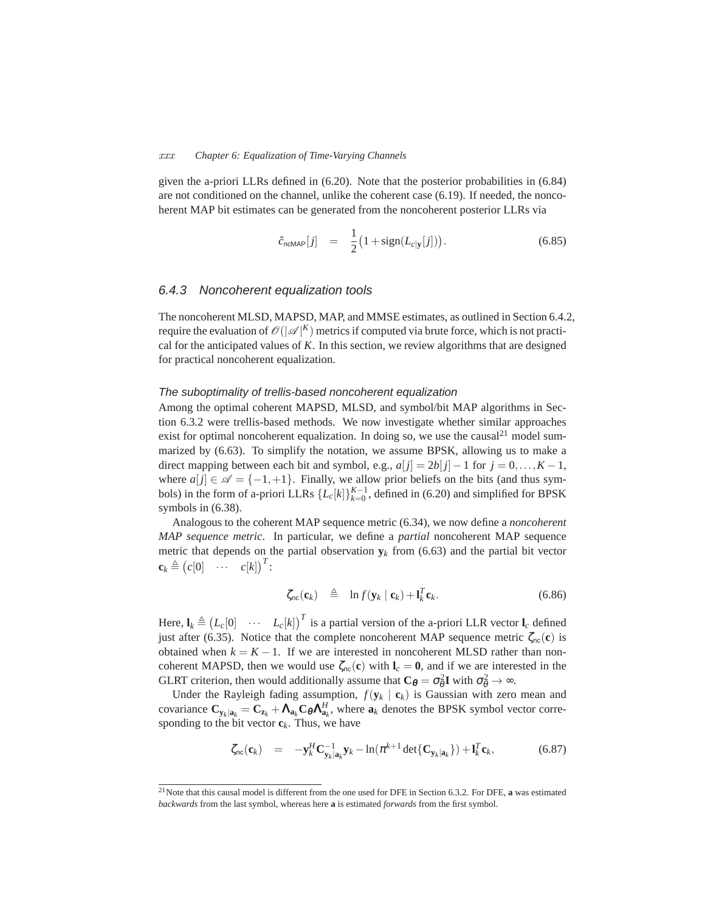given the a-priori LLRs defined in (6.20). Note that the posterior probabilities in (6.84) are not conditioned on the channel, unlike the coherent case (6.19). If needed, the noncoherent MAP bit estimates can be generated from the noncoherent posterior LLRs via

$$\hat{c}_{\text{ncMAP}}[j] \quad = \quad \frac{1}{2}\big(1+\text{sign}(L_{c|\mathbf{y}}[j])\big). \tag{6.85}$$

### 6.4.3 Noncoherent equalization tools

The noncoherent MLSD, MAPSD, MAP, and MMSE estimates, as outlined in Section 6.4.2, require the evaluation of $\mathscr{O}(|\mathscr{A}|^K)$ metrics if computed via brute force, which is not practical for the anticipated values of $K$. In this section, we review algorithms that are designed for practical noncoherent equalization.

#### The suboptimality of trellis-based noncoherent equalization

Among the optimal coherent MAPSD, MLSD, and symbol/bit MAP algorithms in Section 6.3.2 were trellis-based methods. We now investigate whether similar approaches exist for optimal noncoherent equalization. In doing so, we use the causal[21] model summarized by (6.63). To simplify the notation, we assume BPSK, allowing us to make a direct mapping between each bit and symbol, e.g., $a[j] = 2b[j]-1$ for $j = 0,\ldots,K-1$, where $a[j] \in \mathscr{A} = \{-1,+1\}$. Finally, we allow prior beliefs on the bits (and thus symbols) in the form of a-priori LLRs $\{L_c[k]\}_{k=0}^{K-1}$, defined in (6.20) and simplified for BPSK symbols in (6.38).

Analogous to the coherent MAP sequence metric (6.34), we now define a *noncoherent MAP sequence metric*. In particular, we define a *partial* noncoherent MAP sequence metric that depends on the partial observation $\mathbf{y}_k$ from (6.63) and the partial bit vector $\mathbf{c}_k \triangleq \begin{pmatrix} c[0] & \cdots & c[k]\end{pmatrix}^T$:

$$\zeta_{\text{nc}}(\mathbf{c}_k) \quad \triangleq \quad \ln f(\mathbf{y}_k \mid \mathbf{c}_k) + \mathbf{l}_k^T \mathbf{c}_k. \tag{6.86}$$

Here, $\mathbf{l}_k \triangleq \begin{pmatrix} L_c[0] & \cdots & L_c[k]\end{pmatrix}^T$ is a partial version of the a-priori LLR vector $\mathbf{l}_c$ defined just after (6.35). Notice that the complete noncoherent MAP sequence metric $\zeta_{\text{nc}}(\mathbf{c})$ is obtained when $k = K-1$. If we are interested in noncoherent MLSD rather than noncoherent MAPSD, then we would use $\zeta_{\text{nc}}(\mathbf{c})$ with $\mathbf{l}_c = \mathbf{0}$, and if we are interested in the GLRT criterion, then would additionally assume that $\mathbf{C}_{\boldsymbol{\theta}} = \sigma_\theta^2 \mathbf{I}$ with $\sigma_\theta^2 \to \infty$.

Under the Rayleigh fading assumption, $f(\mathbf{y}_k \mid \mathbf{c}_k)$ is Gaussian with zero mean and covariance $\mathbf{C}_{\mathbf{y}_k|\mathbf{a}_k} = \mathbf{C}_{\mathbf{z}_k} + \mathbf{\Lambda}_{\mathbf{a}_k}\mathbf{C}_{\boldsymbol{\theta}}\mathbf{\Lambda}_{\mathbf{a}_k}^H$, where $\mathbf{a}_k$ denotes the BPSK symbol vector corresponding to the bit vector $\mathbf{c}_k$. Thus, we have

$$\zeta_{\text{nc}}(\mathbf{c}_k) \quad = \quad -\mathbf{y}_k^H \mathbf{C}_{\mathbf{y}_k|\mathbf{a}_k}^{-1}\mathbf{y}_k - \ln(\pi^{k+1}\det\{\mathbf{C}_{\mathbf{y}_k|\mathbf{a}_k}\}) + \mathbf{l}_k^T\mathbf{c}_k, \tag{6.87}$$

[21] Note that this causal model is different from the one used for DFE in Section 6.3.2. For DFE, $\mathbf{a}$ was estimated *backwards* from the last symbol, whereas here $\mathbf{a}$ is estimated *forwards* from the first symbol.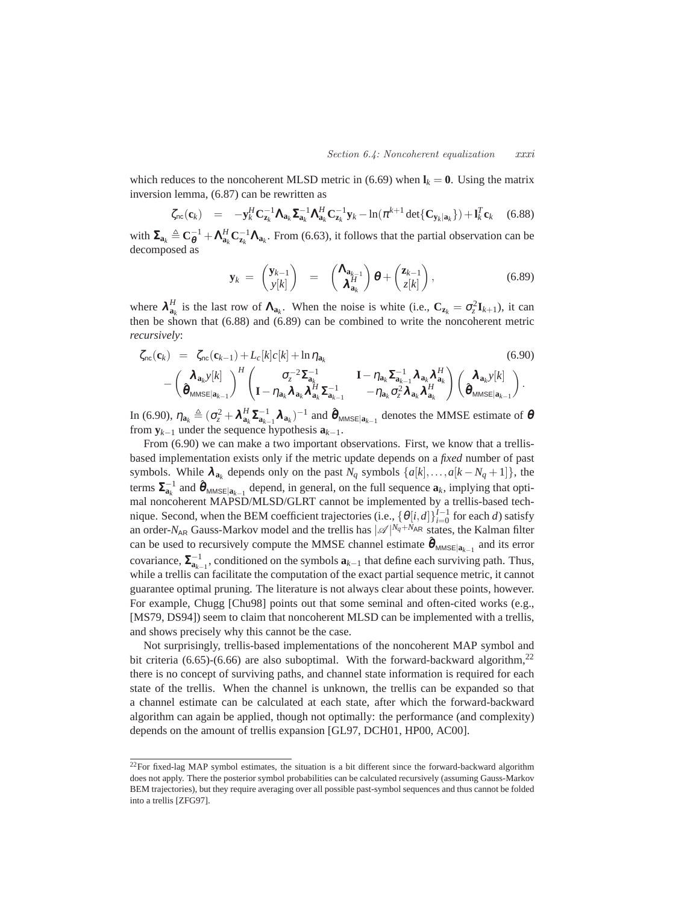which reduces to the noncoherent MLSD metric in (6.69) when $\mathbf{l}_k = \mathbf{0}$. Using the matrix inversion lemma, (6.87) can be rewritten as

$$\zeta_{\text{nc}}(\mathbf{c}_k) \;=\; -\mathbf{y}_k^H \mathbf{C}_{\mathbf{z}_k}^{-1} \boldsymbol{\Lambda}_{\mathbf{a}_k} \boldsymbol{\Sigma}_{\mathbf{a}_k}^{-1} \boldsymbol{\Lambda}_{\mathbf{a}_k}^H \mathbf{C}_{\mathbf{z}_k}^{-1} \mathbf{y}_k - \ln(\pi^{k+1} \det\{\mathbf{C}_{\mathbf{y}_k|\mathbf{a}_k}\}) + \mathbf{l}_k^T \mathbf{c}_k \tag{6.88}$$

with $\boldsymbol{\Sigma}_{\mathbf{a}_k} \triangleq \mathbf{C}_{\boldsymbol{\theta}}^{-1} + \boldsymbol{\Lambda}_{\mathbf{a}_k}^H \mathbf{C}_{\mathbf{z}_k}^{-1} \boldsymbol{\Lambda}_{\mathbf{a}_k}$. From (6.63), it follows that the partial observation can be decomposed as

$$\mathbf{y}_k \;=\; \begin{pmatrix} \mathbf{y}_{k-1} \\ y[k] \end{pmatrix} \;=\; \begin{pmatrix} \boldsymbol{\Lambda}_{\mathbf{a}_{k-1}} \\ \boldsymbol{\lambda}_{\mathbf{a}_k}^H \end{pmatrix} \boldsymbol{\theta} + \begin{pmatrix} \mathbf{z}_{k-1} \\ z[k] \end{pmatrix}, \tag{6.89}$$

where $\boldsymbol{\lambda}_{\mathbf{a}_k}^H$ is the last row of $\boldsymbol{\Lambda}_{\mathbf{a}_k}$. When the noise is white (i.e., $\mathbf{C}_{\mathbf{z}_k} = \sigma_z^2 \mathbf{I}_{k+1}$), it can then be shown that (6.88) and (6.89) can be combined to write the noncoherent metric *recursively*:

$$\begin{aligned} \zeta_{\text{nc}}(\mathbf{c}_k) \;=\; & \zeta_{\text{nc}}(\mathbf{c}_{k-1}) + L_c[k]c[k] + \ln \eta_{\mathbf{a}_k} \\ & - \begin{pmatrix} \boldsymbol{\lambda}_{\mathbf{a}_k} y[k] \\ \hat{\boldsymbol{\theta}}_{\text{MMSE}|\mathbf{a}_{k-1}} \end{pmatrix}^H \begin{pmatrix} \sigma_z^{-2} \boldsymbol{\Sigma}_{\mathbf{a}_k}^{-1} & \mathbf{I} - \eta_{\mathbf{a}_k} \boldsymbol{\Sigma}_{\mathbf{a}_{k-1}}^{-1} \boldsymbol{\lambda}_{\mathbf{a}_k} \boldsymbol{\lambda}_{\mathbf{a}_k}^H \\ \mathbf{I} - \eta_{\mathbf{a}_k} \boldsymbol{\lambda}_{\mathbf{a}_k} \boldsymbol{\lambda}_{\mathbf{a}_k}^H \boldsymbol{\Sigma}_{\mathbf{a}_{k-1}}^{-1} & -\eta_{\mathbf{a}_k} \sigma_z^2 \boldsymbol{\lambda}_{\mathbf{a}_k} \boldsymbol{\lambda}_{\mathbf{a}_k}^H \end{pmatrix} \begin{pmatrix} \boldsymbol{\lambda}_{\mathbf{a}_k} y[k] \\ \hat{\boldsymbol{\theta}}_{\text{MMSE}|\mathbf{a}_{k-1}} \end{pmatrix}. \end{aligned} \tag{6.90}$$

In (6.90), $\eta_{\mathbf{a}_k} \triangleq (\sigma_z^2 + \boldsymbol{\lambda}_{\mathbf{a}_k}^H \boldsymbol{\Sigma}_{\mathbf{a}_{k-1}}^{-1} \boldsymbol{\lambda}_{\mathbf{a}_k})^{-1}$ and $\hat{\boldsymbol{\theta}}_{\text{MMSE}|\mathbf{a}_{k-1}}$ denotes the MMSE estimate of $\boldsymbol{\theta}$ from $\mathbf{y}_{k-1}$ under the sequence hypothesis $\mathbf{a}_{k-1}$.

From (6.90) we can make a two important observations. First, we know that a trellis-based implementation exists only if the metric update depends on a *fixed* number of past symbols. While $\boldsymbol{\lambda}_{\mathbf{a}_k}$ depends only on the past $N_q$ symbols $\{a[k], \ldots, a[k-N_q+1]\}$, the terms $\boldsymbol{\Sigma}_{\mathbf{a}_k}^{-1}$ and $\hat{\boldsymbol{\theta}}_{\text{MMSE}|\mathbf{a}_{k-1}}$ depend, in general, on the full sequence $\mathbf{a}_k$, implying that optimal noncoherent MAPSD/MLSD/GLRT cannot be implemented by a trellis-based technique. Second, when the BEM coefficient trajectories (i.e., $\{\theta[i,d]\}_{i=0}^{I-1}$ for each $d$) satisfy an order-$N_{\text{AR}}$ Gauss-Markov model and the trellis has $|\mathscr{A}|^{N_q+N_{\text{AR}}}$ states, the Kalman filter can be used to recursively compute the MMSE channel estimate $\hat{\boldsymbol{\theta}}_{\text{MMSE}|\mathbf{a}_{k-1}}$ and its error covariance, $\boldsymbol{\Sigma}_{\mathbf{a}_{k-1}}^{-1}$, conditioned on the symbols $\mathbf{a}_{k-1}$ that define each surviving path. Thus, while a trellis can facilitate the computation of the exact partial sequence metric, it cannot guarantee optimal pruning. The literature is not always clear about these points, however. For example, Chugg [Chu98] points out that some seminal and often-cited works (e.g., [MS79, DS94]) seem to claim that noncoherent MLSD can be implemented with a trellis, and shows precisely why this cannot be the case.

Not surprisingly, trellis-based implementations of the noncoherent MAP symbol and bit criteria (6.65)-(6.66) are also suboptimal. With the forward-backward algorithm,[22] there is no concept of surviving paths, and channel state information is required for each state of the trellis. When the channel is unknown, the trellis can be expanded so that a channel estimate can be calculated at each state, after which the forward-backward algorithm can again be applied, though not optimally: the performance (and complexity) depends on the amount of trellis expansion [GL97, DCH01, HP00, AC00].

---

[22] For fixed-lag MAP symbol estimates, the situation is a bit different since the forward-backward algorithm does not apply. There the posterior symbol probabilities can be calculated recursively (assuming Gauss-Markov BEM trajectories), but they require averaging over all possible past-symbol sequences and thus cannot be folded into a trellis [ZFG97].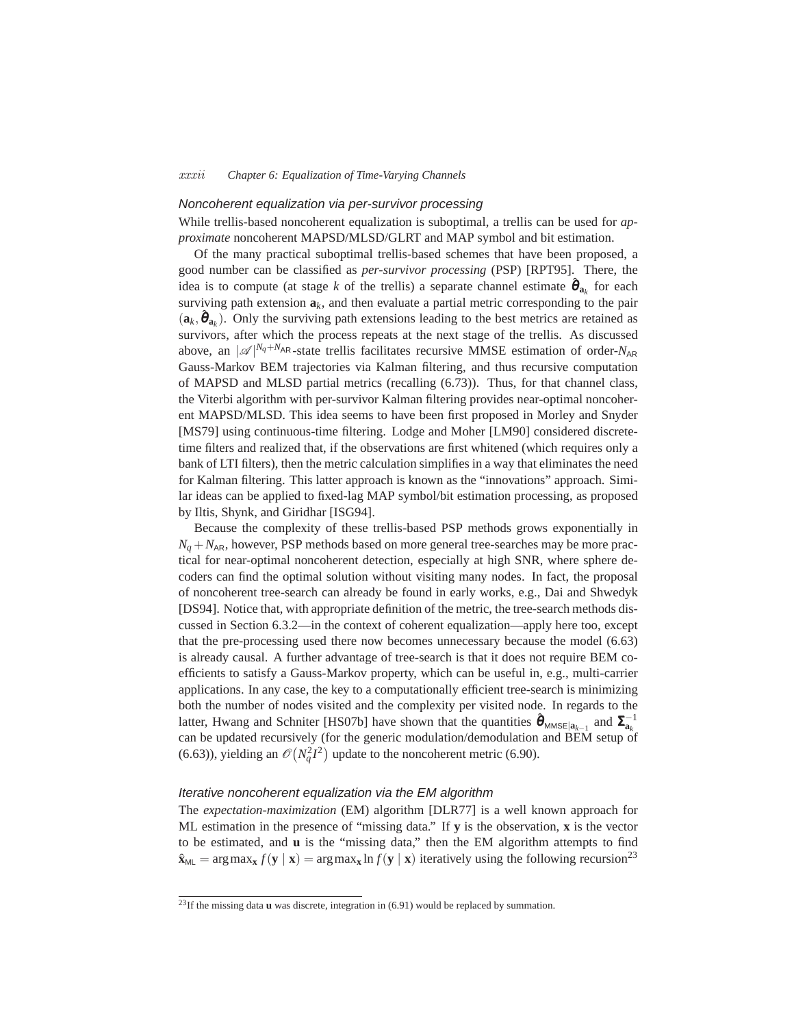### Noncoherent equalization via per-survivor processing

While trellis-based noncoherent equalization is suboptimal, a trellis can be used for *approximate* noncoherent MAPSD/MLSD/GLRT and MAP symbol and bit estimation.

Of the many practical suboptimal trellis-based schemes that have been proposed, a good number can be classified as *per-survivor processing* (PSP) [RPT95]. There, the idea is to compute (at stage $k$ of the trellis) a separate channel estimate $\hat{\boldsymbol{\theta}}_{\mathbf{a}_k}$ for each surviving path extension $\mathbf{a}_k$, and then evaluate a partial metric corresponding to the pair $(\mathbf{a}_k, \hat{\boldsymbol{\theta}}_{\mathbf{a}_k})$. Only the surviving path extensions leading to the best metrics are retained as survivors, after which the process repeats at the next stage of the trellis. As discussed above, an $|\mathscr{A}|^{N_q+N_{\mathsf{AR}}}$-state trellis facilitates recursive MMSE estimation of order-$N_{\mathsf{AR}}$ Gauss-Markov BEM trajectories via Kalman filtering, and thus recursive computation of MAPSD and MLSD partial metrics (recalling (6.73)). Thus, for that channel class, the Viterbi algorithm with per-survivor Kalman filtering provides near-optimal noncoherent MAPSD/MLSD. This idea seems to have been first proposed in Morley and Snyder [MS79] using continuous-time filtering. Lodge and Moher [LM90] considered discrete-time filters and realized that, if the observations are first whitened (which requires only a bank of LTI filters), then the metric calculation simplifies in a way that eliminates the need for Kalman filtering. This latter approach is known as the "innovations" approach. Similar ideas can be applied to fixed-lag MAP symbol/bit estimation processing, as proposed by Iltis, Shynk, and Giridhar [ISG94].

Because the complexity of these trellis-based PSP methods grows exponentially in $N_q + N_{\mathsf{AR}}$, however, PSP methods based on more general tree-searches may be more practical for near-optimal noncoherent detection, especially at high SNR, where sphere decoders can find the optimal solution without visiting many nodes. In fact, the proposal of noncoherent tree-search can already be found in early works, e.g., Dai and Shwedyk [DS94]. Notice that, with appropriate definition of the metric, the tree-search methods discussed in Section 6.3.2—in the context of coherent equalization—apply here too, except that the pre-processing used there now becomes unnecessary because the model (6.63) is already causal. A further advantage of tree-search is that it does not require BEM coefficients to satisfy a Gauss-Markov property, which can be useful in, e.g., multi-carrier applications. In any case, the key to a computationally efficient tree-search is minimizing both the number of nodes visited and the complexity per visited node. In regards to the latter, Hwang and Schniter [HS07b] have shown that the quantities $\hat{\boldsymbol{\theta}}_{\mathsf{MMSE}|\mathbf{a}_{k-1}}$ and $\boldsymbol{\Sigma}_{\mathbf{a}_k}^{-1}$ can be updated recursively (for the generic modulation/demodulation and BEM setup of (6.63)), yielding an $\mathscr{O}\left(N_q^2 I^2\right)$ update to the noncoherent metric (6.90).

### Iterative noncoherent equalization via the EM algorithm

The *expectation-maximization* (EM) algorithm [DLR77] is a well known approach for ML estimation in the presence of "missing data." If $\mathbf{y}$ is the observation, $\mathbf{x}$ is the vector to be estimated, and $\mathbf{u}$ is the "missing data," then the EM algorithm attempts to find $\hat{\mathbf{x}}_{\mathsf{ML}} = \arg\max_{\mathbf{x}} f(\mathbf{y} \mid \mathbf{x}) = \arg\max_{\mathbf{x}} \ln f(\mathbf{y} \mid \mathbf{x})$ iteratively using the following recursion[23]

[23] If the missing data $\mathbf{u}$ was discrete, integration in (6.91) would be replaced by summation.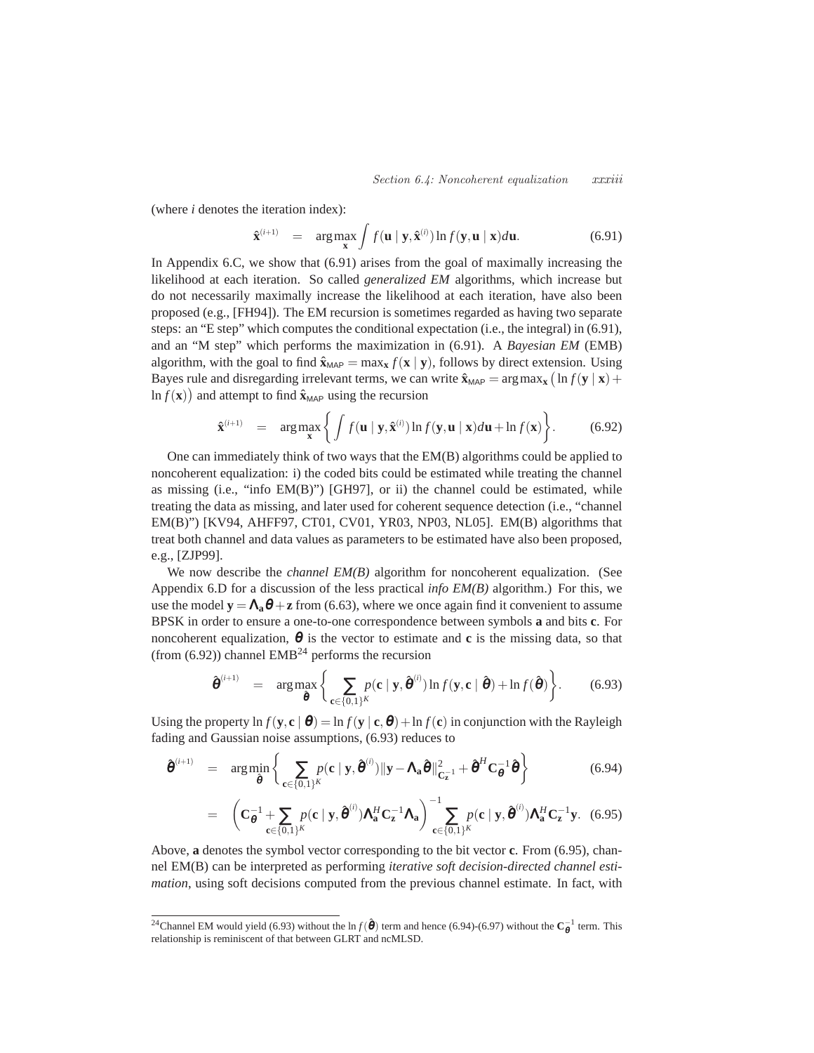(where $i$ denotes the iteration index):

$$\hat{\mathbf{x}}^{(i+1)} = \arg\max_{\mathbf{x}} \int f(\mathbf{u} \mid \mathbf{y}, \hat{\mathbf{x}}^{(i)}) \ln f(\mathbf{y}, \mathbf{u} \mid \mathbf{x}) d\mathbf{u}. \tag{6.91}$$

In Appendix 6.C, we show that (6.91) arises from the goal of maximally increasing the likelihood at each iteration. So called *generalized EM* algorithms, which increase but do not necessarily maximally increase the likelihood at each iteration, have also been proposed (e.g., [FH94]). The EM recursion is sometimes regarded as having two separate steps: an "E step" which computes the conditional expectation (i.e., the integral) in (6.91), and an "M step" which performs the maximization in (6.91). A *Bayesian EM* (EMB) algorithm, with the goal to find $\hat{\mathbf{x}}_{\mathsf{MAP}} = \max_{\mathbf{x}} f(\mathbf{x} \mid \mathbf{y})$, follows by direct extension. Using Bayes rule and disregarding irrelevant terms, we can write $\hat{\mathbf{x}}_{\mathsf{MAP}} = \arg\max_{\mathbf{x}} \big(\ln f(\mathbf{y} \mid \mathbf{x}) + \ln f(\mathbf{x})\big)$ and attempt to find $\hat{\mathbf{x}}_{\mathsf{MAP}}$ using the recursion

$$\hat{\mathbf{x}}^{(i+1)} = \arg\max_{\mathbf{x}} \left\{ \int f(\mathbf{u} \mid \mathbf{y}, \hat{\mathbf{x}}^{(i)}) \ln f(\mathbf{y}, \mathbf{u} \mid \mathbf{x}) d\mathbf{u} + \ln f(\mathbf{x}) \right\}. \tag{6.92}$$

One can immediately think of two ways that the EM(B) algorithms could be applied to noncoherent equalization: i) the coded bits could be estimated while treating the channel as missing (i.e., "info EM(B)") [GH97], or ii) the channel could be estimated, while treating the data as missing, and later used for coherent sequence detection (i.e., "channel EM(B)") [KV94, AHFF97, CT01, CV01, YR03, NP03, NL05]. EM(B) algorithms that treat both channel and data values as parameters to be estimated have also been proposed, e.g., [ZJP99].

We now describe the *channel EM(B)* algorithm for noncoherent equalization. (See Appendix 6.D for a discussion of the less practical *info EM(B)* algorithm.) For this, we use the model $\mathbf{y} = \mathbf{\Lambda_a} \boldsymbol{\theta} + \mathbf{z}$ from (6.63), where we once again find it convenient to assume BPSK in order to ensure a one-to-one correspondence between symbols $\mathbf{a}$ and bits $\mathbf{c}$. For noncoherent equalization, $\boldsymbol{\theta}$ is the vector to estimate and $\mathbf{c}$ is the missing data, so that (from (6.92)) channel EMB[24] performs the recursion

$$\hat{\boldsymbol{\theta}}^{(i+1)} = \arg\max_{\hat{\boldsymbol{\theta}}} \left\{ \sum_{\mathbf{c} \in \{0,1\}^K} p(\mathbf{c} \mid \mathbf{y}, \hat{\boldsymbol{\theta}}^{(i)}) \ln f(\mathbf{y}, \mathbf{c} \mid \hat{\boldsymbol{\theta}}) + \ln f(\hat{\boldsymbol{\theta}}) \right\}. \tag{6.93}$$

Using the property $\ln f(\mathbf{y}, \mathbf{c} \mid \boldsymbol{\theta}) = \ln f(\mathbf{y} \mid \mathbf{c}, \boldsymbol{\theta}) + \ln f(\mathbf{c})$ in conjunction with the Rayleigh fading and Gaussian noise assumptions, (6.93) reduces to

$$\hat{\boldsymbol{\theta}}^{(i+1)} = \arg\min_{\hat{\boldsymbol{\theta}}} \left\{ \sum_{\mathbf{c} \in \{0,1\}^K} p(\mathbf{c} \mid \mathbf{y}, \hat{\boldsymbol{\theta}}^{(i)}) \|\mathbf{y} - \mathbf{\Lambda_a} \hat{\boldsymbol{\theta}}\|^2_{\mathbf{C}_\mathbf{z}^{-1}} + \hat{\boldsymbol{\theta}}^H \mathbf{C}_{\boldsymbol{\theta}}^{-1} \hat{\boldsymbol{\theta}} \right\} \tag{6.94}$$

$$= \left( \mathbf{C}_{\boldsymbol{\theta}}^{-1} + \sum_{\mathbf{c} \in \{0,1\}^K} p(\mathbf{c} \mid \mathbf{y}, \hat{\boldsymbol{\theta}}^{(i)}) \mathbf{\Lambda_a}^H \mathbf{C}_\mathbf{z}^{-1} \mathbf{\Lambda_a} \right)^{-1} \sum_{\mathbf{c} \in \{0,1\}^K} p(\mathbf{c} \mid \mathbf{y}, \hat{\boldsymbol{\theta}}^{(i)}) \mathbf{\Lambda_a}^H \mathbf{C}_\mathbf{z}^{-1} \mathbf{y}. \tag{6.95}$$

Above, $\mathbf{a}$ denotes the symbol vector corresponding to the bit vector $\mathbf{c}$. From (6.95), channel EM(B) can be interpreted as performing *iterative soft decision-directed channel estimation*, using soft decisions computed from the previous channel estimate. In fact, with

[24] Channel EM would yield (6.93) without the $\ln f(\hat{\boldsymbol{\theta}})$ term and hence (6.94)-(6.97) without the $\mathbf{C}_{\boldsymbol{\theta}}^{-1}$ term. This relationship is reminiscent of that between GLRT and ncMLSD.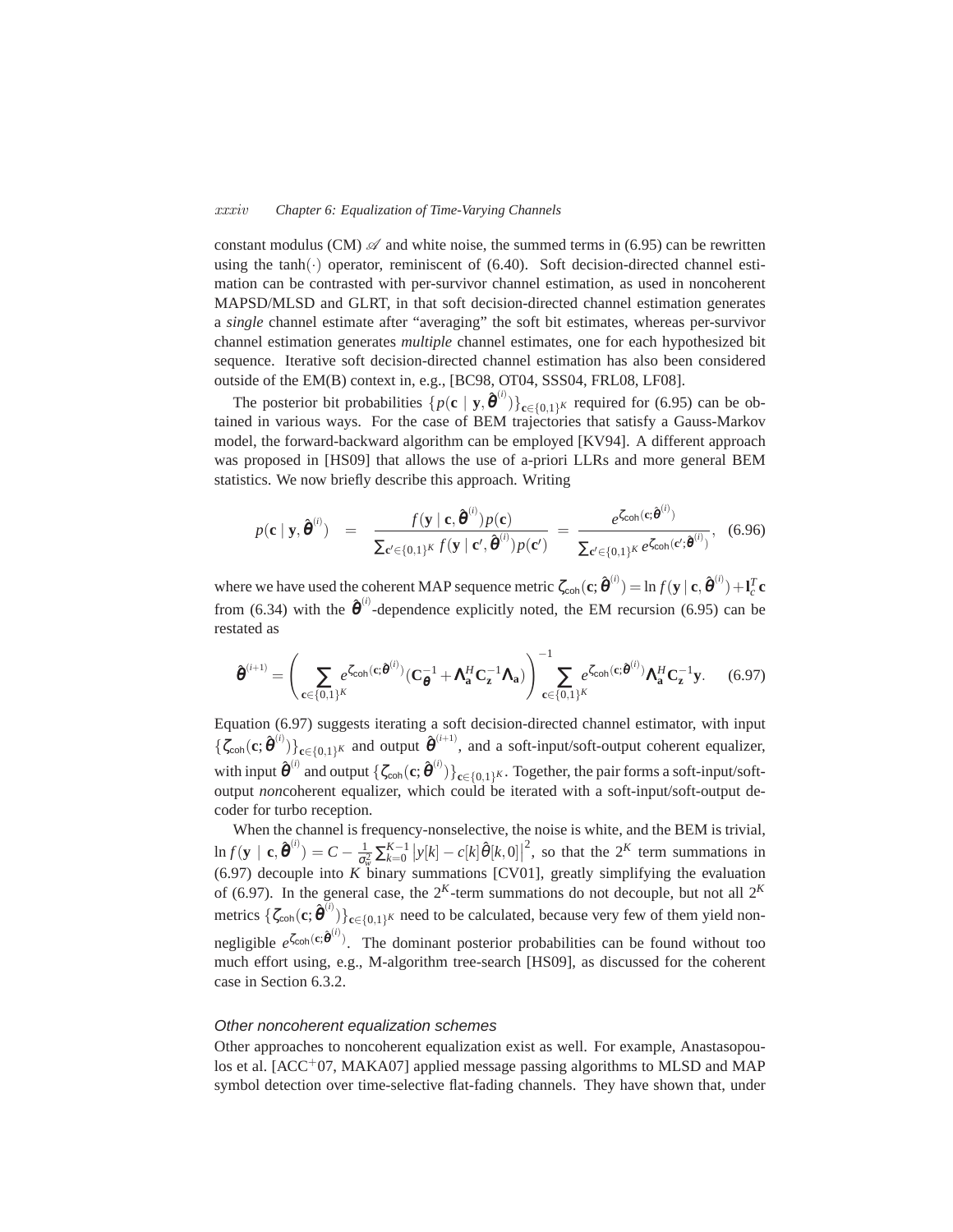constant modulus (CM) $\mathscr{A}$ and white noise, the summed terms in (6.95) can be rewritten using the $\tanh(\cdot)$ operator, reminiscent of (6.40). Soft decision-directed channel estimation can be contrasted with per-survivor channel estimation, as used in noncoherent MAPSD/MLSD and GLRT, in that soft decision-directed channel estimation generates a *single* channel estimate after "averaging" the soft bit estimates, whereas per-survivor channel estimation generates *multiple* channel estimates, one for each hypothesized bit sequence. Iterative soft decision-directed channel estimation has also been considered outside of the EM(B) context in, e.g., [BC98, OT04, SSS04, FRL08, LF08].

The posterior bit probabilities $\{p(\mathbf{c} \mid \mathbf{y}, \hat{\boldsymbol{\theta}}^{(i)})\}_{\mathbf{c}\in\{0,1\}^K}$ required for (6.95) can be obtained in various ways. For the case of BEM trajectories that satisfy a Gauss-Markov model, the forward-backward algorithm can be employed [KV94]. A different approach was proposed in [HS09] that allows the use of a-priori LLRs and more general BEM statistics. We now briefly describe this approach. Writing

$$p(\mathbf{c} \mid \mathbf{y}, \hat{\boldsymbol{\theta}}^{(i)}) \quad = \quad \frac{f(\mathbf{y} \mid \mathbf{c}, \hat{\boldsymbol{\theta}}^{(i)})p(\mathbf{c})}{\sum_{\mathbf{c}'\in\{0,1\}^K} f(\mathbf{y} \mid \mathbf{c}', \hat{\boldsymbol{\theta}}^{(i)})p(\mathbf{c}')} \;=\; \frac{e^{\zeta_{\mathsf{coh}}(\mathbf{c};\hat{\boldsymbol{\theta}}^{(i)})}}{\sum_{\mathbf{c}'\in\{0,1\}^K} e^{\zeta_{\mathsf{coh}}(\mathbf{c}';\hat{\boldsymbol{\theta}}^{(i)})}}, \quad (6.96)$$

where we have used the coherent MAP sequence metric $\zeta_{\mathsf{coh}}(\mathbf{c};\hat{\boldsymbol{\theta}}^{(i)}) = \ln f(\mathbf{y} \mid \mathbf{c}, \hat{\boldsymbol{\theta}}^{(i)}) + \mathbf{l}_c^T\mathbf{c}$ from (6.34) with the $\hat{\boldsymbol{\theta}}^{(i)}$-dependence explicitly noted, the EM recursion (6.95) can be restated as

$$\hat{\boldsymbol{\theta}}^{(i+1)} = \left(\sum_{\mathbf{c}\in\{0,1\}^K} e^{\zeta_{\mathsf{coh}}(\mathbf{c};\hat{\boldsymbol{\theta}}^{(i)})}(\mathbf{C}_{\boldsymbol{\theta}}^{-1} + \boldsymbol{\Lambda}_{\mathbf{a}}^H\mathbf{C}_{\mathbf{z}}^{-1}\boldsymbol{\Lambda}_{\mathbf{a}})\right)^{-1} \sum_{\mathbf{c}\in\{0,1\}^K} e^{\zeta_{\mathsf{coh}}(\mathbf{c};\hat{\boldsymbol{\theta}}^{(i)})}\boldsymbol{\Lambda}_{\mathbf{a}}^H\mathbf{C}_{\mathbf{z}}^{-1}\mathbf{y}. \quad (6.97)$$

Equation (6.97) suggests iterating a soft decision-directed channel estimator, with input $\{\zeta_{\mathsf{coh}}(\mathbf{c};\hat{\boldsymbol{\theta}}^{(i)})\}_{\mathbf{c}\in\{0,1\}^K}$ and output $\hat{\boldsymbol{\theta}}^{(i+1)}$, and a soft-input/soft-output coherent equalizer, with input $\hat{\boldsymbol{\theta}}^{(i)}$ and output $\{\zeta_{\mathsf{coh}}(\mathbf{c};\hat{\boldsymbol{\theta}}^{(i)})\}_{\mathbf{c}\in\{0,1\}^K}$. Together, the pair forms a soft-input/soft-output *non*coherent equalizer, which could be iterated with a soft-input/soft-output decoder for turbo reception.

When the channel is frequency-nonselective, the noise is white, and the BEM is trivial, $\ln f(\mathbf{y} \mid \mathbf{c}, \hat{\boldsymbol{\theta}}^{(i)}) = C - \frac{1}{\sigma_w^2}\sum_{k=0}^{K-1}\left|y[k] - c[k]\hat{\theta}[k,0]\right|^2$, so that the $2^K$ term summations in (6.97) decouple into $K$ binary summations [CV01], greatly simplifying the evaluation of (6.97). In the general case, the $2^K$-term summations do not decouple, but not all $2^K$ metrics $\{\zeta_{\mathsf{coh}}(\mathbf{c};\hat{\boldsymbol{\theta}}^{(i)})\}_{\mathbf{c}\in\{0,1\}^K}$ need to be calculated, because very few of them yield non-negligible $e^{\zeta_{\mathsf{coh}}(\mathbf{c};\hat{\boldsymbol{\theta}}^{(i)})}$. The dominant posterior probabilities can be found without too much effort using, e.g., M-algorithm tree-search [HS09], as discussed for the coherent case in Section 6.3.2.

### *Other noncoherent equalization schemes*

Other approaches to noncoherent equalization exist as well. For example, Anastasopoulos et al. [ACC+07, MAKA07] applied message passing algorithms to MLSD and MAP symbol detection over time-selective flat-fading channels. They have shown that, under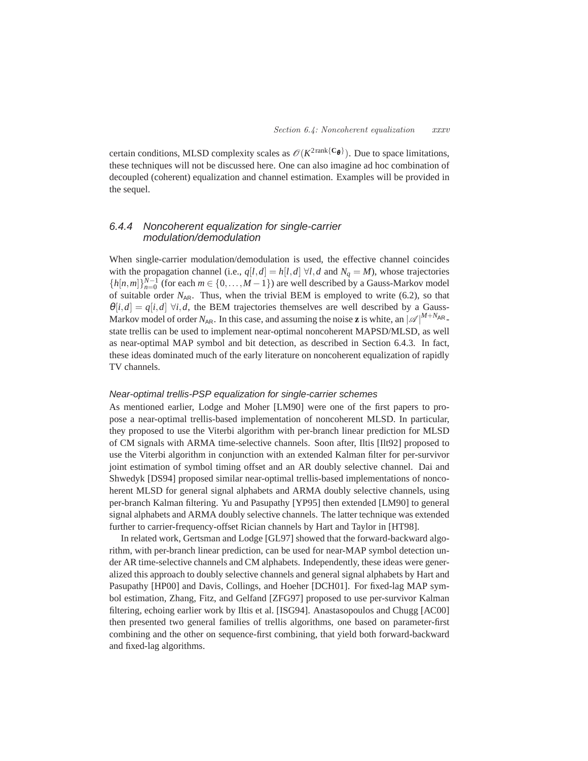certain conditions, MLSD complexity scales as $\mathscr{O}(K^{2\,\mathrm{rank}\{\mathbf{C}_{\boldsymbol{\theta}}\}})$. Due to space limitations, these techniques will not be discussed here. One can also imagine ad hoc combination of decoupled (coherent) equalization and channel estimation. Examples will be provided in the sequel.

### 6.4.4 Noncoherent equalization for single-carrier modulation/demodulation

When single-carrier modulation/demodulation is used, the effective channel coincides with the propagation channel (i.e., $q[l,d] = h[l,d]\ \forall l,d$ and $N_q = M$), whose trajectories $\{h[n,m]\}_{n=0}^{N-1}$ (for each $m \in \{0,\ldots,M-1\}$) are well described by a Gauss-Markov model of suitable order $N_{\mathsf{AR}}$. Thus, when the trivial BEM is employed to write (6.2), so that $\theta[i,d] = q[i,d]\ \forall i,d$, the BEM trajectories themselves are well described by a Gauss-Markov model of order $N_{\mathsf{AR}}$. In this case, and assuming the noise $\mathbf{z}$ is white, an $|\mathscr{A}|^{M+N_{\mathsf{AR}}}$-state trellis can be used to implement near-optimal noncoherent MAPSD/MLSD, as well as near-optimal MAP symbol and bit detection, as described in Section 6.4.3. In fact, these ideas dominated much of the early literature on noncoherent equalization of rapidly TV channels.

#### *Near-optimal trellis-PSP equalization for single-carrier schemes*

As mentioned earlier, Lodge and Moher [LM90] were one of the first papers to propose a near-optimal trellis-based implementation of noncoherent MLSD. In particular, they proposed to use the Viterbi algorithm with per-branch linear prediction for MLSD of CM signals with ARMA time-selective channels. Soon after, Iltis [Ilt92] proposed to use the Viterbi algorithm in conjunction with an extended Kalman filter for per-survivor joint estimation of symbol timing offset and an AR doubly selective channel. Dai and Shwedyk [DS94] proposed similar near-optimal trellis-based implementations of noncoherent MLSD for general signal alphabets and ARMA doubly selective channels, using per-branch Kalman filtering. Yu and Pasupathy [YP95] then extended [LM90] to general signal alphabets and ARMA doubly selective channels. The latter technique was extended further to carrier-frequency-offset Rician channels by Hart and Taylor in [HT98].

In related work, Gertsman and Lodge [GL97] showed that the forward-backward algorithm, with per-branch linear prediction, can be used for near-MAP symbol detection under AR time-selective channels and CM alphabets. Independently, these ideas were generalized this approach to doubly selective channels and general signal alphabets by Hart and Pasupathy [HP00] and Davis, Collings, and Hoeher [DCH01]. For fixed-lag MAP symbol estimation, Zhang, Fitz, and Gelfand [ZFG97] proposed to use per-survivor Kalman filtering, echoing earlier work by Iltis et al. [ISG94]. Anastasopoulos and Chugg [AC00] then presented two general families of trellis algorithms, one based on parameter-first combining and the other on sequence-first combining, that yield both forward-backward and fixed-lag algorithms.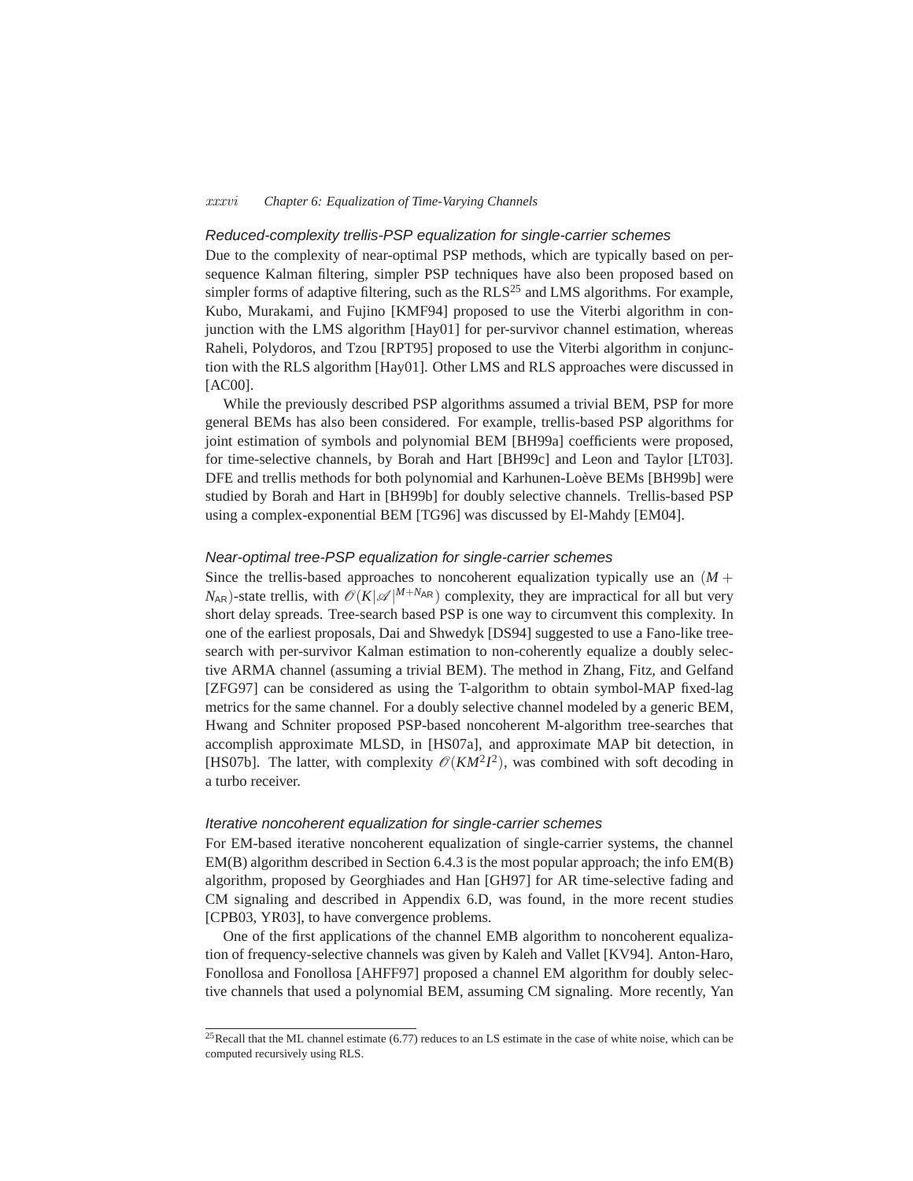### *Reduced-complexity trellis-PSP equalization for single-carrier schemes*

Due to the complexity of near-optimal PSP methods, which are typically based on per-sequence Kalman filtering, simpler PSP techniques have also been proposed based on simpler forms of adaptive filtering, such as the RLS[25] and LMS algorithms. For example, Kubo, Murakami, and Fujino [KMF94] proposed to use the Viterbi algorithm in conjunction with the LMS algorithm [Hay01] for per-survivor channel estimation, whereas Raheli, Polydoros, and Tzou [RPT95] proposed to use the Viterbi algorithm in conjunction with the RLS algorithm [Hay01]. Other LMS and RLS approaches were discussed in [AC00].

While the previously described PSP algorithms assumed a trivial BEM, PSP for more general BEMs has also been considered. For example, trellis-based PSP algorithms for joint estimation of symbols and polynomial BEM [BH99a] coefficients were proposed, for time-selective channels, by Borah and Hart [BH99c] and Leon and Taylor [LT03]. DFE and trellis methods for both polynomial and Karhunen-Loève BEMs [BH99b] were studied by Borah and Hart in [BH99b] for doubly selective channels. Trellis-based PSP using a complex-exponential BEM [TG96] was discussed by El-Mahdy [EM04].

### *Near-optimal tree-PSP equalization for single-carrier schemes*

Since the trellis-based approaches to noncoherent equalization typically use an $(M+N_{\mathsf{AR}})$-state trellis, with $\mathscr{O}(K|\mathscr{A}|^{M+N_{\mathsf{AR}}})$ complexity, they are impractical for all but very short delay spreads. Tree-search based PSP is one way to circumvent this complexity. In one of the earliest proposals, Dai and Shwedyk [DS94] suggested to use a Fano-like tree-search with per-survivor Kalman estimation to non-coherently equalize a doubly selective ARMA channel (assuming a trivial BEM). The method in Zhang, Fitz, and Gelfand [ZFG97] can be considered as using the T-algorithm to obtain symbol-MAP fixed-lag metrics for the same channel. For a doubly selective channel modeled by a generic BEM, Hwang and Schniter proposed PSP-based noncoherent M-algorithm tree-searches that accomplish approximate MLSD, in [HS07a], and approximate MAP bit detection, in [HS07b]. The latter, with complexity $\mathscr{O}(KM^2I^2)$, was combined with soft decoding in a turbo receiver.

### *Iterative noncoherent equalization for single-carrier schemes*

For EM-based iterative noncoherent equalization of single-carrier systems, the channel EM(B) algorithm described in Section 6.4.3 is the most popular approach; the info EM(B) algorithm, proposed by Georghiades and Han [GH97] for AR time-selective fading and CM signaling and described in Appendix 6.D, was found, in the more recent studies [CPB03, YR03], to have convergence problems.

One of the first applications of the channel EMB algorithm to noncoherent equalization of frequency-selective channels was given by Kaleh and Vallet [KV94]. Anton-Haro, Fonollosa and Fonollosa [AHFF97] proposed a channel EM algorithm for doubly selective channels that used a polynomial BEM, assuming CM signaling. More recently, Yan

---

[25] Recall that the ML channel estimate (6.77) reduces to an LS estimate in the case of white noise, which can be computed recursively using RLS.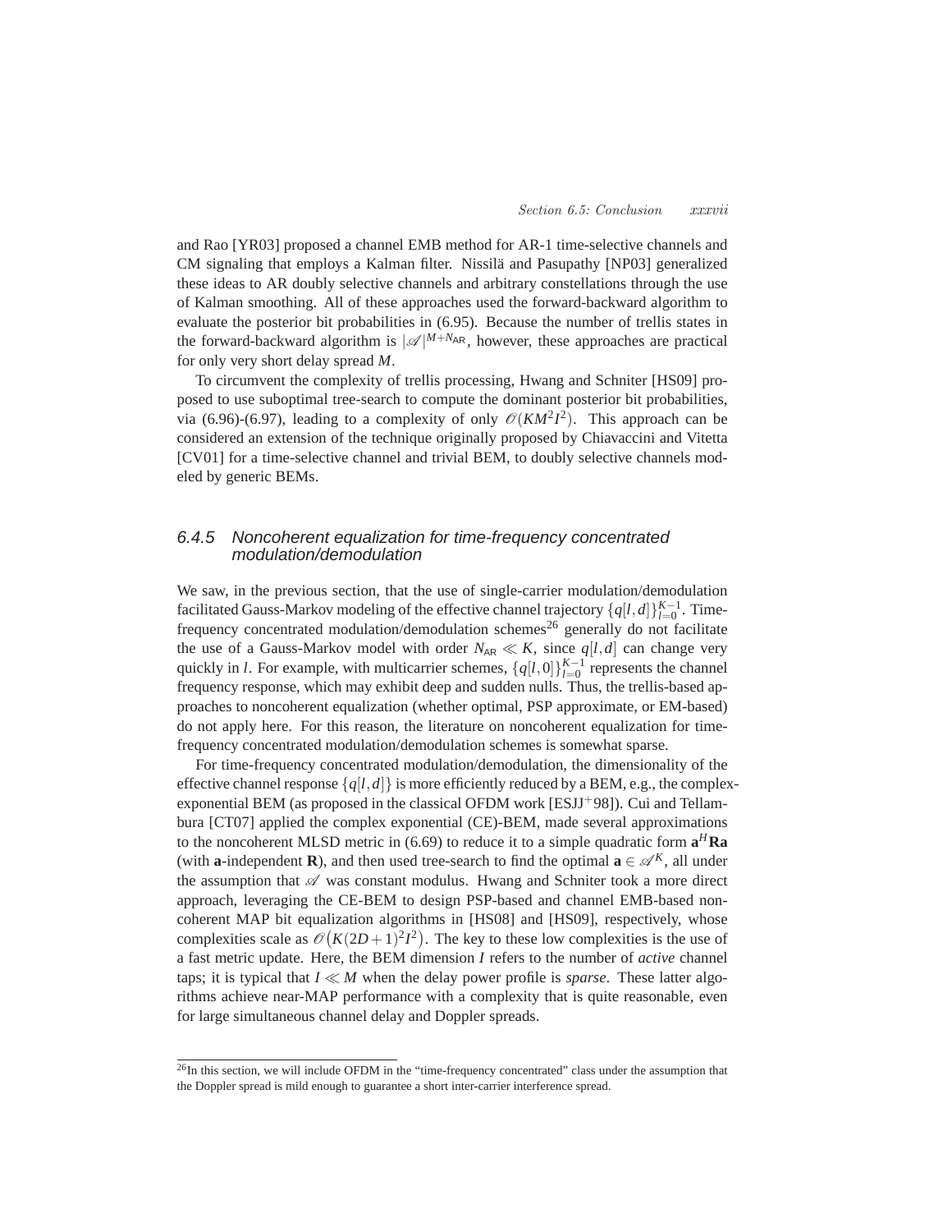and Rao [YR03] proposed a channel EMB method for AR-1 time-selective channels and CM signaling that employs a Kalman filter. Nissilä and Pasupathy [NP03] generalized these ideas to AR doubly selective channels and arbitrary constellations through the use of Kalman smoothing. All of these approaches used the forward-backward algorithm to evaluate the posterior bit probabilities in (6.95). Because the number of trellis states in the forward-backward algorithm is $|\mathscr{A}|^{M+N_{\mathsf{AR}}}$, however, these approaches are practical for only very short delay spread $M$.

To circumvent the complexity of trellis processing, Hwang and Schniter [HS09] proposed to use suboptimal tree-search to compute the dominant posterior bit probabilities, via (6.96)-(6.97), leading to a complexity of only $\mathscr{O}(KM^2I^2)$. This approach can be considered an extension of the technique originally proposed by Chiavaccini and Vitetta [CV01] for a time-selective channel and trivial BEM, to doubly selective channels modeled by generic BEMs.

### 6.4.5 Noncoherent equalization for time-frequency concentrated modulation/demodulation

We saw, in the previous section, that the use of single-carrier modulation/demodulation facilitated Gauss-Markov modeling of the effective channel trajectory $\{q[l,d]\}_{l=0}^{K-1}$. Time-frequency concentrated modulation/demodulation schemes[26] generally do not facilitate the use of a Gauss-Markov model with order $N_{\mathsf{AR}} \ll K$, since $q[l,d]$ can change very quickly in $l$. For example, with multicarrier schemes, $\{q[l,0]\}_{l=0}^{K-1}$ represents the channel frequency response, which may exhibit deep and sudden nulls. Thus, the trellis-based approaches to noncoherent equalization (whether optimal, PSP approximate, or EM-based) do not apply here. For this reason, the literature on noncoherent equalization for time-frequency concentrated modulation/demodulation schemes is somewhat sparse.

For time-frequency concentrated modulation/demodulation, the dimensionality of the effective channel response $\{q[l,d]\}$ is more efficiently reduced by a BEM, e.g., the complex-exponential BEM (as proposed in the classical OFDM work [ESJJ$^+$98]). Cui and Tellambura [CT07] applied the complex exponential (CE)-BEM, made several approximations to the noncoherent MLSD metric in (6.69) to reduce it to a simple quadratic form $\mathbf{a}^H\mathbf{R}\mathbf{a}$ (with $\mathbf{a}$-independent $\mathbf{R}$), and then used tree-search to find the optimal $\mathbf{a} \in \mathscr{A}^K$, all under the assumption that $\mathscr{A}$ was constant modulus. Hwang and Schniter took a more direct approach, leveraging the CE-BEM to design PSP-based and channel EMB-based noncoherent MAP bit equalization algorithms in [HS08] and [HS09], respectively, whose complexities scale as $\mathscr{O}\big(K(2D+1)^2I^2\big)$. The key to these low complexities is the use of a fast metric update. Here, the BEM dimension $I$ refers to the number of *active* channel taps; it is typical that $I \ll M$ when the delay power profile is *sparse*. These latter algorithms achieve near-MAP performance with a complexity that is quite reasonable, even for large simultaneous channel delay and Doppler spreads.

[26] In this section, we will include OFDM in the "time-frequency concentrated" class under the assumption that the Doppler spread is mild enough to guarantee a short inter-carrier interference spread.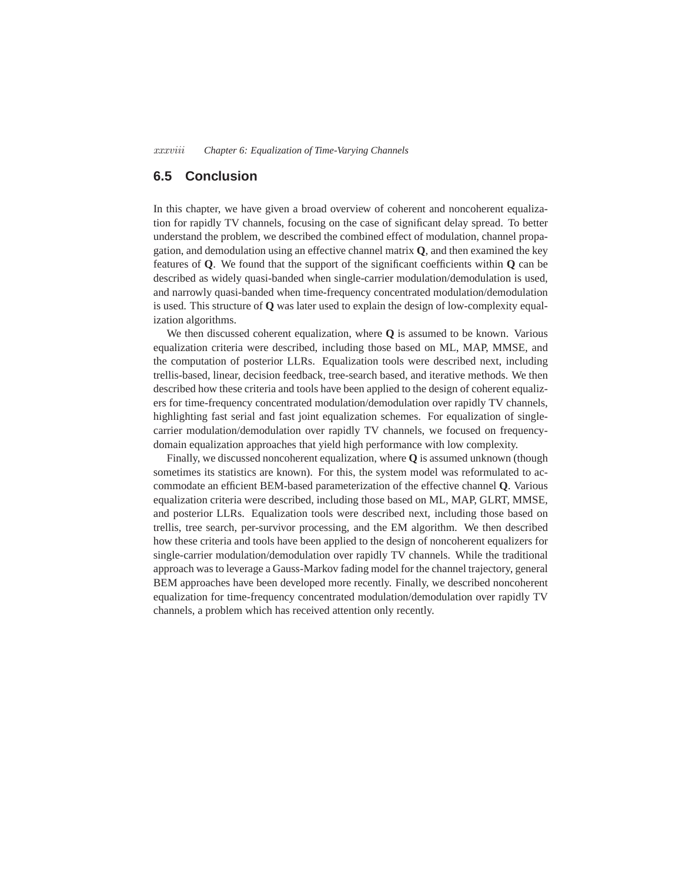## 6.5 Conclusion

In this chapter, we have given a broad overview of coherent and noncoherent equalization for rapidly TV channels, focusing on the case of significant delay spread. To better understand the problem, we described the combined effect of modulation, channel propagation, and demodulation using an effective channel matrix $\mathbf{Q}$, and then examined the key features of $\mathbf{Q}$. We found that the support of the significant coefficients within $\mathbf{Q}$ can be described as widely quasi-banded when single-carrier modulation/demodulation is used, and narrowly quasi-banded when time-frequency concentrated modulation/demodulation is used. This structure of $\mathbf{Q}$ was later used to explain the design of low-complexity equalization algorithms.

We then discussed coherent equalization, where $\mathbf{Q}$ is assumed to be known. Various equalization criteria were described, including those based on ML, MAP, MMSE, and the computation of posterior LLRs. Equalization tools were described next, including trellis-based, linear, decision feedback, tree-search based, and iterative methods. We then described how these criteria and tools have been applied to the design of coherent equalizers for time-frequency concentrated modulation/demodulation over rapidly TV channels, highlighting fast serial and fast joint equalization schemes. For equalization of single-carrier modulation/demodulation over rapidly TV channels, we focused on frequency-domain equalization approaches that yield high performance with low complexity.

Finally, we discussed noncoherent equalization, where $\mathbf{Q}$ is assumed unknown (though sometimes its statistics are known). For this, the system model was reformulated to accommodate an efficient BEM-based parameterization of the effective channel $\mathbf{Q}$. Various equalization criteria were described, including those based on ML, MAP, GLRT, MMSE, and posterior LLRs. Equalization tools were described next, including those based on trellis, tree search, per-survivor processing, and the EM algorithm. We then described how these criteria and tools have been applied to the design of noncoherent equalizers for single-carrier modulation/demodulation over rapidly TV channels. While the traditional approach was to leverage a Gauss-Markov fading model for the channel trajectory, general BEM approaches have been developed more recently. Finally, we described noncoherent equalization for time-frequency concentrated modulation/demodulation over rapidly TV channels, a problem which has received attention only recently.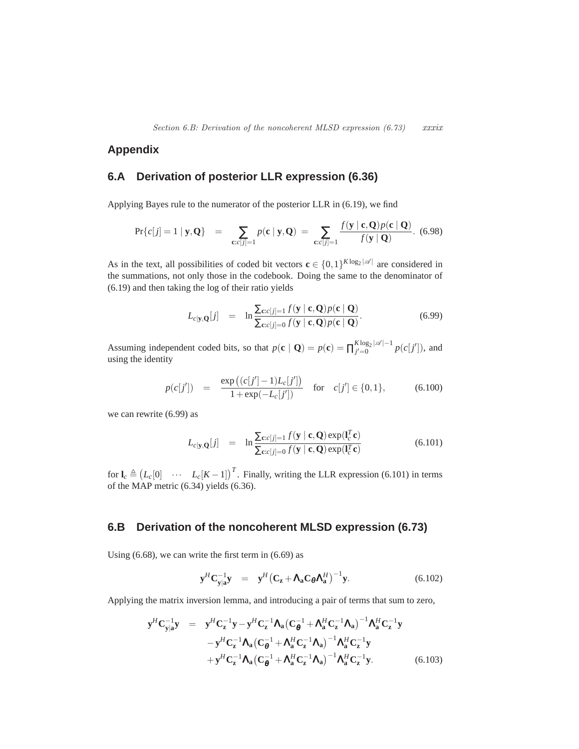# Appendix

## 6.A Derivation of posterior LLR expression (6.36)

Applying Bayes rule to the numerator of the posterior LLR in (6.19), we find

$$\Pr\{c[j]=1 \mid \mathbf{y},\mathbf{Q}\} \quad = \quad \sum_{\mathbf{c}:c[j]=1} p(\mathbf{c} \mid \mathbf{y},\mathbf{Q}) \;=\; \sum_{\mathbf{c}:c[j]=1} \frac{f(\mathbf{y} \mid \mathbf{c},\mathbf{Q})p(\mathbf{c} \mid \mathbf{Q})}{f(\mathbf{y} \mid \mathbf{Q})}. \quad (6.98)$$

As in the text, all possibilities of coded bit vectors $\mathbf{c} \in \{0,1\}^{K\log_2|\mathscr{A}|}$ are considered in the summations, not only those in the codebook. Doing the same to the denominator of (6.19) and then taking the log of their ratio yields

$$L_{c|\mathbf{y},\mathbf{Q}}[j] \quad = \quad \ln \frac{\sum_{\mathbf{c}:c[j]=1} f(\mathbf{y} \mid \mathbf{c},\mathbf{Q})p(\mathbf{c} \mid \mathbf{Q})}{\sum_{\mathbf{c}:c[j]=0} f(\mathbf{y} \mid \mathbf{c},\mathbf{Q})p(\mathbf{c} \mid \mathbf{Q})}. \quad (6.99)$$

Assuming independent coded bits, so that $p(\mathbf{c} \mid \mathbf{Q}) = p(\mathbf{c}) = \prod_{j'=0}^{K\log_2|\mathscr{A}|-1} p(c[j'])$, and using the identity

$$p(c[j']) \quad = \quad \frac{\exp\big((c[j']-1)L_c[j']\big)}{1+\exp(-L_c[j'])} \quad \text{for} \quad c[j'] \in \{0,1\}, \quad (6.100)$$

we can rewrite (6.99) as

$$L_{c|\mathbf{y},\mathbf{Q}}[j] \quad = \quad \ln \frac{\sum_{\mathbf{c}:c[j]=1} f(\mathbf{y} \mid \mathbf{c},\mathbf{Q})\exp(\mathbf{l}_c^T\mathbf{c})}{\sum_{\mathbf{c}:c[j]=0} f(\mathbf{y} \mid \mathbf{c},\mathbf{Q})\exp(\mathbf{l}_c^T\mathbf{c})} \quad (6.101)$$

for $\mathbf{l}_c \triangleq \big(L_c[0] \quad \cdots \quad L_c[K-1]\big)^T$. Finally, writing the LLR expression (6.101) in terms of the MAP metric (6.34) yields (6.36).

## 6.B Derivation of the noncoherent MLSD expression (6.73)

Using (6.68), we can write the first term in (6.69) as

$$\mathbf{y}^H\mathbf{C}_{\mathbf{y}|\mathbf{a}}^{-1}\mathbf{y} \quad = \quad \mathbf{y}^H\big(\mathbf{C}_{\mathbf{z}}+\boldsymbol{\Lambda}_{\mathbf{a}}\mathbf{C}_{\boldsymbol{\theta}}\boldsymbol{\Lambda}_{\mathbf{a}}^H\big)^{-1}\mathbf{y}. \quad (6.102)$$

Applying the matrix inversion lemma, and introducing a pair of terms that sum to zero,

$$\begin{aligned}
\mathbf{y}^H\mathbf{C}_{\mathbf{y}|\mathbf{a}}^{-1}\mathbf{y} \quad = \quad & \mathbf{y}^H\mathbf{C}_{\mathbf{z}}^{-1}\mathbf{y} - \mathbf{y}^H\mathbf{C}_{\mathbf{z}}^{-1}\boldsymbol{\Lambda}_{\mathbf{a}}\big(\mathbf{C}_{\boldsymbol{\theta}}^{-1}+\boldsymbol{\Lambda}_{\mathbf{a}}^H\mathbf{C}_{\mathbf{z}}^{-1}\boldsymbol{\Lambda}_{\mathbf{a}}\big)^{-1}\boldsymbol{\Lambda}_{\mathbf{a}}^H\mathbf{C}_{\mathbf{z}}^{-1}\mathbf{y} \\
& - \mathbf{y}^H\mathbf{C}_{\mathbf{z}}^{-1}\boldsymbol{\Lambda}_{\mathbf{a}}\big(\mathbf{C}_{\boldsymbol{\theta}}^{-1}+\boldsymbol{\Lambda}_{\mathbf{a}}^H\mathbf{C}_{\mathbf{z}}^{-1}\boldsymbol{\Lambda}_{\mathbf{a}}\big)^{-1}\boldsymbol{\Lambda}_{\mathbf{a}}^H\mathbf{C}_{\mathbf{z}}^{-1}\mathbf{y} \\
& + \mathbf{y}^H\mathbf{C}_{\mathbf{z}}^{-1}\boldsymbol{\Lambda}_{\mathbf{a}}\big(\mathbf{C}_{\boldsymbol{\theta}}^{-1}+\boldsymbol{\Lambda}_{\mathbf{a}}^H\mathbf{C}_{\mathbf{z}}^{-1}\boldsymbol{\Lambda}_{\mathbf{a}}\big)^{-1}\boldsymbol{\Lambda}_{\mathbf{a}}^H\mathbf{C}_{\mathbf{z}}^{-1}\mathbf{y}. \quad (6.103)
\end{aligned}$$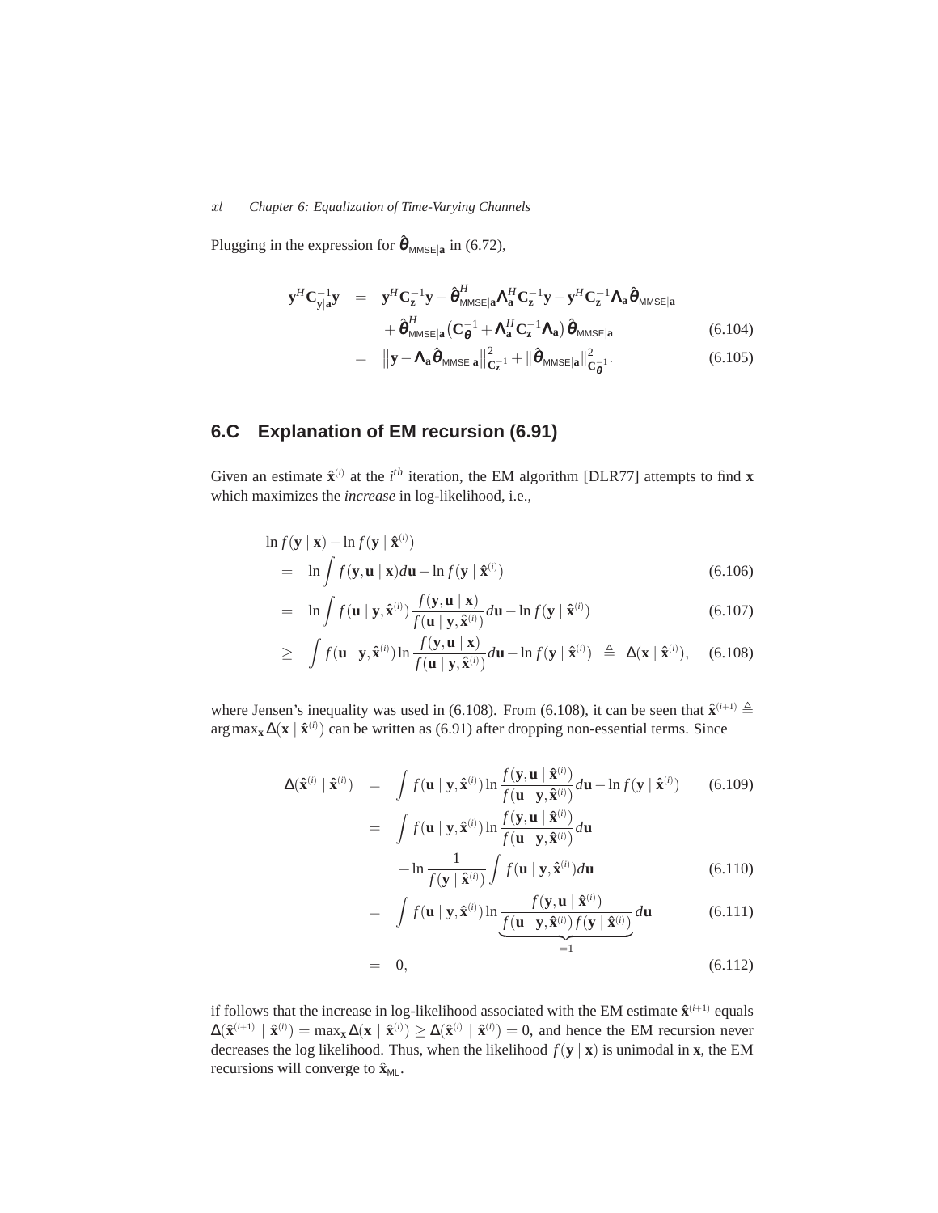Plugging in the expression for $\hat{\boldsymbol{\theta}}_{\mathsf{MMSE}|\mathbf{a}}$ in (6.72),

$$
\begin{aligned}
\mathbf{y}^H \mathbf{C}_{\mathbf{y}|\mathbf{a}}^{-1} \mathbf{y} &= \mathbf{y}^H \mathbf{C}_{\mathbf{z}}^{-1} \mathbf{y} - \hat{\boldsymbol{\theta}}_{\mathsf{MMSE}|\mathbf{a}}^H \boldsymbol{\Lambda}_{\mathbf{a}}^H \mathbf{C}_{\mathbf{z}}^{-1} \mathbf{y} - \mathbf{y}^H \mathbf{C}_{\mathbf{z}}^{-1} \boldsymbol{\Lambda}_{\mathbf{a}} \hat{\boldsymbol{\theta}}_{\mathsf{MMSE}|\mathbf{a}} \\
&\quad + \hat{\boldsymbol{\theta}}_{\mathsf{MMSE}|\mathbf{a}}^H \left( \mathbf{C}_{\boldsymbol{\theta}}^{-1} + \boldsymbol{\Lambda}_{\mathbf{a}}^H \mathbf{C}_{\mathbf{z}}^{-1} \boldsymbol{\Lambda}_{\mathbf{a}} \right) \hat{\boldsymbol{\theta}}_{\mathsf{MMSE}|\mathbf{a}} && (6.104) \\
&= \left\| \mathbf{y} - \boldsymbol{\Lambda}_{\mathbf{a}} \hat{\boldsymbol{\theta}}_{\mathsf{MMSE}|\mathbf{a}} \right\|_{\mathbf{C}_{\mathbf{z}}^{-1}}^2 + \| \hat{\boldsymbol{\theta}}_{\mathsf{MMSE}|\mathbf{a}} \|_{\mathbf{C}_{\boldsymbol{\theta}}^{-1}}^2 . && (6.105)
\end{aligned}
$$

## 6.C Explanation of EM recursion (6.91)

Given an estimate $\hat{\mathbf{x}}^{(i)}$ at the $i^{th}$ iteration, the EM algorithm [DLR77] attempts to find $\mathbf{x}$ which maximizes the *increase* in log-likelihood, i.e.,

$$
\begin{aligned}
&\ln f(\mathbf{y} \mid \mathbf{x}) - \ln f(\mathbf{y} \mid \hat{\mathbf{x}}^{(i)}) \\
&= \ln \int f(\mathbf{y}, \mathbf{u} \mid \mathbf{x}) d\mathbf{u} - \ln f(\mathbf{y} \mid \hat{\mathbf{x}}^{(i)}) && (6.106) \\
&= \ln \int f(\mathbf{u} \mid \mathbf{y}, \hat{\mathbf{x}}^{(i)}) \frac{f(\mathbf{y}, \mathbf{u} \mid \mathbf{x})}{f(\mathbf{u} \mid \mathbf{y}, \hat{\mathbf{x}}^{(i)})} d\mathbf{u} - \ln f(\mathbf{y} \mid \hat{\mathbf{x}}^{(i)}) && (6.107) \\
&\geq \int f(\mathbf{u} \mid \mathbf{y}, \hat{\mathbf{x}}^{(i)}) \ln \frac{f(\mathbf{y}, \mathbf{u} \mid \mathbf{x})}{f(\mathbf{u} \mid \mathbf{y}, \hat{\mathbf{x}}^{(i)})} d\mathbf{u} - \ln f(\mathbf{y} \mid \hat{\mathbf{x}}^{(i)}) \triangleq \Delta(\mathbf{x} \mid \hat{\mathbf{x}}^{(i)}), && (6.108)
\end{aligned}
$$

where Jensen's inequality was used in (6.108). From (6.108), it can be seen that $\hat{\mathbf{x}}^{(i+1)} \triangleq \arg\max_{\mathbf{x}} \Delta(\mathbf{x} \mid \hat{\mathbf{x}}^{(i)})$ can be written as (6.91) after dropping non-essential terms. Since

$$
\begin{aligned}
\Delta(\hat{\mathbf{x}}^{(i)} \mid \hat{\mathbf{x}}^{(i)}) &= \int f(\mathbf{u} \mid \mathbf{y}, \hat{\mathbf{x}}^{(i)}) \ln \frac{f(\mathbf{y}, \mathbf{u} \mid \hat{\mathbf{x}}^{(i)})}{f(\mathbf{u} \mid \mathbf{y}, \hat{\mathbf{x}}^{(i)})} d\mathbf{u} - \ln f(\mathbf{y} \mid \hat{\mathbf{x}}^{(i)}) && (6.109) \\
&= \int f(\mathbf{u} \mid \mathbf{y}, \hat{\mathbf{x}}^{(i)}) \ln \frac{f(\mathbf{y}, \mathbf{u} \mid \hat{\mathbf{x}}^{(i)})}{f(\mathbf{u} \mid \mathbf{y}, \hat{\mathbf{x}}^{(i)})} d\mathbf{u} \\
&\quad + \ln \frac{1}{f(\mathbf{y} \mid \hat{\mathbf{x}}^{(i)})} \int f(\mathbf{u} \mid \mathbf{y}, \hat{\mathbf{x}}^{(i)}) d\mathbf{u} && (6.110) \\
&= \int f(\mathbf{u} \mid \mathbf{y}, \hat{\mathbf{x}}^{(i)}) \ln \underbrace{\frac{f(\mathbf{y}, \mathbf{u} \mid \hat{\mathbf{x}}^{(i)})}{f(\mathbf{u} \mid \mathbf{y}, \hat{\mathbf{x}}^{(i)}) f(\mathbf{y} \mid \hat{\mathbf{x}}^{(i)})}}_{=1} d\mathbf{u} && (6.111) \\
&= 0, && (6.112)
\end{aligned}
$$

if follows that the increase in log-likelihood associated with the EM estimate $\hat{\mathbf{x}}^{(i+1)}$ equals $\Delta(\hat{\mathbf{x}}^{(i+1)} \mid \hat{\mathbf{x}}^{(i)}) = \max_{\mathbf{x}} \Delta(\mathbf{x} \mid \hat{\mathbf{x}}^{(i)}) \geq \Delta(\hat{\mathbf{x}}^{(i)} \mid \hat{\mathbf{x}}^{(i)}) = 0$, and hence the EM recursion never decreases the log likelihood. Thus, when the likelihood $f(\mathbf{y} \mid \mathbf{x})$ is unimodal in $\mathbf{x}$, the EM recursions will converge to $\hat{\mathbf{x}}_{\mathsf{ML}}$.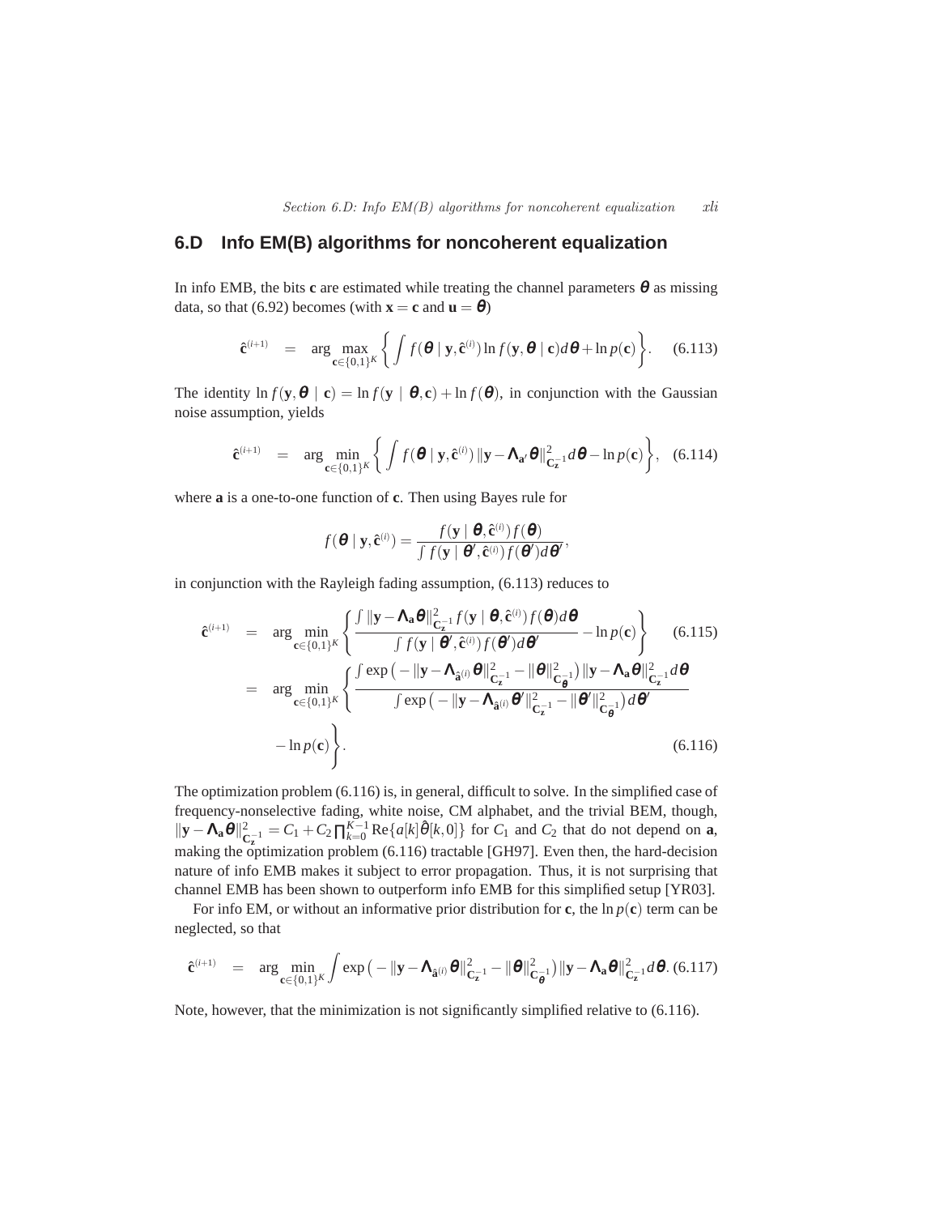## 6.D Info EM(B) algorithms for noncoherent equalization

In info EMB, the bits $\mathbf{c}$ are estimated while treating the channel parameters $\boldsymbol{\theta}$ as missing data, so that (6.92) becomes (with $\mathbf{x} = \mathbf{c}$ and $\mathbf{u} = \boldsymbol{\theta}$)

$$\hat{\mathbf{c}}^{(i+1)} = \arg\max_{\mathbf{c}\in\{0,1\}^K} \left\{ \int f(\boldsymbol{\theta} \mid \mathbf{y}, \hat{\mathbf{c}}^{(i)}) \ln f(\mathbf{y}, \boldsymbol{\theta} \mid \mathbf{c}) d\boldsymbol{\theta} + \ln p(\mathbf{c}) \right\}. \quad (6.113)$$

The identity $\ln f(\mathbf{y}, \boldsymbol{\theta} \mid \mathbf{c}) = \ln f(\mathbf{y} \mid \boldsymbol{\theta}, \mathbf{c}) + \ln f(\boldsymbol{\theta})$, in conjunction with the Gaussian noise assumption, yields

$$\hat{\mathbf{c}}^{(i+1)} = \arg\min_{\mathbf{c}\in\{0,1\}^K} \left\{ \int f(\boldsymbol{\theta} \mid \mathbf{y}, \hat{\mathbf{c}}^{(i)}) \|\mathbf{y} - \boldsymbol{\Lambda}_{\mathbf{a}'}\boldsymbol{\theta}\|^2_{\mathbf{C}_\mathbf{z}^{-1}} d\boldsymbol{\theta} - \ln p(\mathbf{c}) \right\}, \quad (6.114)$$

where $\mathbf{a}$ is a one-to-one function of $\mathbf{c}$. Then using Bayes rule for

$$f(\boldsymbol{\theta} \mid \mathbf{y}, \hat{\mathbf{c}}^{(i)}) = \frac{f(\mathbf{y} \mid \boldsymbol{\theta}, \hat{\mathbf{c}}^{(i)}) f(\boldsymbol{\theta})}{\int f(\mathbf{y} \mid \boldsymbol{\theta}', \hat{\mathbf{c}}^{(i)}) f(\boldsymbol{\theta}') d\boldsymbol{\theta}'},$$

in conjunction with the Rayleigh fading assumption, (6.113) reduces to

$$\begin{aligned}
\hat{\mathbf{c}}^{(i+1)} &= \arg\min_{\mathbf{c}\in\{0,1\}^K} \left\{ \frac{\int \|\mathbf{y} - \boldsymbol{\Lambda}_\mathbf{a}\boldsymbol{\theta}\|^2_{\mathbf{C}_\mathbf{z}^{-1}} f(\mathbf{y} \mid \boldsymbol{\theta}, \hat{\mathbf{c}}^{(i)}) f(\boldsymbol{\theta}) d\boldsymbol{\theta}}{\int f(\mathbf{y} \mid \boldsymbol{\theta}', \hat{\mathbf{c}}^{(i)}) f(\boldsymbol{\theta}') d\boldsymbol{\theta}'} - \ln p(\mathbf{c}) \right\} \quad (6.115) \\
&= \arg\min_{\mathbf{c}\in\{0,1\}^K} \left\{ \frac{\int \exp\left(-\|\mathbf{y} - \boldsymbol{\Lambda}_{\hat{\mathbf{a}}^{(i)}}\boldsymbol{\theta}\|^2_{\mathbf{C}_\mathbf{z}^{-1}} - \|\boldsymbol{\theta}\|^2_{\mathbf{C}_{\boldsymbol{\theta}}^{-1}}\right) \|\mathbf{y} - \boldsymbol{\Lambda}_\mathbf{a}\boldsymbol{\theta}\|^2_{\mathbf{C}_\mathbf{z}^{-1}} d\boldsymbol{\theta}}{\int \exp\left(-\|\mathbf{y} - \boldsymbol{\Lambda}_{\hat{\mathbf{a}}^{(i)}}\boldsymbol{\theta}'\|^2_{\mathbf{C}_\mathbf{z}^{-1}} - \|\boldsymbol{\theta}'\|^2_{\mathbf{C}_{\boldsymbol{\theta}}^{-1}}\right) d\boldsymbol{\theta}'} \right. \\
&\qquad \left. - \ln p(\mathbf{c}) \right\}. \quad (6.116)
\end{aligned}$$

The optimization problem (6.116) is, in general, difficult to solve. In the simplified case of frequency-nonselective fading, white noise, CM alphabet, and the trivial BEM, though, $\|\mathbf{y} - \boldsymbol{\Lambda}_\mathbf{a}\boldsymbol{\theta}\|^2_{\mathbf{C}_\mathbf{z}^{-1}} = C_1 + C_2 \prod_{k=0}^{K-1} \mathrm{Re}\{a[k]\hat{\theta}[k,0]\}$ for $C_1$ and $C_2$ that do not depend on $\mathbf{a}$, making the optimization problem (6.116) tractable [GH97]. Even then, the hard-decision nature of info EMB makes it subject to error propagation. Thus, it is not surprising that channel EMB has been shown to outperform info EMB for this simplified setup [YR03].

For info EM, or without an informative prior distribution for $\mathbf{c}$, the $\ln p(\mathbf{c})$ term can be neglected, so that

$$\hat{\mathbf{c}}^{(i+1)} = \arg\min_{\mathbf{c}\in\{0,1\}^K} \int \exp\left(-\|\mathbf{y} - \boldsymbol{\Lambda}_{\hat{\mathbf{a}}^{(i)}}\boldsymbol{\theta}\|^2_{\mathbf{C}_\mathbf{z}^{-1}} - \|\boldsymbol{\theta}\|^2_{\mathbf{C}_{\boldsymbol{\theta}}^{-1}}\right) \|\mathbf{y} - \boldsymbol{\Lambda}_\mathbf{a}\boldsymbol{\theta}\|^2_{\mathbf{C}_\mathbf{z}^{-1}} d\boldsymbol{\theta}. \quad (6.117)$$

Note, however, that the minimization is not significantly simplified relative to (6.116).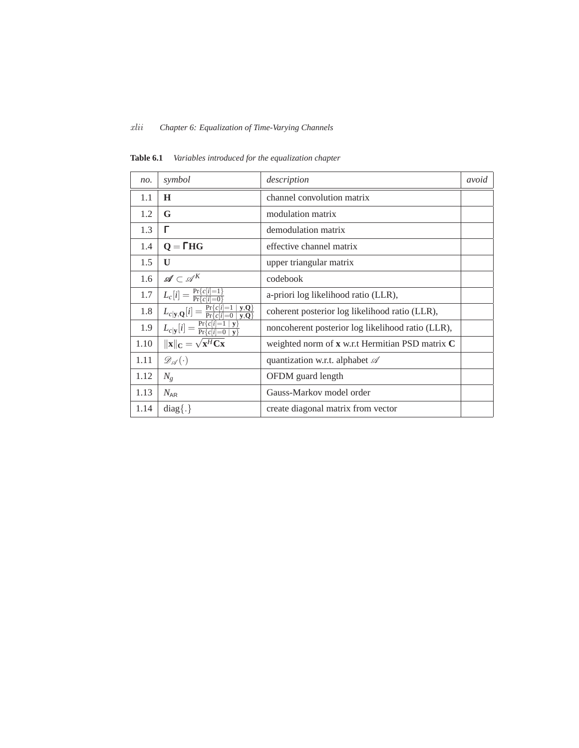**Table 6.1** *Variables introduced for the equalization chapter*

| *no.* | *symbol* | *description* | *avoid* |
|---|---|---|---|
| 1.1 | $\mathbf{H}$ | channel convolution matrix | |
| 1.2 | $\mathbf{G}$ | modulation matrix | |
| 1.3 | $\boldsymbol{\Gamma}$ | demodulation matrix | |
| 1.4 | $\mathbf{Q} = \boldsymbol{\Gamma}\mathbf{H}\mathbf{G}$ | effective channel matrix | |
| 1.5 | $\mathbf{U}$ | upper triangular matrix | |
| 1.6 | $\boldsymbol{\mathscr{A}} \subset \mathscr{A}^K$ | codebook | |
| 1.7 | $L_c[i] = \frac{\Pr\{c[i]=1\}}{\Pr\{c[i]=0\}}$ | a-priori log likelihood ratio (LLR), | |
| 1.8 | $L_{c\|\mathbf{y},\mathbf{Q}}[i] = \frac{\Pr\{c[i]=1 \mid \mathbf{y},\mathbf{Q}\}}{\Pr\{c[i]=0 \mid \mathbf{y},\mathbf{Q}\}}$ | coherent posterior log likelihood ratio (LLR), | |
| 1.9 | $L_{c\|\mathbf{y}}[i] = \frac{\Pr\{c[i]=1 \mid \mathbf{y}\}}{\Pr\{c[i]=0 \mid \mathbf{y}\}}$ | noncoherent posterior log likelihood ratio (LLR), | |
| 1.10 | $\|\mathbf{x}\|_{\mathbf{C}} = \sqrt{\mathbf{x}^H\mathbf{C}\mathbf{x}}$ | weighted norm of **x** w.r.t Hermitian PSD matrix **C** | |
| 1.11 | $\mathscr{D}_{\mathscr{A}}(\cdot)$ | quantization w.r.t. alphabet $\mathscr{A}$ | |
| 1.12 | $N_g$ | OFDM guard length | |
| 1.13 | $N_{\mathsf{AR}}$ | Gauss-Markov model order | |
| 1.14 | $\mathrm{diag}\{.\}$ | create diagonal matrix from vector | |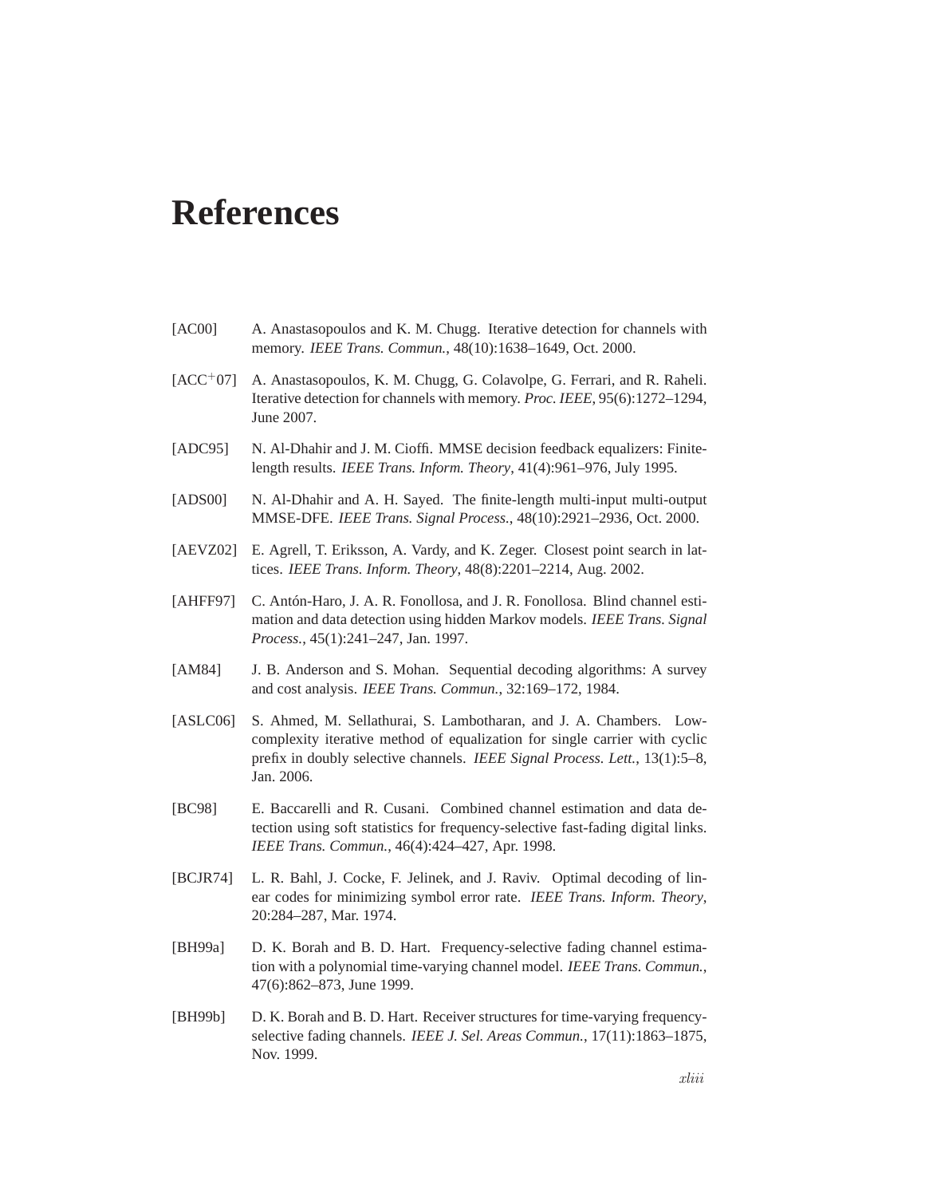# References

[AC00] A. Anastasopoulos and K. M. Chugg. Iterative detection for channels with memory. *IEEE Trans. Commun.*, 48(10):1638–1649, Oct. 2000.

[ACC+07] A. Anastasopoulos, K. M. Chugg, G. Colavolpe, G. Ferrari, and R. Raheli. Iterative detection for channels with memory. *Proc. IEEE*, 95(6):1272–1294, June 2007.

[ADC95] N. Al-Dhahir and J. M. Cioffi. MMSE decision feedback equalizers: Finite-length results. *IEEE Trans. Inform. Theory*, 41(4):961–976, July 1995.

[ADS00] N. Al-Dhahir and A. H. Sayed. The finite-length multi-input multi-output MMSE-DFE. *IEEE Trans. Signal Process.*, 48(10):2921–2936, Oct. 2000.

[AEVZ02] E. Agrell, T. Eriksson, A. Vardy, and K. Zeger. Closest point search in lattices. *IEEE Trans. Inform. Theory*, 48(8):2201–2214, Aug. 2002.

[AHFF97] C. Antón-Haro, J. A. R. Fonollosa, and J. R. Fonollosa. Blind channel estimation and data detection using hidden Markov models. *IEEE Trans. Signal Process.*, 45(1):241–247, Jan. 1997.

[AM84] J. B. Anderson and S. Mohan. Sequential decoding algorithms: A survey and cost analysis. *IEEE Trans. Commun.*, 32:169–172, 1984.

[ASLC06] S. Ahmed, M. Sellathurai, S. Lambotharan, and J. A. Chambers. Low-complexity iterative method of equalization for single carrier with cyclic prefix in doubly selective channels. *IEEE Signal Process. Lett.*, 13(1):5–8, Jan. 2006.

[BC98] E. Baccarelli and R. Cusani. Combined channel estimation and data detection using soft statistics for frequency-selective fast-fading digital links. *IEEE Trans. Commun.*, 46(4):424–427, Apr. 1998.

[BCJR74] L. R. Bahl, J. Cocke, F. Jelinek, and J. Raviv. Optimal decoding of linear codes for minimizing symbol error rate. *IEEE Trans. Inform. Theory*, 20:284–287, Mar. 1974.

[BH99a] D. K. Borah and B. D. Hart. Frequency-selective fading channel estimation with a polynomial time-varying channel model. *IEEE Trans. Commun.*, 47(6):862–873, June 1999.

[BH99b] D. K. Borah and B. D. Hart. Receiver structures for time-varying frequency-selective fading channels. *IEEE J. Sel. Areas Commun.*, 17(11):1863–1875, Nov. 1999.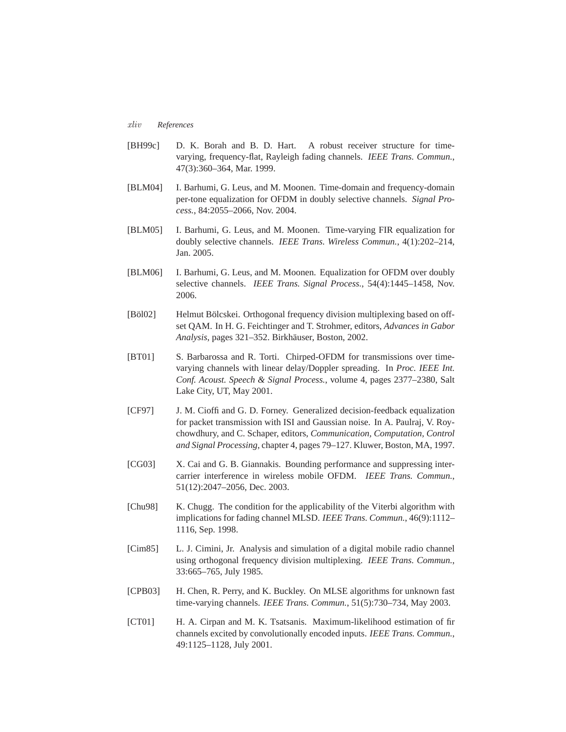[BH99c] D. K. Borah and B. D. Hart. A robust receiver structure for time-varying, frequency-flat, Rayleigh fading channels. *IEEE Trans. Commun.*, 47(3):360–364, Mar. 1999.

[BLM04] I. Barhumi, G. Leus, and M. Moonen. Time-domain and frequency-domain per-tone equalization for OFDM in doubly selective channels. *Signal Process.*, 84:2055–2066, Nov. 2004.

[BLM05] I. Barhumi, G. Leus, and M. Moonen. Time-varying FIR equalization for doubly selective channels. *IEEE Trans. Wireless Commun.*, 4(1):202–214, Jan. 2005.

[BLM06] I. Barhumi, G. Leus, and M. Moonen. Equalization for OFDM over doubly selective channels. *IEEE Trans. Signal Process.*, 54(4):1445–1458, Nov. 2006.

[Böl02] Helmut Bölcskei. Orthogonal frequency division multiplexing based on offset QAM. In H. G. Feichtinger and T. Strohmer, editors, *Advances in Gabor Analysis*, pages 321–352. Birkhäuser, Boston, 2002.

[BT01] S. Barbarossa and R. Torti. Chirped-OFDM for transmissions over time-varying channels with linear delay/Doppler spreading. In *Proc. IEEE Int. Conf. Acoust. Speech & Signal Process.*, volume 4, pages 2377–2380, Salt Lake City, UT, May 2001.

[CF97] J. M. Cioffi and G. D. Forney. Generalized decision-feedback equalization for packet transmission with ISI and Gaussian noise. In A. Paulraj, V. Roychowdhury, and C. Schaper, editors, *Communication, Computation, Control and Signal Processing*, chapter 4, pages 79–127. Kluwer, Boston, MA, 1997.

[CG03] X. Cai and G. B. Giannakis. Bounding performance and suppressing intercarrier interference in wireless mobile OFDM. *IEEE Trans. Commun.*, 51(12):2047–2056, Dec. 2003.

[Chu98] K. Chugg. The condition for the applicability of the Viterbi algorithm with implications for fading channel MLSD. *IEEE Trans. Commun.*, 46(9):1112–1116, Sep. 1998.

[Cim85] L. J. Cimini, Jr. Analysis and simulation of a digital mobile radio channel using orthogonal frequency division multiplexing. *IEEE Trans. Commun.*, 33:665–765, July 1985.

[CPB03] H. Chen, R. Perry, and K. Buckley. On MLSE algorithms for unknown fast time-varying channels. *IEEE Trans. Commun.*, 51(5):730–734, May 2003.

[CT01] H. A. Cirpan and M. K. Tsatsanis. Maximum-likelihood estimation of fir channels excited by convolutionally encoded inputs. *IEEE Trans. Commun.*, 49:1125–1128, July 2001.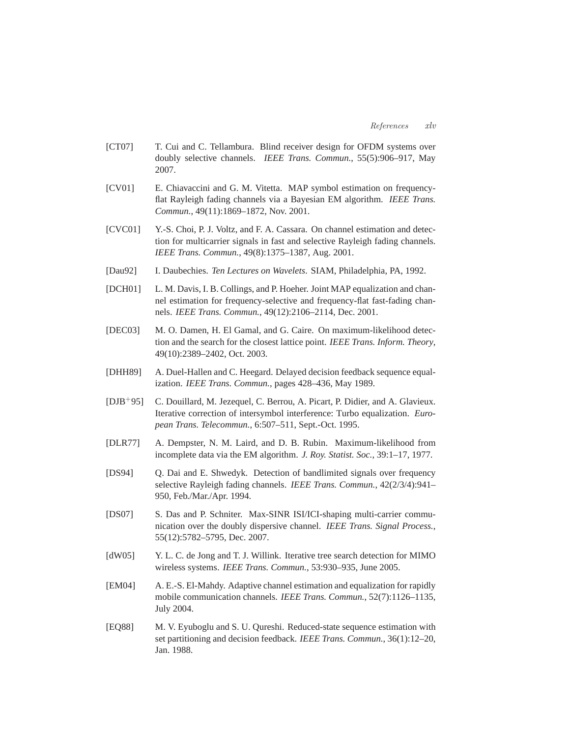[CT07] T. Cui and C. Tellambura. Blind receiver design for OFDM systems over doubly selective channels. *IEEE Trans. Commun.*, 55(5):906–917, May 2007.

[CV01] E. Chiavaccini and G. M. Vitetta. MAP symbol estimation on frequency-flat Rayleigh fading channels via a Bayesian EM algorithm. *IEEE Trans. Commun.*, 49(11):1869–1872, Nov. 2001.

[CVC01] Y.-S. Choi, P. J. Voltz, and F. A. Cassara. On channel estimation and detection for multicarrier signals in fast and selective Rayleigh fading channels. *IEEE Trans. Commun.*, 49(8):1375–1387, Aug. 2001.

[Dau92] I. Daubechies. *Ten Lectures on Wavelets*. SIAM, Philadelphia, PA, 1992.

[DCH01] L. M. Davis, I. B. Collings, and P. Hoeher. Joint MAP equalization and channel estimation for frequency-selective and frequency-flat fast-fading channels. *IEEE Trans. Commun.*, 49(12):2106–2114, Dec. 2001.

[DEC03] M. O. Damen, H. El Gamal, and G. Caire. On maximum-likelihood detection and the search for the closest lattice point. *IEEE Trans. Inform. Theory*, 49(10):2389–2402, Oct. 2003.

[DHH89] A. Duel-Hallen and C. Heegard. Delayed decision feedback sequence equalization. *IEEE Trans. Commun.*, pages 428–436, May 1989.

[DJB+95] C. Douillard, M. Jezequel, C. Berrou, A. Picart, P. Didier, and A. Glavieux. Iterative correction of intersymbol interference: Turbo equalization. *European Trans. Telecommun.*, 6:507–511, Sept.-Oct. 1995.

[DLR77] A. Dempster, N. M. Laird, and D. B. Rubin. Maximum-likelihood from incomplete data via the EM algorithm. *J. Roy. Statist. Soc.*, 39:1–17, 1977.

[DS94] Q. Dai and E. Shwedyk. Detection of bandlimited signals over frequency selective Rayleigh fading channels. *IEEE Trans. Commun.*, 42(2/3/4):941–950, Feb./Mar./Apr. 1994.

[DS07] S. Das and P. Schniter. Max-SINR ISI/ICI-shaping multi-carrier communication over the doubly dispersive channel. *IEEE Trans. Signal Process.*, 55(12):5782–5795, Dec. 2007.

[dW05] Y. L. C. de Jong and T. J. Willink. Iterative tree search detection for MIMO wireless systems. *IEEE Trans. Commun.*, 53:930–935, June 2005.

[EM04] A. E.-S. El-Mahdy. Adaptive channel estimation and equalization for rapidly mobile communication channels. *IEEE Trans. Commun.*, 52(7):1126–1135, July 2004.

[EQ88] M. V. Eyuboglu and S. U. Qureshi. Reduced-state sequence estimation with set partitioning and decision feedback. *IEEE Trans. Commun.*, 36(1):12–20, Jan. 1988.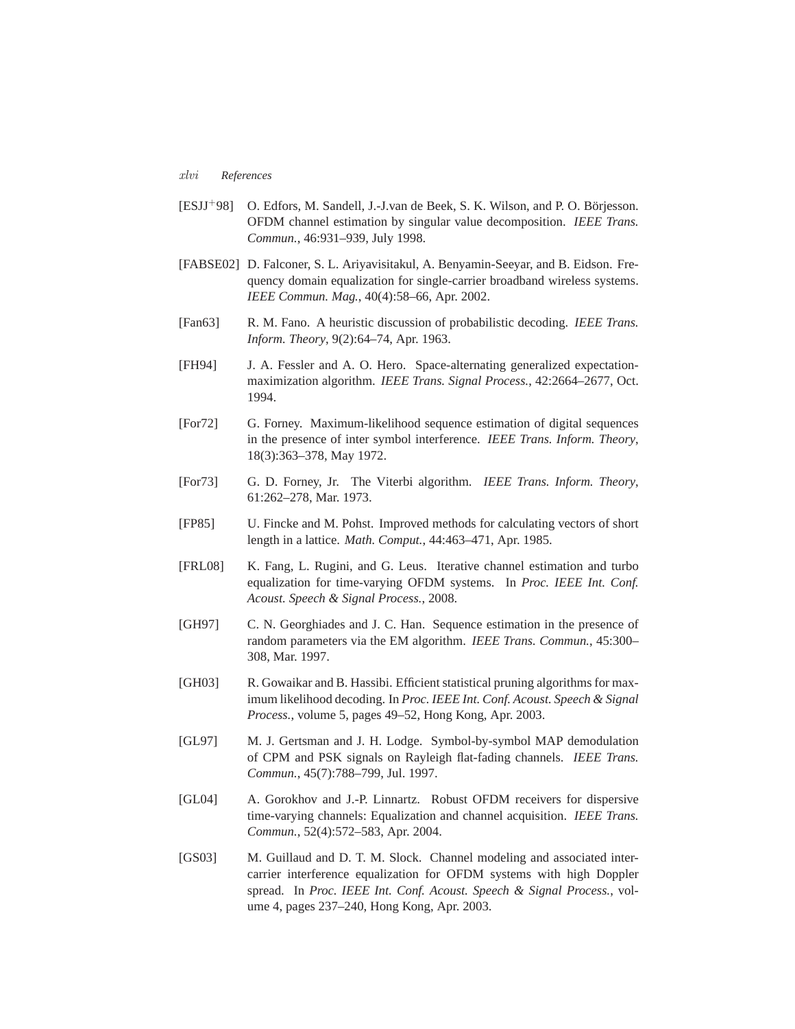[ESJJ$^+$98] O. Edfors, M. Sandell, J.-J.van de Beek, S. K. Wilson, and P. O. Börjesson. OFDM channel estimation by singular value decomposition. *IEEE Trans. Commun.*, 46:931–939, July 1998.

[FABSE02] D. Falconer, S. L. Ariyavisitakul, A. Benyamin-Seeyar, and B. Eidson. Frequency domain equalization for single-carrier broadband wireless systems. *IEEE Commun. Mag.*, 40(4):58–66, Apr. 2002.

[Fan63] R. M. Fano. A heuristic discussion of probabilistic decoding. *IEEE Trans. Inform. Theory*, 9(2):64–74, Apr. 1963.

[FH94] J. A. Fessler and A. O. Hero. Space-alternating generalized expectation-maximization algorithm. *IEEE Trans. Signal Process.*, 42:2664–2677, Oct. 1994.

[For72] G. Forney. Maximum-likelihood sequence estimation of digital sequences in the presence of inter symbol interference. *IEEE Trans. Inform. Theory*, 18(3):363–378, May 1972.

[For73] G. D. Forney, Jr. The Viterbi algorithm. *IEEE Trans. Inform. Theory*, 61:262–278, Mar. 1973.

[FP85] U. Fincke and M. Pohst. Improved methods for calculating vectors of short length in a lattice. *Math. Comput.*, 44:463–471, Apr. 1985.

[FRL08] K. Fang, L. Rugini, and G. Leus. Iterative channel estimation and turbo equalization for time-varying OFDM systems. In *Proc. IEEE Int. Conf. Acoust. Speech & Signal Process.*, 2008.

[GH97] C. N. Georghiades and J. C. Han. Sequence estimation in the presence of random parameters via the EM algorithm. *IEEE Trans. Commun.*, 45:300–308, Mar. 1997.

[GH03] R. Gowaikar and B. Hassibi. Efficient statistical pruning algorithms for maximum likelihood decoding. In *Proc. IEEE Int. Conf. Acoust. Speech & Signal Process.*, volume 5, pages 49–52, Hong Kong, Apr. 2003.

[GL97] M. J. Gertsman and J. H. Lodge. Symbol-by-symbol MAP demodulation of CPM and PSK signals on Rayleigh flat-fading channels. *IEEE Trans. Commun.*, 45(7):788–799, Jul. 1997.

[GL04] A. Gorokhov and J.-P. Linnartz. Robust OFDM receivers for dispersive time-varying channels: Equalization and channel acquisition. *IEEE Trans. Commun.*, 52(4):572–583, Apr. 2004.

[GS03] M. Guillaud and D. T. M. Slock. Channel modeling and associated inter-carrier interference equalization for OFDM systems with high Doppler spread. In *Proc. IEEE Int. Conf. Acoust. Speech & Signal Process.*, volume 4, pages 237–240, Hong Kong, Apr. 2003.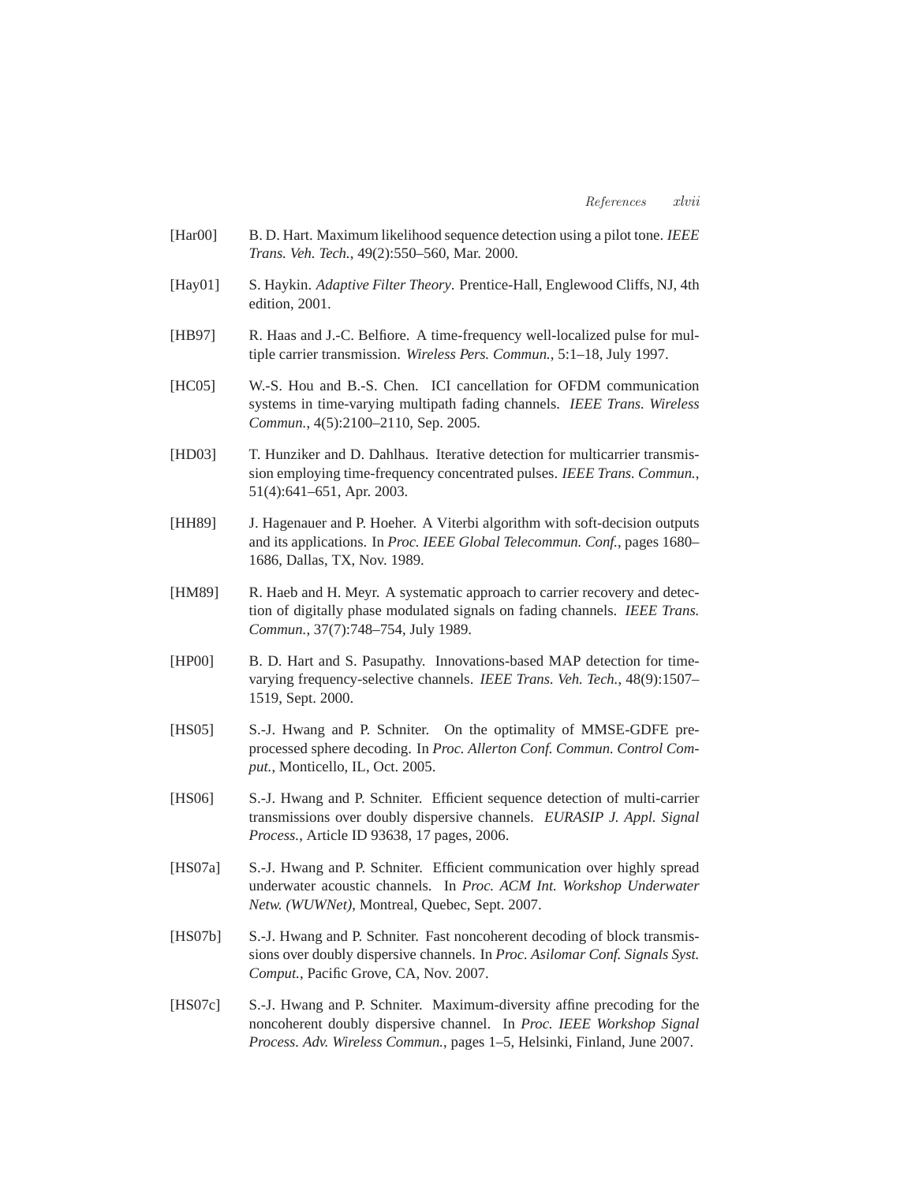[Har00] B. D. Hart. Maximum likelihood sequence detection using a pilot tone. *IEEE Trans. Veh. Tech.*, 49(2):550–560, Mar. 2000.

[Hay01] S. Haykin. *Adaptive Filter Theory*. Prentice-Hall, Englewood Cliffs, NJ, 4th edition, 2001.

[HB97] R. Haas and J.-C. Belfiore. A time-frequency well-localized pulse for multiple carrier transmission. *Wireless Pers. Commun.*, 5:1–18, July 1997.

[HC05] W.-S. Hou and B.-S. Chen. ICI cancellation for OFDM communication systems in time-varying multipath fading channels. *IEEE Trans. Wireless Commun.*, 4(5):2100–2110, Sep. 2005.

[HD03] T. Hunziker and D. Dahlhaus. Iterative detection for multicarrier transmission employing time-frequency concentrated pulses. *IEEE Trans. Commun.*, 51(4):641–651, Apr. 2003.

[HH89] J. Hagenauer and P. Hoeher. A Viterbi algorithm with soft-decision outputs and its applications. In *Proc. IEEE Global Telecommun. Conf.*, pages 1680–1686, Dallas, TX, Nov. 1989.

[HM89] R. Haeb and H. Meyr. A systematic approach to carrier recovery and detection of digitally phase modulated signals on fading channels. *IEEE Trans. Commun.*, 37(7):748–754, July 1989.

[HP00] B. D. Hart and S. Pasupathy. Innovations-based MAP detection for time-varying frequency-selective channels. *IEEE Trans. Veh. Tech.*, 48(9):1507–1519, Sept. 2000.

[HS05] S.-J. Hwang and P. Schniter. On the optimality of MMSE-GDFE pre-processed sphere decoding. In *Proc. Allerton Conf. Commun. Control Comput.*, Monticello, IL, Oct. 2005.

[HS06] S.-J. Hwang and P. Schniter. Efficient sequence detection of multi-carrier transmissions over doubly dispersive channels. *EURASIP J. Appl. Signal Process.*, Article ID 93638, 17 pages, 2006.

[HS07a] S.-J. Hwang and P. Schniter. Efficient communication over highly spread underwater acoustic channels. In *Proc. ACM Int. Workshop Underwater Netw. (WUWNet)*, Montreal, Quebec, Sept. 2007.

[HS07b] S.-J. Hwang and P. Schniter. Fast noncoherent decoding of block transmissions over doubly dispersive channels. In *Proc. Asilomar Conf. Signals Syst. Comput.*, Pacific Grove, CA, Nov. 2007.

[HS07c] S.-J. Hwang and P. Schniter. Maximum-diversity affine precoding for the noncoherent doubly dispersive channel. In *Proc. IEEE Workshop Signal Process. Adv. Wireless Commun.*, pages 1–5, Helsinki, Finland, June 2007.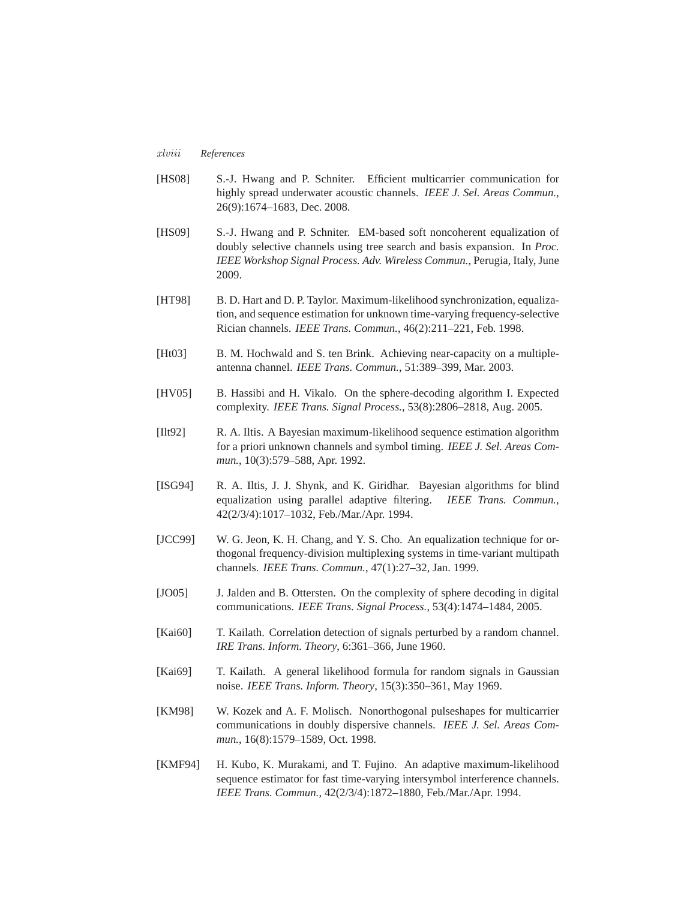[HS08] S.-J. Hwang and P. Schniter. Efficient multicarrier communication for highly spread underwater acoustic channels. *IEEE J. Sel. Areas Commun.*, 26(9):1674–1683, Dec. 2008.

[HS09] S.-J. Hwang and P. Schniter. EM-based soft noncoherent equalization of doubly selective channels using tree search and basis expansion. In *Proc. IEEE Workshop Signal Process. Adv. Wireless Commun.*, Perugia, Italy, June 2009.

[HT98] B. D. Hart and D. P. Taylor. Maximum-likelihood synchronization, equalization, and sequence estimation for unknown time-varying frequency-selective Rician channels. *IEEE Trans. Commun.*, 46(2):211–221, Feb. 1998.

[Ht03] B. M. Hochwald and S. ten Brink. Achieving near-capacity on a multiple-antenna channel. *IEEE Trans. Commun.*, 51:389–399, Mar. 2003.

[HV05] B. Hassibi and H. Vikalo. On the sphere-decoding algorithm I. Expected complexity. *IEEE Trans. Signal Process.*, 53(8):2806–2818, Aug. 2005.

[Ilt92] R. A. Iltis. A Bayesian maximum-likelihood sequence estimation algorithm for a priori unknown channels and symbol timing. *IEEE J. Sel. Areas Commun.*, 10(3):579–588, Apr. 1992.

[ISG94] R. A. Iltis, J. J. Shynk, and K. Giridhar. Bayesian algorithms for blind equalization using parallel adaptive filtering. *IEEE Trans. Commun.*, 42(2/3/4):1017–1032, Feb./Mar./Apr. 1994.

[JCC99] W. G. Jeon, K. H. Chang, and Y. S. Cho. An equalization technique for orthogonal frequency-division multiplexing systems in time-variant multipath channels. *IEEE Trans. Commun.*, 47(1):27–32, Jan. 1999.

[JO05] J. Jalden and B. Ottersten. On the complexity of sphere decoding in digital communications. *IEEE Trans. Signal Process.*, 53(4):1474–1484, 2005.

[Kai60] T. Kailath. Correlation detection of signals perturbed by a random channel. *IRE Trans. Inform. Theory*, 6:361–366, June 1960.

[Kai69] T. Kailath. A general likelihood formula for random signals in Gaussian noise. *IEEE Trans. Inform. Theory*, 15(3):350–361, May 1969.

[KM98] W. Kozek and A. F. Molisch. Nonorthogonal pulseshapes for multicarrier communications in doubly dispersive channels. *IEEE J. Sel. Areas Commun.*, 16(8):1579–1589, Oct. 1998.

[KMF94] H. Kubo, K. Murakami, and T. Fujino. An adaptive maximum-likelihood sequence estimator for fast time-varying intersymbol interference channels. *IEEE Trans. Commun.*, 42(2/3/4):1872–1880, Feb./Mar./Apr. 1994.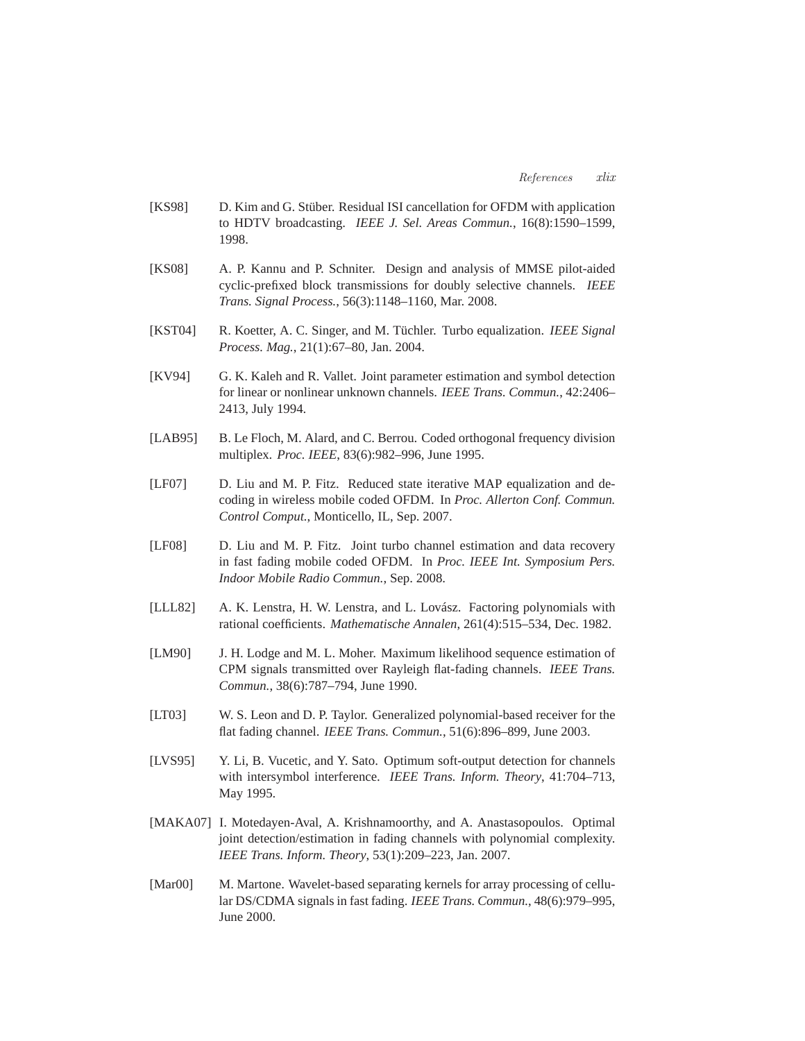[KS98] D. Kim and G. Stüber. Residual ISI cancellation for OFDM with application to HDTV broadcasting. *IEEE J. Sel. Areas Commun.*, 16(8):1590–1599, 1998.

[KS08] A. P. Kannu and P. Schniter. Design and analysis of MMSE pilot-aided cyclic-prefixed block transmissions for doubly selective channels. *IEEE Trans. Signal Process.*, 56(3):1148–1160, Mar. 2008.

[KST04] R. Koetter, A. C. Singer, and M. Tüchler. Turbo equalization. *IEEE Signal Process. Mag.*, 21(1):67–80, Jan. 2004.

[KV94] G. K. Kaleh and R. Vallet. Joint parameter estimation and symbol detection for linear or nonlinear unknown channels. *IEEE Trans. Commun.*, 42:2406–2413, July 1994.

[LAB95] B. Le Floch, M. Alard, and C. Berrou. Coded orthogonal frequency division multiplex. *Proc. IEEE*, 83(6):982–996, June 1995.

[LF07] D. Liu and M. P. Fitz. Reduced state iterative MAP equalization and decoding in wireless mobile coded OFDM. In *Proc. Allerton Conf. Commun. Control Comput.*, Monticello, IL, Sep. 2007.

[LF08] D. Liu and M. P. Fitz. Joint turbo channel estimation and data recovery in fast fading mobile coded OFDM. In *Proc. IEEE Int. Symposium Pers. Indoor Mobile Radio Commun.*, Sep. 2008.

[LLL82] A. K. Lenstra, H. W. Lenstra, and L. Lovász. Factoring polynomials with rational coefficients. *Mathematische Annalen*, 261(4):515–534, Dec. 1982.

[LM90] J. H. Lodge and M. L. Moher. Maximum likelihood sequence estimation of CPM signals transmitted over Rayleigh flat-fading channels. *IEEE Trans. Commun.*, 38(6):787–794, June 1990.

[LT03] W. S. Leon and D. P. Taylor. Generalized polynomial-based receiver for the flat fading channel. *IEEE Trans. Commun.*, 51(6):896–899, June 2003.

[LVS95] Y. Li, B. Vucetic, and Y. Sato. Optimum soft-output detection for channels with intersymbol interference. *IEEE Trans. Inform. Theory*, 41:704–713, May 1995.

[MAKA07] I. Motedayen-Aval, A. Krishnamoorthy, and A. Anastasopoulos. Optimal joint detection/estimation in fading channels with polynomial complexity. *IEEE Trans. Inform. Theory*, 53(1):209–223, Jan. 2007.

[Mar00] M. Martone. Wavelet-based separating kernels for array processing of cellular DS/CDMA signals in fast fading. *IEEE Trans. Commun.*, 48(6):979–995, June 2000.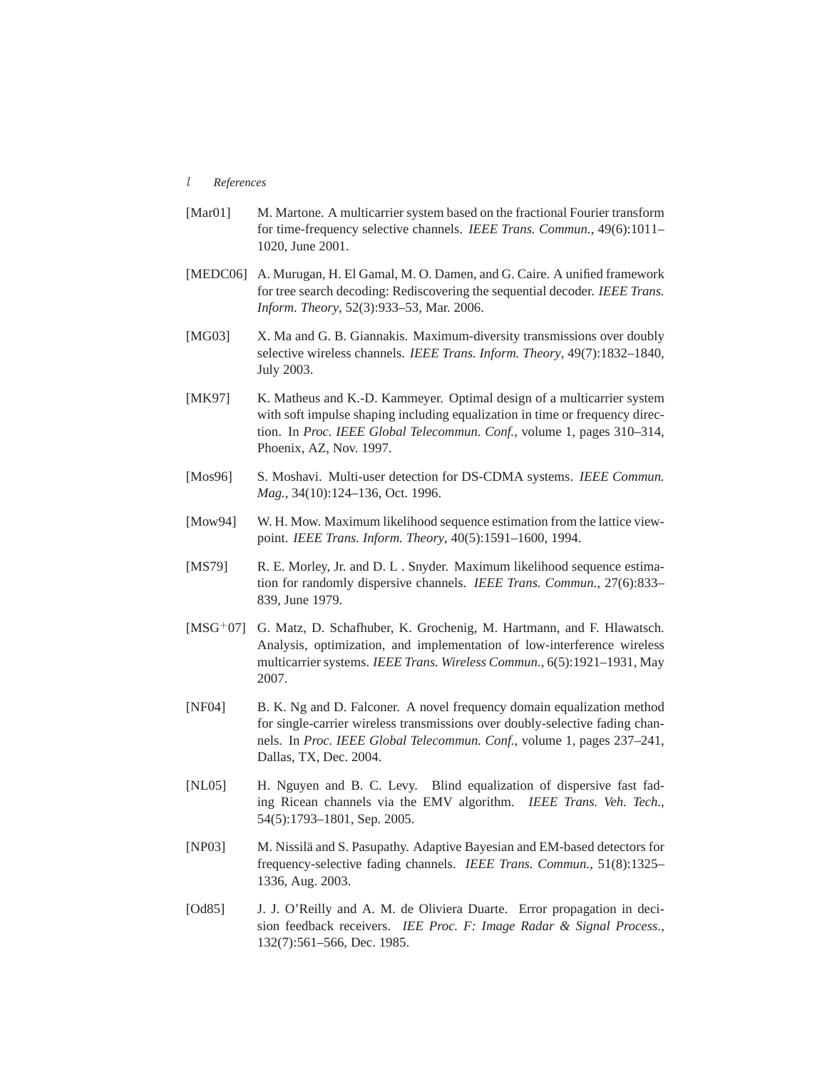[Mar01] M. Martone. A multicarrier system based on the fractional Fourier transform for time-frequency selective channels. *IEEE Trans. Commun.*, 49(6):1011–1020, June 2001.

[MEDC06] A. Murugan, H. El Gamal, M. O. Damen, and G. Caire. A unified framework for tree search decoding: Rediscovering the sequential decoder. *IEEE Trans. Inform. Theory*, 52(3):933–53, Mar. 2006.

[MG03] X. Ma and G. B. Giannakis. Maximum-diversity transmissions over doubly selective wireless channels. *IEEE Trans. Inform. Theory*, 49(7):1832–1840, July 2003.

[MK97] K. Matheus and K.-D. Kammeyer. Optimal design of a multicarrier system with soft impulse shaping including equalization in time or frequency direction. In *Proc. IEEE Global Telecommun. Conf.*, volume 1, pages 310–314, Phoenix, AZ, Nov. 1997.

[Mos96] S. Moshavi. Multi-user detection for DS-CDMA systems. *IEEE Commun. Mag.*, 34(10):124–136, Oct. 1996.

[Mow94] W. H. Mow. Maximum likelihood sequence estimation from the lattice viewpoint. *IEEE Trans. Inform. Theory*, 40(5):1591–1600, 1994.

[MS79] R. E. Morley, Jr. and D. L . Snyder. Maximum likelihood sequence estimation for randomly dispersive channels. *IEEE Trans. Commun.*, 27(6):833–839, June 1979.

[MSG+07] G. Matz, D. Schafhuber, K. Grochenig, M. Hartmann, and F. Hlawatsch. Analysis, optimization, and implementation of low-interference wireless multicarrier systems. *IEEE Trans. Wireless Commun.*, 6(5):1921–1931, May 2007.

[NF04] B. K. Ng and D. Falconer. A novel frequency domain equalization method for single-carrier wireless transmissions over doubly-selective fading channels. In *Proc. IEEE Global Telecommun. Conf.*, volume 1, pages 237–241, Dallas, TX, Dec. 2004.

[NL05] H. Nguyen and B. C. Levy. Blind equalization of dispersive fast fading Ricean channels via the EMV algorithm. *IEEE Trans. Veh. Tech.*, 54(5):1793–1801, Sep. 2005.

[NP03] M. Nissilä and S. Pasupathy. Adaptive Bayesian and EM-based detectors for frequency-selective fading channels. *IEEE Trans. Commun.*, 51(8):1325–1336, Aug. 2003.

[Od85] J. J. O'Reilly and A. M. de Oliviera Duarte. Error propagation in decision feedback receivers. *IEE Proc. F: Image Radar & Signal Process.*, 132(7):561–566, Dec. 1985.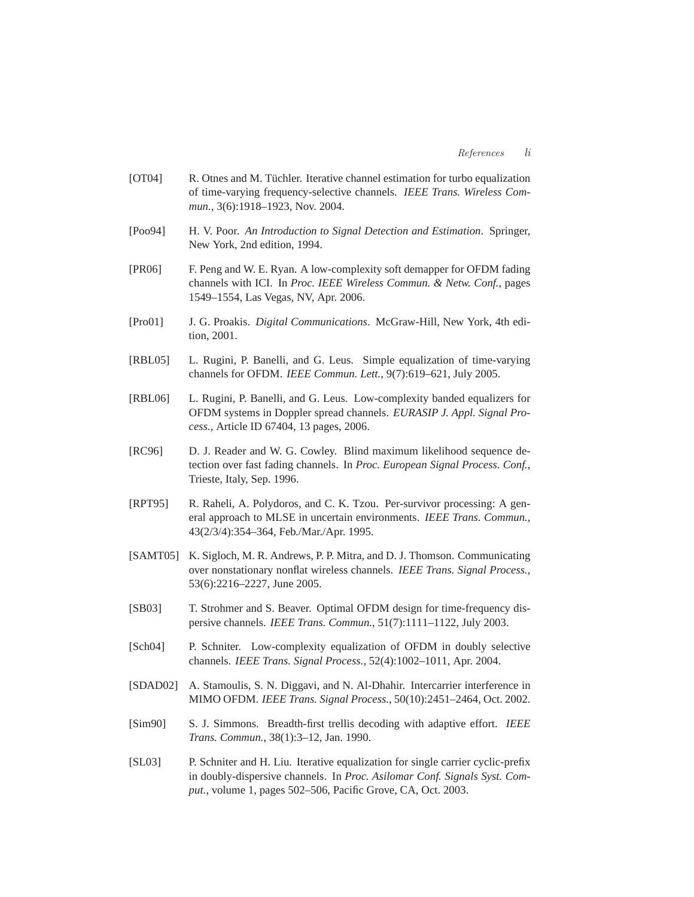[OT04] R. Otnes and M. Tüchler. Iterative channel estimation for turbo equalization of time-varying frequency-selective channels. *IEEE Trans. Wireless Commun.*, 3(6):1918–1923, Nov. 2004.

[Poo94] H. V. Poor. *An Introduction to Signal Detection and Estimation*. Springer, New York, 2nd edition, 1994.

[PR06] F. Peng and W. E. Ryan. A low-complexity soft demapper for OFDM fading channels with ICI. In *Proc. IEEE Wireless Commun. & Netw. Conf.*, pages 1549–1554, Las Vegas, NV, Apr. 2006.

[Pro01] J. G. Proakis. *Digital Communications*. McGraw-Hill, New York, 4th edition, 2001.

[RBL05] L. Rugini, P. Banelli, and G. Leus. Simple equalization of time-varying channels for OFDM. *IEEE Commun. Lett.*, 9(7):619–621, July 2005.

[RBL06] L. Rugini, P. Banelli, and G. Leus. Low-complexity banded equalizers for OFDM systems in Doppler spread channels. *EURASIP J. Appl. Signal Process.*, Article ID 67404, 13 pages, 2006.

[RC96] D. J. Reader and W. G. Cowley. Blind maximum likelihood sequence detection over fast fading channels. In *Proc. European Signal Process. Conf.*, Trieste, Italy, Sep. 1996.

[RPT95] R. Raheli, A. Polydoros, and C. K. Tzou. Per-survivor processing: A general approach to MLSE in uncertain environments. *IEEE Trans. Commun.*, 43(2/3/4):354–364, Feb./Mar./Apr. 1995.

[SAMT05] K. Sigloch, M. R. Andrews, P. P. Mitra, and D. J. Thomson. Communicating over nonstationary nonflat wireless channels. *IEEE Trans. Signal Process.*, 53(6):2216–2227, June 2005.

[SB03] T. Strohmer and S. Beaver. Optimal OFDM design for time-frequency dispersive channels. *IEEE Trans. Commun.*, 51(7):1111–1122, July 2003.

[Sch04] P. Schniter. Low-complexity equalization of OFDM in doubly selective channels. *IEEE Trans. Signal Process.*, 52(4):1002–1011, Apr. 2004.

[SDAD02] A. Stamoulis, S. N. Diggavi, and N. Al-Dhahir. Intercarrier interference in MIMO OFDM. *IEEE Trans. Signal Process.*, 50(10):2451–2464, Oct. 2002.

[Sim90] S. J. Simmons. Breadth-first trellis decoding with adaptive effort. *IEEE Trans. Commun.*, 38(1):3–12, Jan. 1990.

[SL03] P. Schniter and H. Liu. Iterative equalization for single carrier cyclic-prefix in doubly-dispersive channels. In *Proc. Asilomar Conf. Signals Syst. Comput.*, volume 1, pages 502–506, Pacific Grove, CA, Oct. 2003.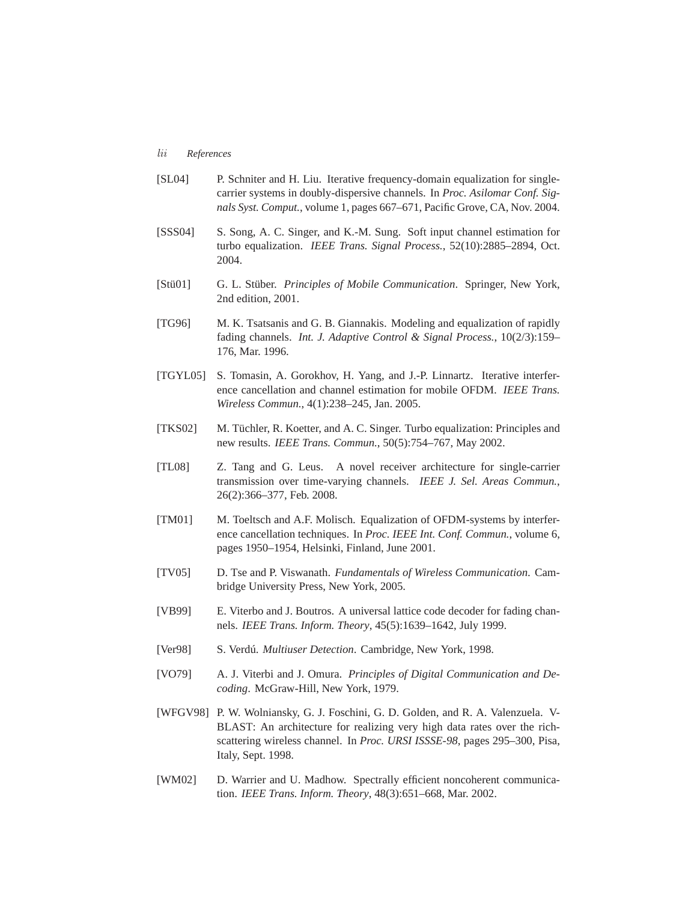[SL04] P. Schniter and H. Liu. Iterative frequency-domain equalization for single-carrier systems in doubly-dispersive channels. In *Proc. Asilomar Conf. Signals Syst. Comput.*, volume 1, pages 667–671, Pacific Grove, CA, Nov. 2004.

[SSS04] S. Song, A. C. Singer, and K.-M. Sung. Soft input channel estimation for turbo equalization. *IEEE Trans. Signal Process.*, 52(10):2885–2894, Oct. 2004.

[Stü01] G. L. Stüber. *Principles of Mobile Communication*. Springer, New York, 2nd edition, 2001.

[TG96] M. K. Tsatsanis and G. B. Giannakis. Modeling and equalization of rapidly fading channels. *Int. J. Adaptive Control & Signal Process.*, 10(2/3):159–176, Mar. 1996.

[TGYL05] S. Tomasin, A. Gorokhov, H. Yang, and J.-P. Linnartz. Iterative interference cancellation and channel estimation for mobile OFDM. *IEEE Trans. Wireless Commun.*, 4(1):238–245, Jan. 2005.

[TKS02] M. Tüchler, R. Koetter, and A. C. Singer. Turbo equalization: Principles and new results. *IEEE Trans. Commun.*, 50(5):754–767, May 2002.

[TL08] Z. Tang and G. Leus. A novel receiver architecture for single-carrier transmission over time-varying channels. *IEEE J. Sel. Areas Commun.*, 26(2):366–377, Feb. 2008.

[TM01] M. Toeltsch and A.F. Molisch. Equalization of OFDM-systems by interference cancellation techniques. In *Proc. IEEE Int. Conf. Commun.*, volume 6, pages 1950–1954, Helsinki, Finland, June 2001.

[TV05] D. Tse and P. Viswanath. *Fundamentals of Wireless Communication*. Cambridge University Press, New York, 2005.

[VB99] E. Viterbo and J. Boutros. A universal lattice code decoder for fading channels. *IEEE Trans. Inform. Theory*, 45(5):1639–1642, July 1999.

[Ver98] S. Verdú. *Multiuser Detection*. Cambridge, New York, 1998.

[VO79] A. J. Viterbi and J. Omura. *Principles of Digital Communication and Decoding*. McGraw-Hill, New York, 1979.

[WFGV98] P. W. Wolniansky, G. J. Foschini, G. D. Golden, and R. A. Valenzuela. V-BLAST: An architecture for realizing very high data rates over the rich-scattering wireless channel. In *Proc. URSI ISSSE-98*, pages 295–300, Pisa, Italy, Sept. 1998.

[WM02] D. Warrier and U. Madhow. Spectrally efficient noncoherent communication. *IEEE Trans. Inform. Theory*, 48(3):651–668, Mar. 2002.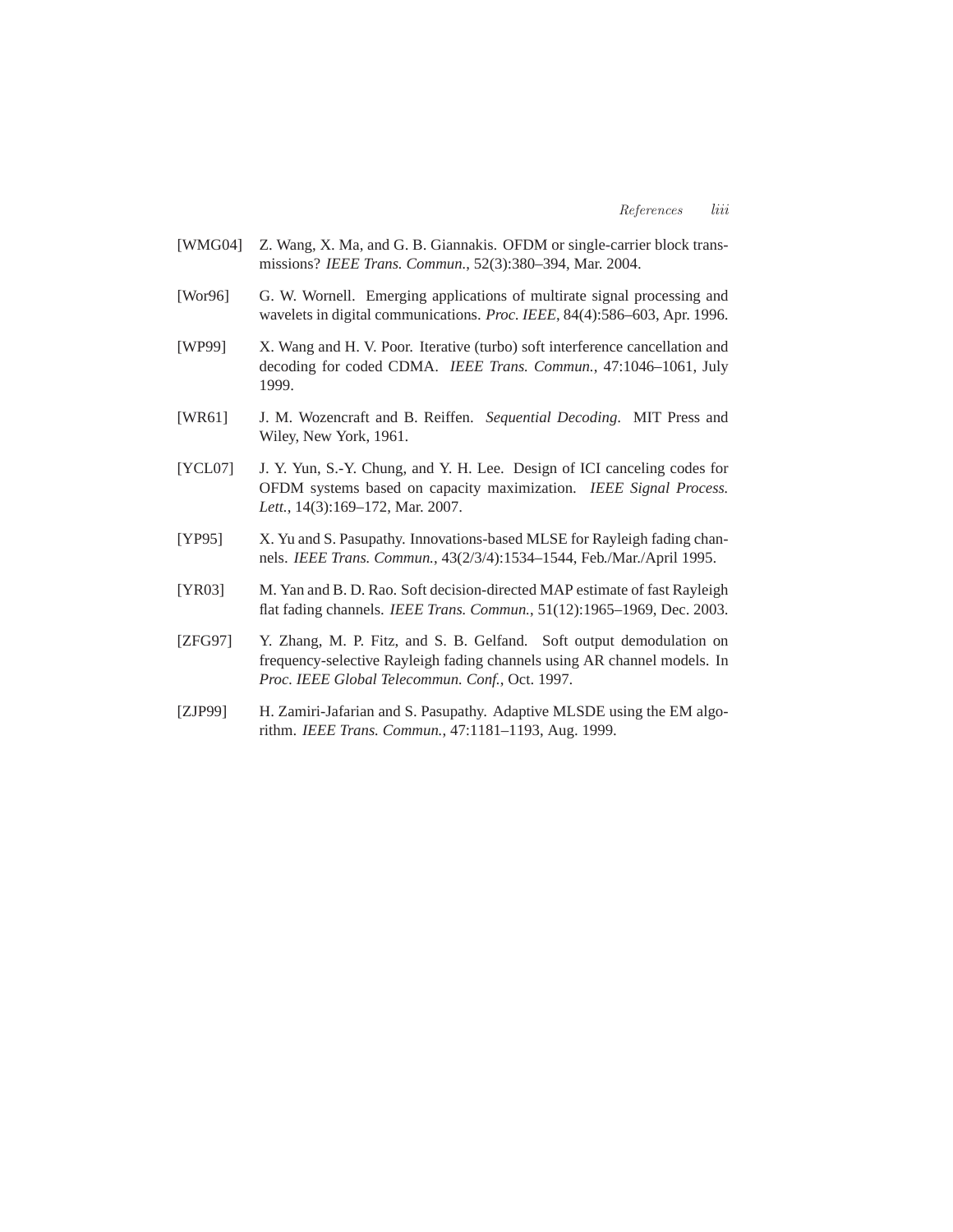[WMG04] Z. Wang, X. Ma, and G. B. Giannakis. OFDM or single-carrier block transmissions? *IEEE Trans. Commun.*, 52(3):380–394, Mar. 2004.

[Wor96] G. W. Wornell. Emerging applications of multirate signal processing and wavelets in digital communications. *Proc. IEEE*, 84(4):586–603, Apr. 1996.

[WP99] X. Wang and H. V. Poor. Iterative (turbo) soft interference cancellation and decoding for coded CDMA. *IEEE Trans. Commun.*, 47:1046–1061, July 1999.

[WR61] J. M. Wozencraft and B. Reiffen. *Sequential Decoding*. MIT Press and Wiley, New York, 1961.

[YCL07] J. Y. Yun, S.-Y. Chung, and Y. H. Lee. Design of ICI canceling codes for OFDM systems based on capacity maximization. *IEEE Signal Process. Lett.*, 14(3):169–172, Mar. 2007.

[YP95] X. Yu and S. Pasupathy. Innovations-based MLSE for Rayleigh fading channels. *IEEE Trans. Commun.*, 43(2/3/4):1534–1544, Feb./Mar./April 1995.

[YR03] M. Yan and B. D. Rao. Soft decision-directed MAP estimate of fast Rayleigh flat fading channels. *IEEE Trans. Commun.*, 51(12):1965–1969, Dec. 2003.

[ZFG97] Y. Zhang, M. P. Fitz, and S. B. Gelfand. Soft output demodulation on frequency-selective Rayleigh fading channels using AR channel models. In *Proc. IEEE Global Telecommun. Conf.*, Oct. 1997.

[ZJP99] H. Zamiri-Jafarian and S. Pasupathy. Adaptive MLSDE using the EM algorithm. *IEEE Trans. Commun.*, 47:1181–1193, Aug. 1999.